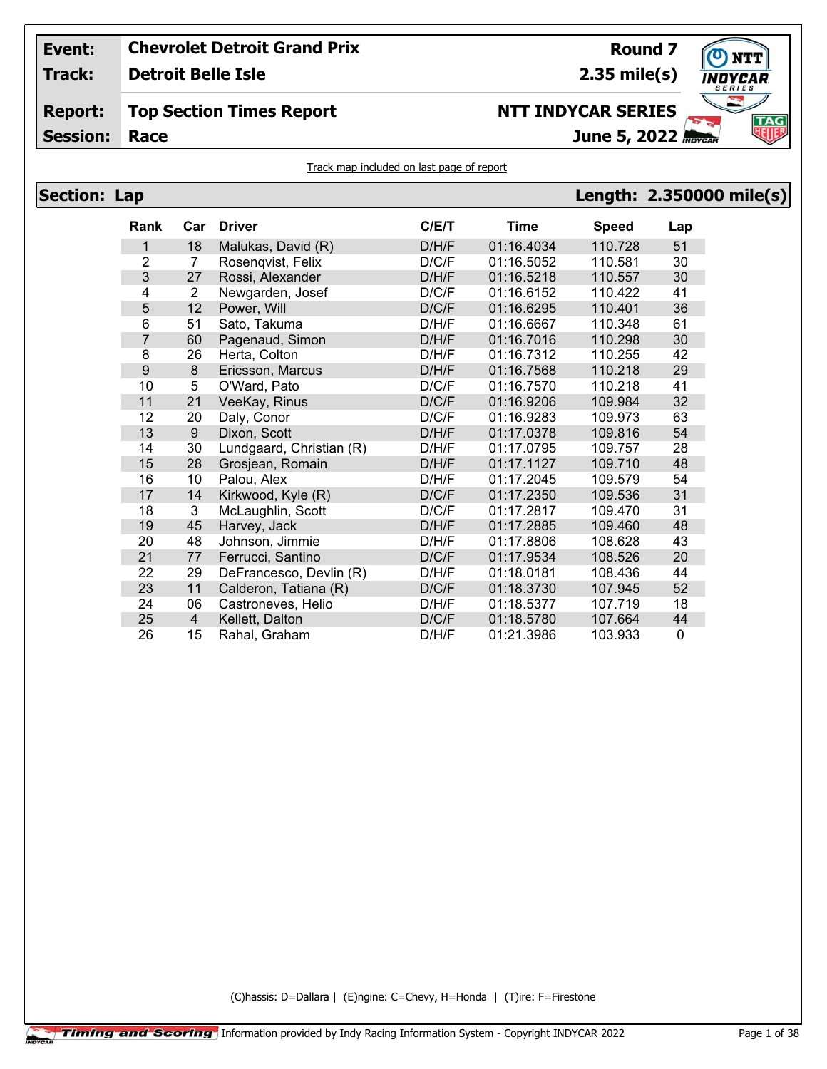| Event: | Chevrolet Detroit Grand Prix | Round 7 |
|---|---|---|
| Track: | Detroit Belle Isle | 2.35 mile(s) |
| Report: | Top Section Times Report | NTT INDYCAR SERIES |
| Session: | Race | June 5, 2022 |

Track map included on last page of report

## Section: Lap — Length: 2.350000 mile(s)

| Rank | Car | Driver | C/E/T | Time | Speed | Lap |
|---|---|---|---|---|---|---|
| 1 | 18 | Malukas, David (R) | D/H/F | 01:16.4034 | 110.728 | 51 |
| 2 | 7 | Rosenqvist, Felix | D/C/F | 01:16.5052 | 110.581 | 30 |
| 3 | 27 | Rossi, Alexander | D/H/F | 01:16.5218 | 110.557 | 30 |
| 4 | 2 | Newgarden, Josef | D/C/F | 01:16.6152 | 110.422 | 41 |
| 5 | 12 | Power, Will | D/C/F | 01:16.6295 | 110.401 | 36 |
| 6 | 51 | Sato, Takuma | D/H/F | 01:16.6667 | 110.348 | 61 |
| 7 | 60 | Pagenaud, Simon | D/H/F | 01:16.7016 | 110.298 | 30 |
| 8 | 26 | Herta, Colton | D/H/F | 01:16.7312 | 110.255 | 42 |
| 9 | 8 | Ericsson, Marcus | D/H/F | 01:16.7568 | 110.218 | 29 |
| 10 | 5 | O'Ward, Pato | D/C/F | 01:16.7570 | 110.218 | 41 |
| 11 | 21 | VeeKay, Rinus | D/C/F | 01:16.9206 | 109.984 | 32 |
| 12 | 20 | Daly, Conor | D/C/F | 01:16.9283 | 109.973 | 63 |
| 13 | 9 | Dixon, Scott | D/H/F | 01:17.0378 | 109.816 | 54 |
| 14 | 30 | Lundgaard, Christian (R) | D/H/F | 01:17.0795 | 109.757 | 28 |
| 15 | 28 | Grosjean, Romain | D/H/F | 01:17.1127 | 109.710 | 48 |
| 16 | 10 | Palou, Alex | D/H/F | 01:17.2045 | 109.579 | 54 |
| 17 | 14 | Kirkwood, Kyle (R) | D/C/F | 01:17.2350 | 109.536 | 31 |
| 18 | 3 | McLaughlin, Scott | D/C/F | 01:17.2817 | 109.470 | 31 |
| 19 | 45 | Harvey, Jack | D/H/F | 01:17.2885 | 109.460 | 48 |
| 20 | 48 | Johnson, Jimmie | D/H/F | 01:17.8806 | 108.628 | 43 |
| 21 | 77 | Ferrucci, Santino | D/C/F | 01:17.9534 | 108.526 | 20 |
| 22 | 29 | DeFrancesco, Devlin (R) | D/H/F | 01:18.0181 | 108.436 | 44 |
| 23 | 11 | Calderon, Tatiana (R) | D/C/F | 01:18.3730 | 107.945 | 52 |
| 24 | 06 | Castroneves, Helio | D/H/F | 01:18.5377 | 107.719 | 18 |
| 25 | 4 | Kellett, Dalton | D/C/F | 01:18.5780 | 107.664 | 44 |
| 26 | 15 | Rahal, Graham | D/H/F | 01:21.3986 | 103.933 | 0 |

(C)hassis: D=Dallara | (E)ngine: C=Chevy, H=Honda | (T)ire: F=Firestone

Timing and Scoring — Information provided by Indy Racing Information System - Copyright INDYCAR 2022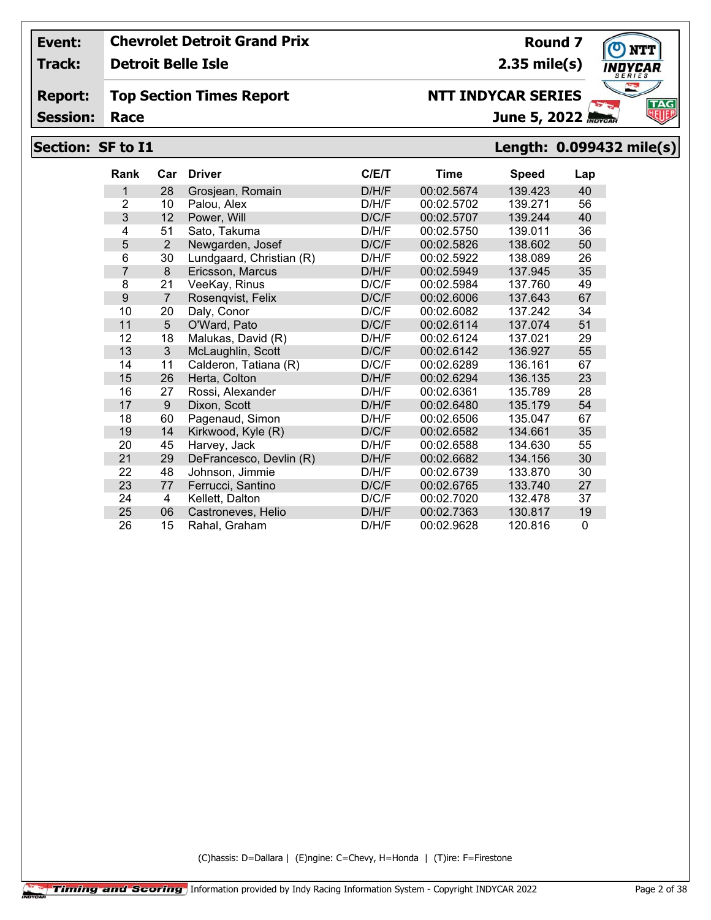| Event: | Chevrolet Detroit Grand Prix | Round 7 |
|---|---|---|
| Track: | Detroit Belle Isle | 2.35 mile(s) |
| Report: | Top Section Times Report | NTT INDYCAR SERIES |
| Session: | Race | June 5, 2022 |

## Section: SF to I1 — Length: 0.099432 mile(s)

| Rank | Car | Driver | C/E/T | Time | Speed | Lap |
|---|---|---|---|---|---|---|
| 1 | 28 | Grosjean, Romain | D/H/F | 00:02.5674 | 139.423 | 40 |
| 2 | 10 | Palou, Alex | D/H/F | 00:02.5702 | 139.271 | 56 |
| 3 | 12 | Power, Will | D/C/F | 00:02.5707 | 139.244 | 40 |
| 4 | 51 | Sato, Takuma | D/H/F | 00:02.5750 | 139.011 | 36 |
| 5 | 2 | Newgarden, Josef | D/C/F | 00:02.5826 | 138.602 | 50 |
| 6 | 30 | Lundgaard, Christian (R) | D/H/F | 00:02.5922 | 138.089 | 26 |
| 7 | 8 | Ericsson, Marcus | D/H/F | 00:02.5949 | 137.945 | 35 |
| 8 | 21 | VeeKay, Rinus | D/C/F | 00:02.5984 | 137.760 | 49 |
| 9 | 7 | Rosenqvist, Felix | D/C/F | 00:02.6006 | 137.643 | 67 |
| 10 | 20 | Daly, Conor | D/C/F | 00:02.6082 | 137.242 | 34 |
| 11 | 5 | O'Ward, Pato | D/C/F | 00:02.6114 | 137.074 | 51 |
| 12 | 18 | Malukas, David (R) | D/H/F | 00:02.6124 | 137.021 | 29 |
| 13 | 3 | McLaughlin, Scott | D/C/F | 00:02.6142 | 136.927 | 55 |
| 14 | 11 | Calderon, Tatiana (R) | D/C/F | 00:02.6289 | 136.161 | 67 |
| 15 | 26 | Herta, Colton | D/H/F | 00:02.6294 | 136.135 | 23 |
| 16 | 27 | Rossi, Alexander | D/H/F | 00:02.6361 | 135.789 | 28 |
| 17 | 9 | Dixon, Scott | D/H/F | 00:02.6480 | 135.179 | 54 |
| 18 | 60 | Pagenaud, Simon | D/H/F | 00:02.6506 | 135.047 | 67 |
| 19 | 14 | Kirkwood, Kyle (R) | D/C/F | 00:02.6582 | 134.661 | 35 |
| 20 | 45 | Harvey, Jack | D/H/F | 00:02.6588 | 134.630 | 55 |
| 21 | 29 | DeFrancesco, Devlin (R) | D/H/F | 00:02.6682 | 134.156 | 30 |
| 22 | 48 | Johnson, Jimmie | D/H/F | 00:02.6739 | 133.870 | 30 |
| 23 | 77 | Ferrucci, Santino | D/C/F | 00:02.6765 | 133.740 | 27 |
| 24 | 4 | Kellett, Dalton | D/C/F | 00:02.7020 | 132.478 | 37 |
| 25 | 06 | Castroneves, Helio | D/H/F | 00:02.7363 | 130.817 | 19 |
| 26 | 15 | Rahal, Graham | D/H/F | 00:02.9628 | 120.816 | 0 |

(C)hassis: D=Dallara | (E)ngine: C=Chevy, H=Honda | (T)ire: F=Firestone

Timing and Scoring Information provided by Indy Racing Information System - Copyright INDYCAR 2022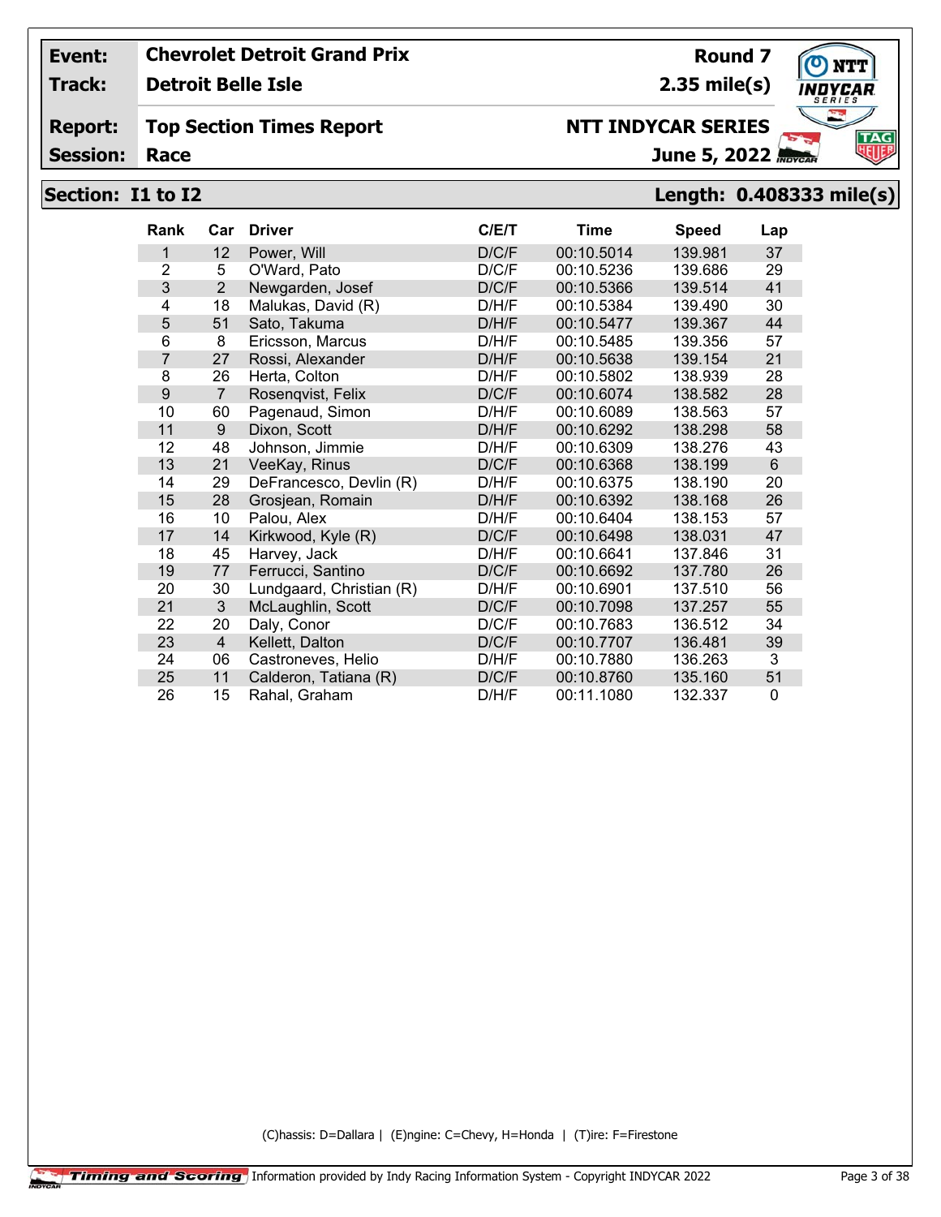**Event:** Chevrolet Detroit Grand Prix | **Round 7**

**Track:** Detroit Belle Isle | **2.35 mile(s)**

**Report:** Top Section Times Report | **NTT INDYCAR SERIES**

**Session:** Race | **June 5, 2022**

## Section: I1 to I2 — Length: 0.408333 mile(s)

| Rank | Car | Driver | C/E/T | Time | Speed | Lap |
|---|---|---|---|---|---|---|
| 1 | 12 | Power, Will | D/C/F | 00:10.5014 | 139.981 | 37 |
| 2 | 5 | O'Ward, Pato | D/C/F | 00:10.5236 | 139.686 | 29 |
| 3 | 2 | Newgarden, Josef | D/C/F | 00:10.5366 | 139.514 | 41 |
| 4 | 18 | Malukas, David (R) | D/H/F | 00:10.5384 | 139.490 | 30 |
| 5 | 51 | Sato, Takuma | D/H/F | 00:10.5477 | 139.367 | 44 |
| 6 | 8 | Ericsson, Marcus | D/H/F | 00:10.5485 | 139.356 | 57 |
| 7 | 27 | Rossi, Alexander | D/H/F | 00:10.5638 | 139.154 | 21 |
| 8 | 26 | Herta, Colton | D/H/F | 00:10.5802 | 138.939 | 28 |
| 9 | 7 | Rosenqvist, Felix | D/C/F | 00:10.6074 | 138.582 | 28 |
| 10 | 60 | Pagenaud, Simon | D/H/F | 00:10.6089 | 138.563 | 57 |
| 11 | 9 | Dixon, Scott | D/H/F | 00:10.6292 | 138.298 | 58 |
| 12 | 48 | Johnson, Jimmie | D/H/F | 00:10.6309 | 138.276 | 43 |
| 13 | 21 | VeeKay, Rinus | D/C/F | 00:10.6368 | 138.199 | 6 |
| 14 | 29 | DeFrancesco, Devlin (R) | D/H/F | 00:10.6375 | 138.190 | 20 |
| 15 | 28 | Grosjean, Romain | D/H/F | 00:10.6392 | 138.168 | 26 |
| 16 | 10 | Palou, Alex | D/H/F | 00:10.6404 | 138.153 | 57 |
| 17 | 14 | Kirkwood, Kyle (R) | D/C/F | 00:10.6498 | 138.031 | 47 |
| 18 | 45 | Harvey, Jack | D/H/F | 00:10.6641 | 137.846 | 31 |
| 19 | 77 | Ferrucci, Santino | D/C/F | 00:10.6692 | 137.780 | 26 |
| 20 | 30 | Lundgaard, Christian (R) | D/H/F | 00:10.6901 | 137.510 | 56 |
| 21 | 3 | McLaughlin, Scott | D/C/F | 00:10.7098 | 137.257 | 55 |
| 22 | 20 | Daly, Conor | D/C/F | 00:10.7683 | 136.512 | 34 |
| 23 | 4 | Kellett, Dalton | D/C/F | 00:10.7707 | 136.481 | 39 |
| 24 | 06 | Castroneves, Helio | D/H/F | 00:10.7880 | 136.263 | 3 |
| 25 | 11 | Calderon, Tatiana (R) | D/C/F | 00:10.8760 | 135.160 | 51 |
| 26 | 15 | Rahal, Graham | D/H/F | 00:11.1080 | 132.337 | 0 |

(C)hassis: D=Dallara | (E)ngine: C=Chevy, H=Honda | (T)ire: F=Firestone

Timing and Scoring | Information provided by Indy Racing Information System - Copyright INDYCAR 2022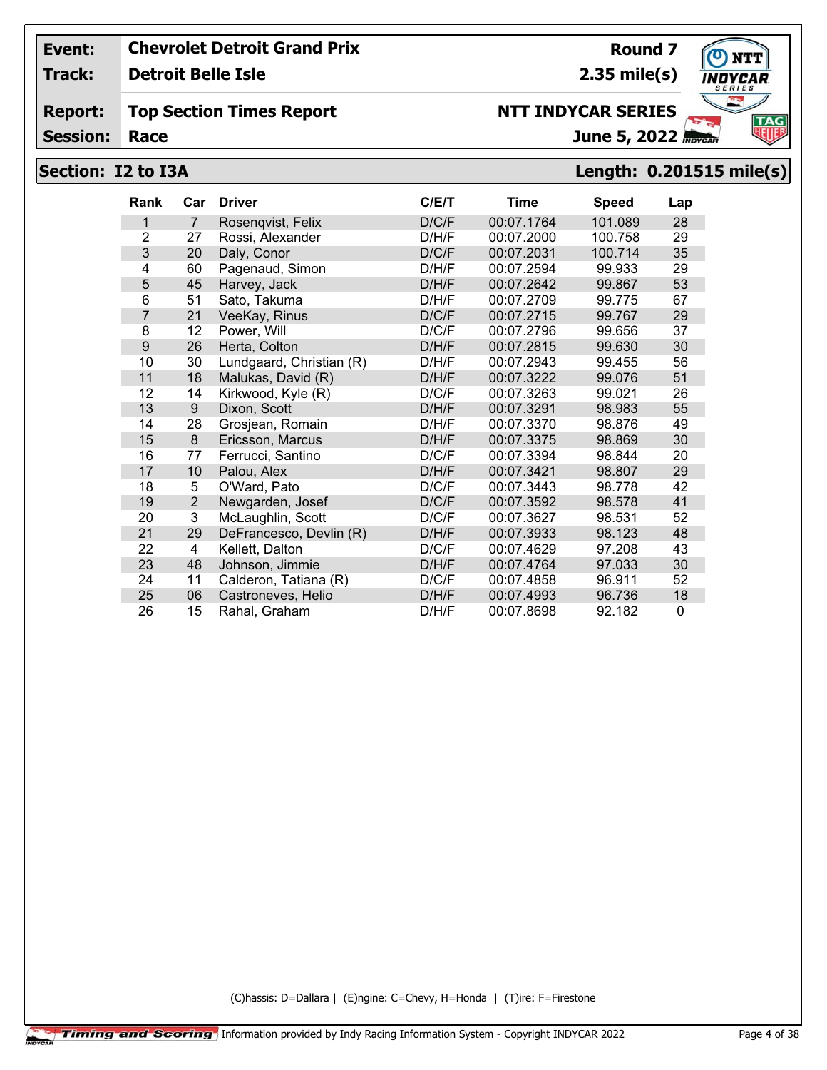| Event: | Chevrolet Detroit Grand Prix | Round 7 |
|---|---|---|
| Track: | Detroit Belle Isle | 2.35 mile(s) |
| Report: | Top Section Times Report | NTT INDYCAR SERIES |
| Session: | Race | June 5, 2022 |

## Section: I2 to I3A

**Length: 0.201515 mile(s)**

| Rank | Car | Driver | C/E/T | Time | Speed | Lap |
|---|---|---|---|---|---|---|
| 1 | 7 | Rosenqvist, Felix | D/C/F | 00:07.1764 | 101.089 | 28 |
| 2 | 27 | Rossi, Alexander | D/H/F | 00:07.2000 | 100.758 | 29 |
| 3 | 20 | Daly, Conor | D/C/F | 00:07.2031 | 100.714 | 35 |
| 4 | 60 | Pagenaud, Simon | D/H/F | 00:07.2594 | 99.933 | 29 |
| 5 | 45 | Harvey, Jack | D/H/F | 00:07.2642 | 99.867 | 53 |
| 6 | 51 | Sato, Takuma | D/H/F | 00:07.2709 | 99.775 | 67 |
| 7 | 21 | VeeKay, Rinus | D/C/F | 00:07.2715 | 99.767 | 29 |
| 8 | 12 | Power, Will | D/C/F | 00:07.2796 | 99.656 | 37 |
| 9 | 26 | Herta, Colton | D/H/F | 00:07.2815 | 99.630 | 30 |
| 10 | 30 | Lundgaard, Christian (R) | D/H/F | 00:07.2943 | 99.455 | 56 |
| 11 | 18 | Malukas, David (R) | D/H/F | 00:07.3222 | 99.076 | 51 |
| 12 | 14 | Kirkwood, Kyle (R) | D/C/F | 00:07.3263 | 99.021 | 26 |
| 13 | 9 | Dixon, Scott | D/H/F | 00:07.3291 | 98.983 | 55 |
| 14 | 28 | Grosjean, Romain | D/H/F | 00:07.3370 | 98.876 | 49 |
| 15 | 8 | Ericsson, Marcus | D/H/F | 00:07.3375 | 98.869 | 30 |
| 16 | 77 | Ferrucci, Santino | D/C/F | 00:07.3394 | 98.844 | 20 |
| 17 | 10 | Palou, Alex | D/H/F | 00:07.3421 | 98.807 | 29 |
| 18 | 5 | O'Ward, Pato | D/C/F | 00:07.3443 | 98.778 | 42 |
| 19 | 2 | Newgarden, Josef | D/C/F | 00:07.3592 | 98.578 | 41 |
| 20 | 3 | McLaughlin, Scott | D/C/F | 00:07.3627 | 98.531 | 52 |
| 21 | 29 | DeFrancesco, Devlin (R) | D/H/F | 00:07.3933 | 98.123 | 48 |
| 22 | 4 | Kellett, Dalton | D/C/F | 00:07.4629 | 97.208 | 43 |
| 23 | 48 | Johnson, Jimmie | D/H/F | 00:07.4764 | 97.033 | 30 |
| 24 | 11 | Calderon, Tatiana (R) | D/C/F | 00:07.4858 | 96.911 | 52 |
| 25 | 06 | Castroneves, Helio | D/H/F | 00:07.4993 | 96.736 | 18 |
| 26 | 15 | Rahal, Graham | D/H/F | 00:07.8698 | 92.182 | 0 |

(C)hassis: D=Dallara | (E)ngine: C=Chevy, H=Honda | (T)ire: F=Firestone

Timing and Scoring Information provided by Indy Racing Information System - Copyright INDYCAR 2022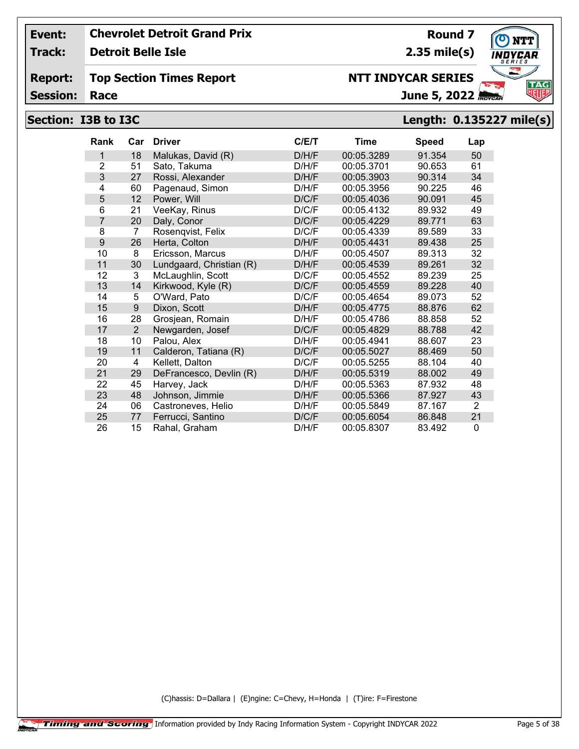| **Event:** | **Chevrolet Detroit Grand Prix** | **Round 7** |
|---|---|---|
| **Track:** | **Detroit Belle Isle** | **2.35 mile(s)** |
| **Report:** | **Top Section Times Report** | **NTT INDYCAR SERIES** |
| **Session:** | **Race** | **June 5, 2022** |

## Section: I3B to I3C — Length: 0.135227 mile(s)

| Rank | Car | Driver | C/E/T | Time | Speed | Lap |
|---|---|---|---|---|---|---|
| 1 | 18 | Malukas, David (R) | D/H/F | 00:05.3289 | 91.354 | 50 |
| 2 | 51 | Sato, Takuma | D/H/F | 00:05.3701 | 90.653 | 61 |
| 3 | 27 | Rossi, Alexander | D/H/F | 00:05.3903 | 90.314 | 34 |
| 4 | 60 | Pagenaud, Simon | D/H/F | 00:05.3956 | 90.225 | 46 |
| 5 | 12 | Power, Will | D/C/F | 00:05.4036 | 90.091 | 45 |
| 6 | 21 | VeeKay, Rinus | D/C/F | 00:05.4132 | 89.932 | 49 |
| 7 | 20 | Daly, Conor | D/C/F | 00:05.4229 | 89.771 | 63 |
| 8 | 7 | Rosenqvist, Felix | D/C/F | 00:05.4339 | 89.589 | 33 |
| 9 | 26 | Herta, Colton | D/H/F | 00:05.4431 | 89.438 | 25 |
| 10 | 8 | Ericsson, Marcus | D/H/F | 00:05.4507 | 89.313 | 32 |
| 11 | 30 | Lundgaard, Christian (R) | D/H/F | 00:05.4539 | 89.261 | 32 |
| 12 | 3 | McLaughlin, Scott | D/C/F | 00:05.4552 | 89.239 | 25 |
| 13 | 14 | Kirkwood, Kyle (R) | D/C/F | 00:05.4559 | 89.228 | 40 |
| 14 | 5 | O'Ward, Pato | D/C/F | 00:05.4654 | 89.073 | 52 |
| 15 | 9 | Dixon, Scott | D/H/F | 00:05.4775 | 88.876 | 62 |
| 16 | 28 | Grosjean, Romain | D/H/F | 00:05.4786 | 88.858 | 52 |
| 17 | 2 | Newgarden, Josef | D/C/F | 00:05.4829 | 88.788 | 42 |
| 18 | 10 | Palou, Alex | D/H/F | 00:05.4941 | 88.607 | 23 |
| 19 | 11 | Calderon, Tatiana (R) | D/C/F | 00:05.5027 | 88.469 | 50 |
| 20 | 4 | Kellett, Dalton | D/C/F | 00:05.5255 | 88.104 | 40 |
| 21 | 29 | DeFrancesco, Devlin (R) | D/H/F | 00:05.5319 | 88.002 | 49 |
| 22 | 45 | Harvey, Jack | D/H/F | 00:05.5363 | 87.932 | 48 |
| 23 | 48 | Johnson, Jimmie | D/H/F | 00:05.5366 | 87.927 | 43 |
| 24 | 06 | Castroneves, Helio | D/H/F | 00:05.5849 | 87.167 | 2 |
| 25 | 77 | Ferrucci, Santino | D/C/F | 00:05.6054 | 86.848 | 21 |
| 26 | 15 | Rahal, Graham | D/H/F | 00:05.8307 | 83.492 | 0 |

(C)hassis: D=Dallara | (E)ngine: C=Chevy, H=Honda | (T)ire: F=Firestone

Timing and Scoring Information provided by Indy Racing Information System - Copyright INDYCAR 2022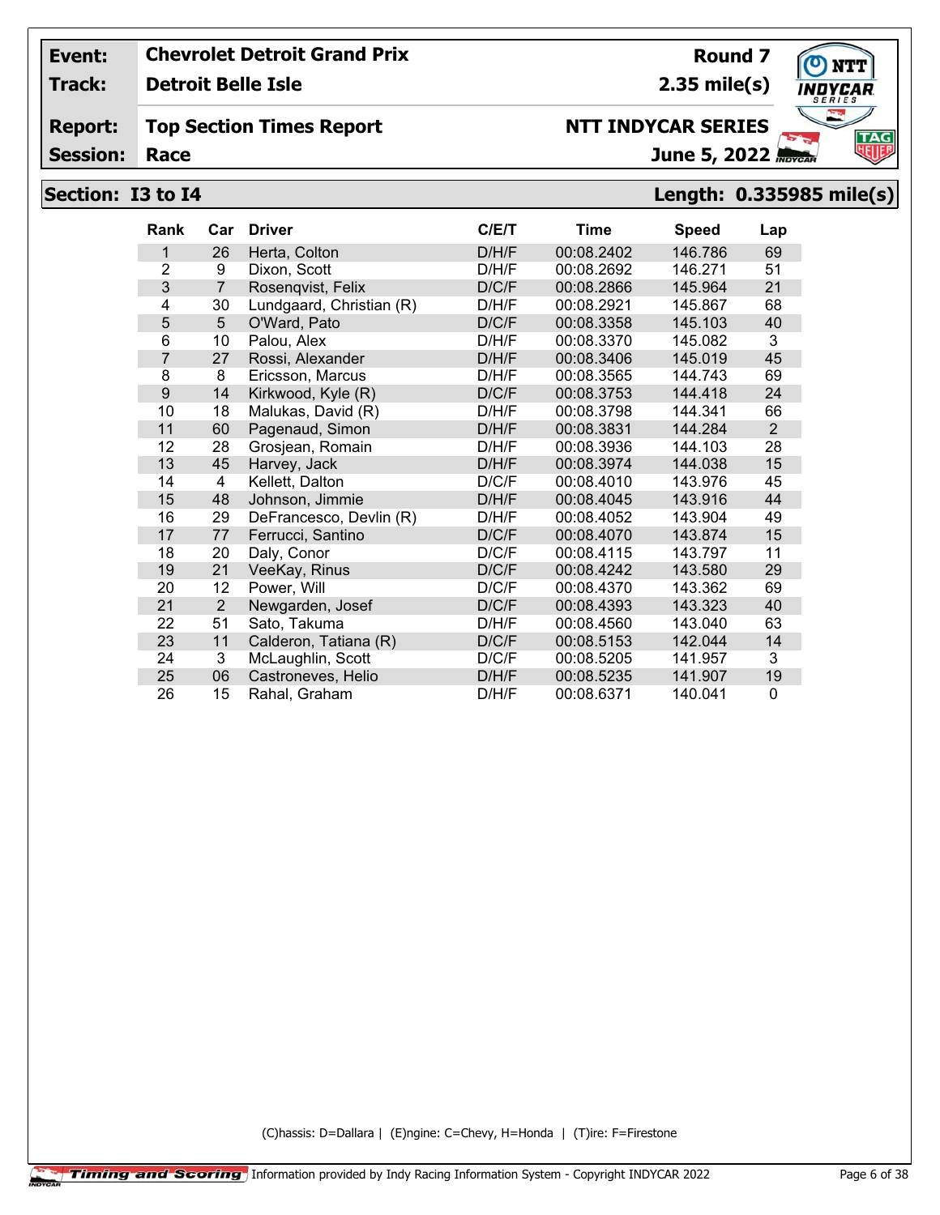| Event: | Chevrolet Detroit Grand Prix | Round 7 |
|---|---|---|
| Track: | Detroit Belle Isle | 2.35 mile(s) |
| Report: | Top Section Times Report | NTT INDYCAR SERIES |
| Session: | Race | June 5, 2022 |

## Section: I3 to I4 — Length: 0.335985 mile(s)

| Rank | Car | Driver | C/E/T | Time | Speed | Lap |
|---|---|---|---|---|---|---|
| 1 | 26 | Herta, Colton | D/H/F | 00:08.2402 | 146.786 | 69 |
| 2 | 9 | Dixon, Scott | D/H/F | 00:08.2692 | 146.271 | 51 |
| 3 | 7 | Rosenqvist, Felix | D/C/F | 00:08.2866 | 145.964 | 21 |
| 4 | 30 | Lundgaard, Christian (R) | D/H/F | 00:08.2921 | 145.867 | 68 |
| 5 | 5 | O'Ward, Pato | D/C/F | 00:08.3358 | 145.103 | 40 |
| 6 | 10 | Palou, Alex | D/H/F | 00:08.3370 | 145.082 | 3 |
| 7 | 27 | Rossi, Alexander | D/H/F | 00:08.3406 | 145.019 | 45 |
| 8 | 8 | Ericsson, Marcus | D/H/F | 00:08.3565 | 144.743 | 69 |
| 9 | 14 | Kirkwood, Kyle (R) | D/C/F | 00:08.3753 | 144.418 | 24 |
| 10 | 18 | Malukas, David (R) | D/H/F | 00:08.3798 | 144.341 | 66 |
| 11 | 60 | Pagenaud, Simon | D/H/F | 00:08.3831 | 144.284 | 2 |
| 12 | 28 | Grosjean, Romain | D/H/F | 00:08.3936 | 144.103 | 28 |
| 13 | 45 | Harvey, Jack | D/H/F | 00:08.3974 | 144.038 | 15 |
| 14 | 4 | Kellett, Dalton | D/C/F | 00:08.4010 | 143.976 | 45 |
| 15 | 48 | Johnson, Jimmie | D/H/F | 00:08.4045 | 143.916 | 44 |
| 16 | 29 | DeFrancesco, Devlin (R) | D/H/F | 00:08.4052 | 143.904 | 49 |
| 17 | 77 | Ferrucci, Santino | D/C/F | 00:08.4070 | 143.874 | 15 |
| 18 | 20 | Daly, Conor | D/C/F | 00:08.4115 | 143.797 | 11 |
| 19 | 21 | VeeKay, Rinus | D/C/F | 00:08.4242 | 143.580 | 29 |
| 20 | 12 | Power, Will | D/C/F | 00:08.4370 | 143.362 | 69 |
| 21 | 2 | Newgarden, Josef | D/C/F | 00:08.4393 | 143.323 | 40 |
| 22 | 51 | Sato, Takuma | D/H/F | 00:08.4560 | 143.040 | 63 |
| 23 | 11 | Calderon, Tatiana (R) | D/C/F | 00:08.5153 | 142.044 | 14 |
| 24 | 3 | McLaughlin, Scott | D/C/F | 00:08.5205 | 141.957 | 3 |
| 25 | 06 | Castroneves, Helio | D/H/F | 00:08.5235 | 141.907 | 19 |
| 26 | 15 | Rahal, Graham | D/H/F | 00:08.6371 | 140.041 | 0 |

(C)hassis: D=Dallara | (E)ngine: C=Chevy, H=Honda | (T)ire: F=Firestone

Timing and Scoring — Information provided by Indy Racing Information System - Copyright INDYCAR 2022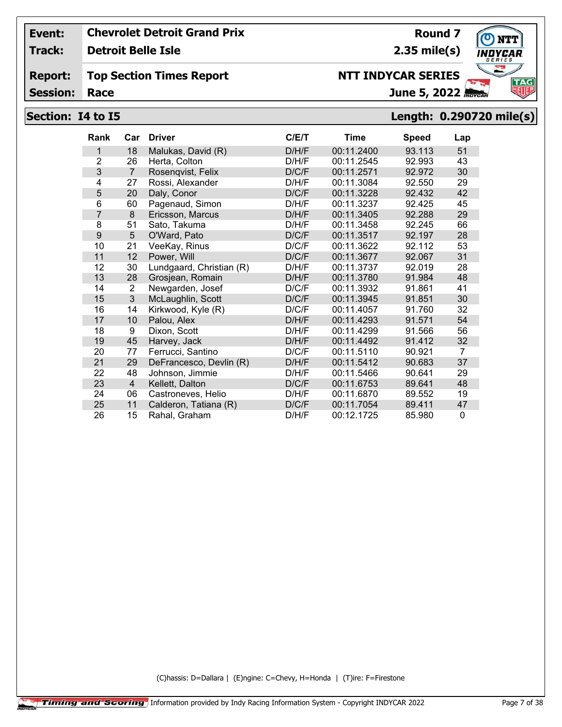**Event:** Chevrolet Detroit Grand Prix — **Round 7**
**Track:** Detroit Belle Isle — **2.35 mile(s)**
**Report:** Top Section Times Report — **NTT INDYCAR SERIES**
**Session:** Race — **June 5, 2022**

## Section: I4 to I5 — Length: 0.290720 mile(s)

| Rank | Car | Driver | C/E/T | Time | Speed | Lap |
|---|---|---|---|---|---|---|
| 1 | 18 | Malukas, David (R) | D/H/F | 00:11.2400 | 93.113 | 51 |
| 2 | 26 | Herta, Colton | D/H/F | 00:11.2545 | 92.993 | 43 |
| 3 | 7 | Rosenqvist, Felix | D/C/F | 00:11.2571 | 92.972 | 30 |
| 4 | 27 | Rossi, Alexander | D/H/F | 00:11.3084 | 92.550 | 29 |
| 5 | 20 | Daly, Conor | D/C/F | 00:11.3228 | 92.432 | 42 |
| 6 | 60 | Pagenaud, Simon | D/H/F | 00:11.3237 | 92.425 | 45 |
| 7 | 8 | Ericsson, Marcus | D/H/F | 00:11.3405 | 92.288 | 29 |
| 8 | 51 | Sato, Takuma | D/H/F | 00:11.3458 | 92.245 | 66 |
| 9 | 5 | O'Ward, Pato | D/C/F | 00:11.3517 | 92.197 | 28 |
| 10 | 21 | VeeKay, Rinus | D/C/F | 00:11.3622 | 92.112 | 53 |
| 11 | 12 | Power, Will | D/C/F | 00:11.3677 | 92.067 | 31 |
| 12 | 30 | Lundgaard, Christian (R) | D/H/F | 00:11.3737 | 92.019 | 28 |
| 13 | 28 | Grosjean, Romain | D/H/F | 00:11.3780 | 91.984 | 48 |
| 14 | 2 | Newgarden, Josef | D/C/F | 00:11.3932 | 91.861 | 41 |
| 15 | 3 | McLaughlin, Scott | D/C/F | 00:11.3945 | 91.851 | 30 |
| 16 | 14 | Kirkwood, Kyle (R) | D/C/F | 00:11.4057 | 91.760 | 32 |
| 17 | 10 | Palou, Alex | D/H/F | 00:11.4293 | 91.571 | 54 |
| 18 | 9 | Dixon, Scott | D/H/F | 00:11.4299 | 91.566 | 56 |
| 19 | 45 | Harvey, Jack | D/H/F | 00:11.4492 | 91.412 | 32 |
| 20 | 77 | Ferrucci, Santino | D/C/F | 00:11.5110 | 90.921 | 7 |
| 21 | 29 | DeFrancesco, Devlin (R) | D/H/F | 00:11.5412 | 90.683 | 37 |
| 22 | 48 | Johnson, Jimmie | D/H/F | 00:11.5466 | 90.641 | 29 |
| 23 | 4 | Kellett, Dalton | D/C/F | 00:11.6753 | 89.641 | 48 |
| 24 | 06 | Castroneves, Helio | D/H/F | 00:11.6870 | 89.552 | 19 |
| 25 | 11 | Calderon, Tatiana (R) | D/C/F | 00:11.7054 | 89.411 | 47 |
| 26 | 15 | Rahal, Graham | D/H/F | 00:12.1725 | 85.980 | 0 |

(C)hassis: D=Dallara | (E)ngine: C=Chevy, H=Honda | (T)ire: F=Firestone

Timing and Scoring — Information provided by Indy Racing Information System - Copyright INDYCAR 2022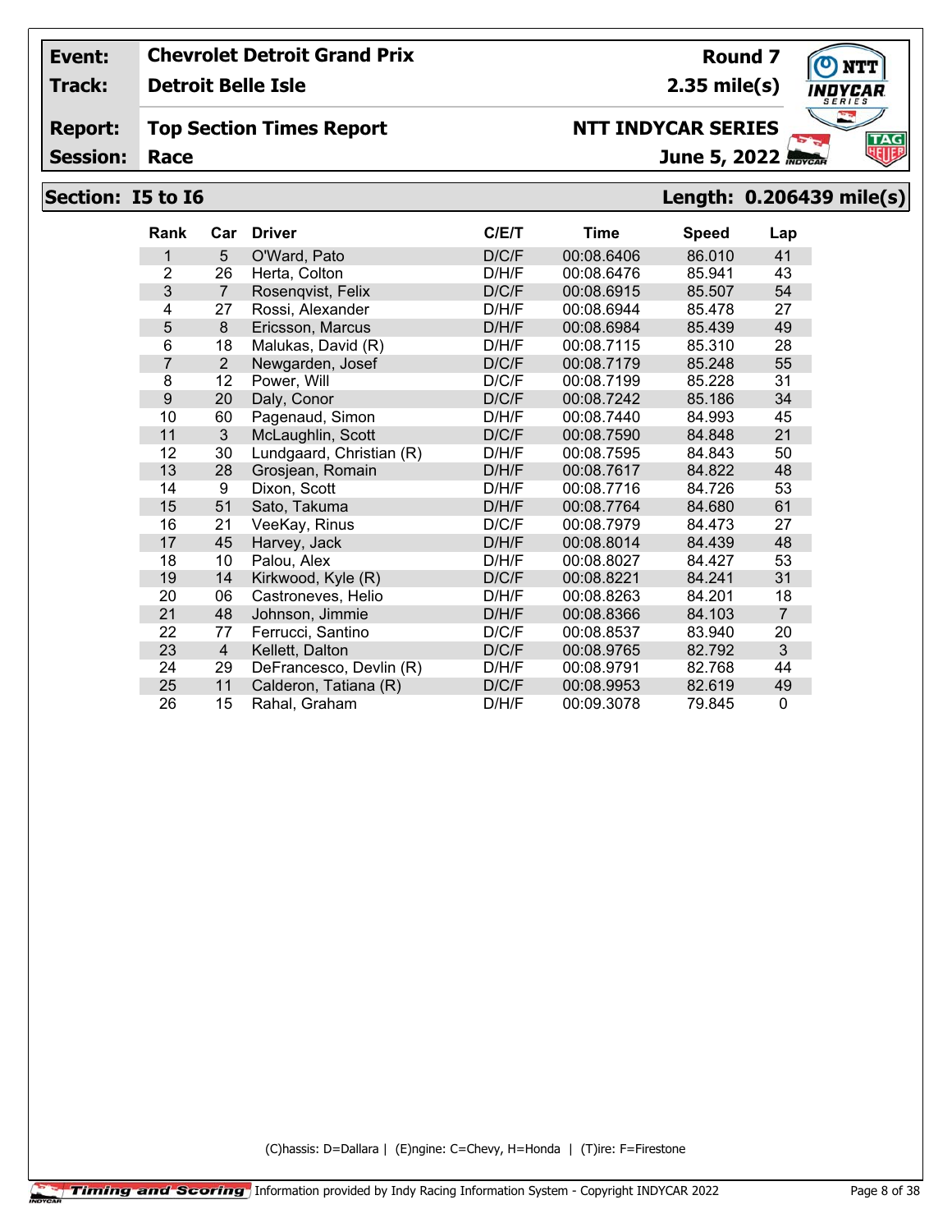| Event: | Chevrolet Detroit Grand Prix | Round 7 |
|---|---|---|
| Track: | Detroit Belle Isle | 2.35 mile(s) |
| Report: | Top Section Times Report | NTT INDYCAR SERIES |
| Session: | Race | June 5, 2022 |

## Section: I5 to I6 — Length: 0.206439 mile(s)

| Rank | Car | Driver | C/E/T | Time | Speed | Lap |
|---|---|---|---|---|---|---|
| 1 | 5 | O'Ward, Pato | D/C/F | 00:08.6406 | 86.010 | 41 |
| 2 | 26 | Herta, Colton | D/H/F | 00:08.6476 | 85.941 | 43 |
| 3 | 7 | Rosenqvist, Felix | D/C/F | 00:08.6915 | 85.507 | 54 |
| 4 | 27 | Rossi, Alexander | D/H/F | 00:08.6944 | 85.478 | 27 |
| 5 | 8 | Ericsson, Marcus | D/H/F | 00:08.6984 | 85.439 | 49 |
| 6 | 18 | Malukas, David (R) | D/H/F | 00:08.7115 | 85.310 | 28 |
| 7 | 2 | Newgarden, Josef | D/C/F | 00:08.7179 | 85.248 | 55 |
| 8 | 12 | Power, Will | D/C/F | 00:08.7199 | 85.228 | 31 |
| 9 | 20 | Daly, Conor | D/C/F | 00:08.7242 | 85.186 | 34 |
| 10 | 60 | Pagenaud, Simon | D/H/F | 00:08.7440 | 84.993 | 45 |
| 11 | 3 | McLaughlin, Scott | D/C/F | 00:08.7590 | 84.848 | 21 |
| 12 | 30 | Lundgaard, Christian (R) | D/H/F | 00:08.7595 | 84.843 | 50 |
| 13 | 28 | Grosjean, Romain | D/H/F | 00:08.7617 | 84.822 | 48 |
| 14 | 9 | Dixon, Scott | D/H/F | 00:08.7716 | 84.726 | 53 |
| 15 | 51 | Sato, Takuma | D/H/F | 00:08.7764 | 84.680 | 61 |
| 16 | 21 | VeeKay, Rinus | D/C/F | 00:08.7979 | 84.473 | 27 |
| 17 | 45 | Harvey, Jack | D/H/F | 00:08.8014 | 84.439 | 48 |
| 18 | 10 | Palou, Alex | D/H/F | 00:08.8027 | 84.427 | 53 |
| 19 | 14 | Kirkwood, Kyle (R) | D/C/F | 00:08.8221 | 84.241 | 31 |
| 20 | 06 | Castroneves, Helio | D/H/F | 00:08.8263 | 84.201 | 18 |
| 21 | 48 | Johnson, Jimmie | D/H/F | 00:08.8366 | 84.103 | 7 |
| 22 | 77 | Ferrucci, Santino | D/C/F | 00:08.8537 | 83.940 | 20 |
| 23 | 4 | Kellett, Dalton | D/C/F | 00:08.9765 | 82.792 | 3 |
| 24 | 29 | DeFrancesco, Devlin (R) | D/H/F | 00:08.9791 | 82.768 | 44 |
| 25 | 11 | Calderon, Tatiana (R) | D/C/F | 00:08.9953 | 82.619 | 49 |
| 26 | 15 | Rahal, Graham | D/H/F | 00:09.3078 | 79.845 | 0 |

(C)hassis: D=Dallara | (E)ngine: C=Chevy, H=Honda | (T)ire: F=Firestone

Timing and Scoring Information provided by Indy Racing Information System - Copyright INDYCAR 2022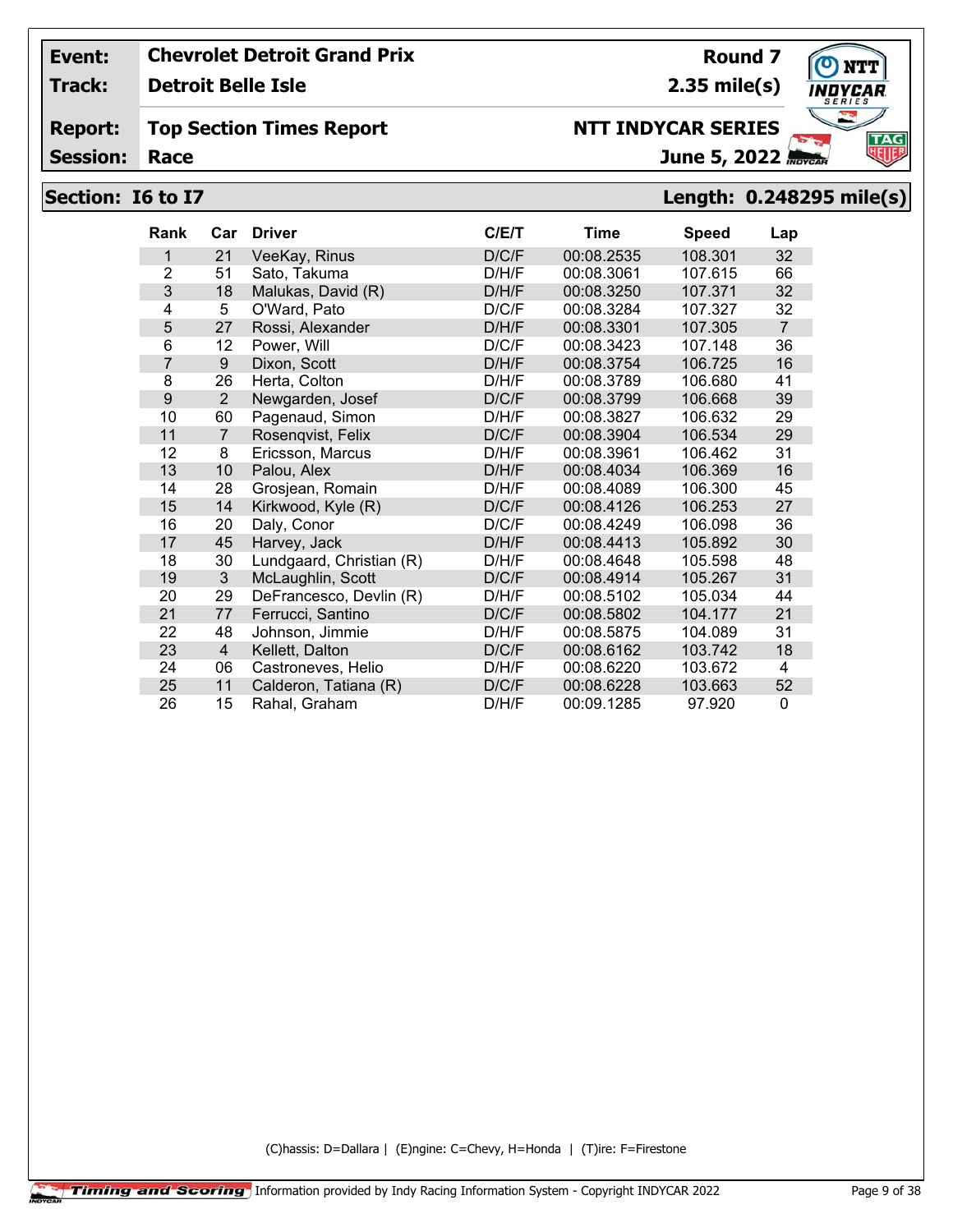**Event:** Chevrolet Detroit Grand Prix **Round 7**

**Track:** Detroit Belle Isle **2.35 mile(s)**

**Report:** Top Section Times Report **NTT INDYCAR SERIES**

**Session:** Race **June 5, 2022**

## Section: I6 to I7 Length: 0.248295 mile(s)

| Rank | Car | Driver | C/E/T | Time | Speed | Lap |
|---|---|---|---|---|---|---|
| 1 | 21 | VeeKay, Rinus | D/C/F | 00:08.2535 | 108.301 | 32 |
| 2 | 51 | Sato, Takuma | D/H/F | 00:08.3061 | 107.615 | 66 |
| 3 | 18 | Malukas, David (R) | D/H/F | 00:08.3250 | 107.371 | 32 |
| 4 | 5 | O'Ward, Pato | D/C/F | 00:08.3284 | 107.327 | 32 |
| 5 | 27 | Rossi, Alexander | D/H/F | 00:08.3301 | 107.305 | 7 |
| 6 | 12 | Power, Will | D/C/F | 00:08.3423 | 107.148 | 36 |
| 7 | 9 | Dixon, Scott | D/H/F | 00:08.3754 | 106.725 | 16 |
| 8 | 26 | Herta, Colton | D/H/F | 00:08.3789 | 106.680 | 41 |
| 9 | 2 | Newgarden, Josef | D/C/F | 00:08.3799 | 106.668 | 39 |
| 10 | 60 | Pagenaud, Simon | D/H/F | 00:08.3827 | 106.632 | 29 |
| 11 | 7 | Rosenqvist, Felix | D/C/F | 00:08.3904 | 106.534 | 29 |
| 12 | 8 | Ericsson, Marcus | D/H/F | 00:08.3961 | 106.462 | 31 |
| 13 | 10 | Palou, Alex | D/H/F | 00:08.4034 | 106.369 | 16 |
| 14 | 28 | Grosjean, Romain | D/H/F | 00:08.4089 | 106.300 | 45 |
| 15 | 14 | Kirkwood, Kyle (R) | D/C/F | 00:08.4126 | 106.253 | 27 |
| 16 | 20 | Daly, Conor | D/C/F | 00:08.4249 | 106.098 | 36 |
| 17 | 45 | Harvey, Jack | D/H/F | 00:08.4413 | 105.892 | 30 |
| 18 | 30 | Lundgaard, Christian (R) | D/H/F | 00:08.4648 | 105.598 | 48 |
| 19 | 3 | McLaughlin, Scott | D/C/F | 00:08.4914 | 105.267 | 31 |
| 20 | 29 | DeFrancesco, Devlin (R) | D/H/F | 00:08.5102 | 105.034 | 44 |
| 21 | 77 | Ferrucci, Santino | D/C/F | 00:08.5802 | 104.177 | 21 |
| 22 | 48 | Johnson, Jimmie | D/H/F | 00:08.5875 | 104.089 | 31 |
| 23 | 4 | Kellett, Dalton | D/C/F | 00:08.6162 | 103.742 | 18 |
| 24 | 06 | Castroneves, Helio | D/H/F | 00:08.6220 | 103.672 | 4 |
| 25 | 11 | Calderon, Tatiana (R) | D/C/F | 00:08.6228 | 103.663 | 52 |
| 26 | 15 | Rahal, Graham | D/H/F | 00:09.1285 | 97.920 | 0 |

(C)hassis: D=Dallara | (E)ngine: C=Chevy, H=Honda | (T)ire: F=Firestone

Information provided by Indy Racing Information System - Copyright INDYCAR 2022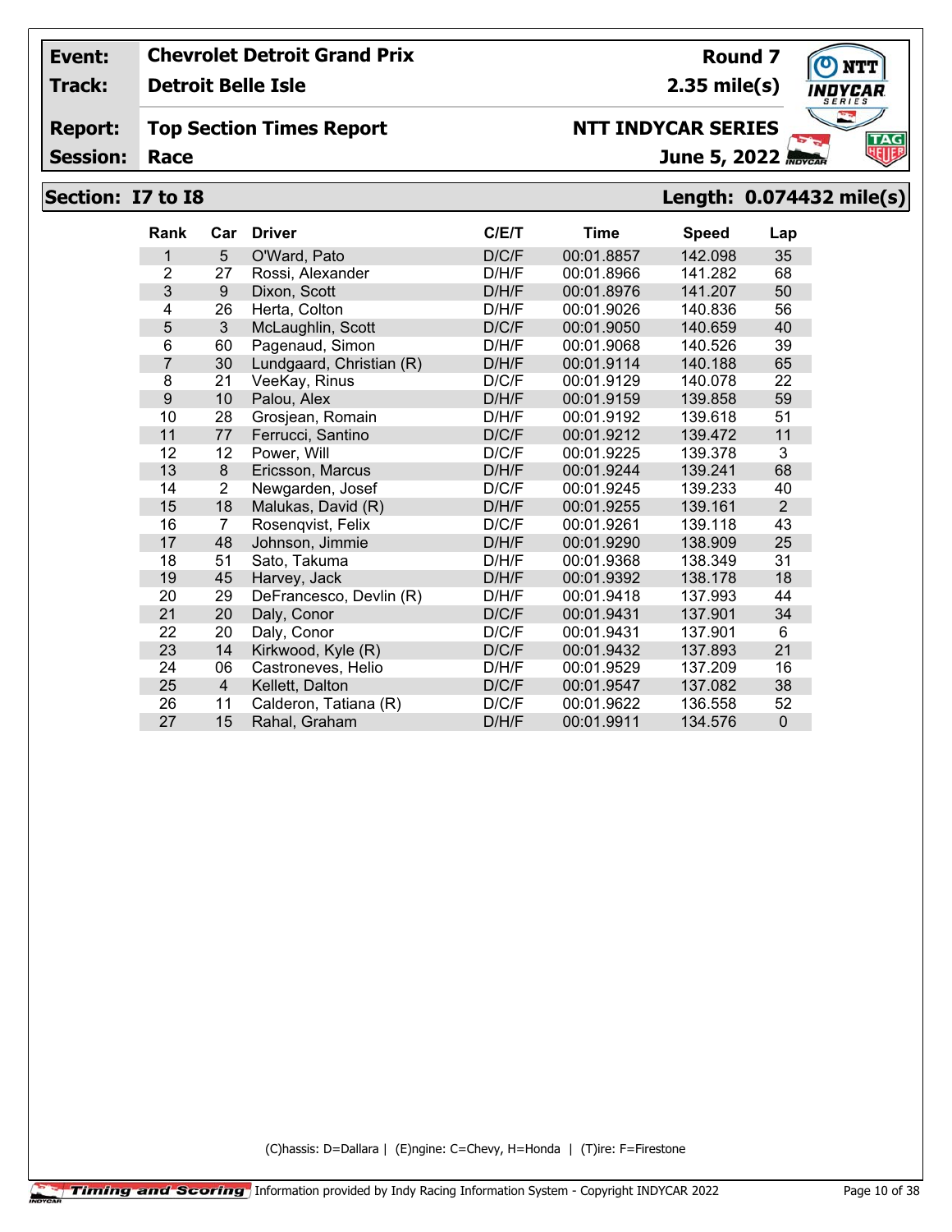| Event: | Chevrolet Detroit Grand Prix | Round 7 |
|---|---|---|
| Track: | Detroit Belle Isle | 2.35 mile(s) |
| Report: | Top Section Times Report | NTT INDYCAR SERIES |
| Session: | Race | June 5, 2022 |

**Section: I7 to I8** **Length: 0.074432 mile(s)**

| Rank | Car | Driver | C/E/T | Time | Speed | Lap |
|---|---|---|---|---|---|---|
| 1 | 5 | O'Ward, Pato | D/C/F | 00:01.8857 | 142.098 | 35 |
| 2 | 27 | Rossi, Alexander | D/H/F | 00:01.8966 | 141.282 | 68 |
| 3 | 9 | Dixon, Scott | D/H/F | 00:01.8976 | 141.207 | 50 |
| 4 | 26 | Herta, Colton | D/H/F | 00:01.9026 | 140.836 | 56 |
| 5 | 3 | McLaughlin, Scott | D/C/F | 00:01.9050 | 140.659 | 40 |
| 6 | 60 | Pagenaud, Simon | D/H/F | 00:01.9068 | 140.526 | 39 |
| 7 | 30 | Lundgaard, Christian (R) | D/H/F | 00:01.9114 | 140.188 | 65 |
| 8 | 21 | VeeKay, Rinus | D/C/F | 00:01.9129 | 140.078 | 22 |
| 9 | 10 | Palou, Alex | D/H/F | 00:01.9159 | 139.858 | 59 |
| 10 | 28 | Grosjean, Romain | D/H/F | 00:01.9192 | 139.618 | 51 |
| 11 | 77 | Ferrucci, Santino | D/C/F | 00:01.9212 | 139.472 | 11 |
| 12 | 12 | Power, Will | D/C/F | 00:01.9225 | 139.378 | 3 |
| 13 | 8 | Ericsson, Marcus | D/H/F | 00:01.9244 | 139.241 | 68 |
| 14 | 2 | Newgarden, Josef | D/C/F | 00:01.9245 | 139.233 | 40 |
| 15 | 18 | Malukas, David (R) | D/H/F | 00:01.9255 | 139.161 | 2 |
| 16 | 7 | Rosenqvist, Felix | D/C/F | 00:01.9261 | 139.118 | 43 |
| 17 | 48 | Johnson, Jimmie | D/H/F | 00:01.9290 | 138.909 | 25 |
| 18 | 51 | Sato, Takuma | D/H/F | 00:01.9368 | 138.349 | 31 |
| 19 | 45 | Harvey, Jack | D/H/F | 00:01.9392 | 138.178 | 18 |
| 20 | 29 | DeFrancesco, Devlin (R) | D/H/F | 00:01.9418 | 137.993 | 44 |
| 21 | 20 | Daly, Conor | D/C/F | 00:01.9431 | 137.901 | 34 |
| 22 | 20 | Daly, Conor | D/C/F | 00:01.9431 | 137.901 | 6 |
| 23 | 14 | Kirkwood, Kyle (R) | D/C/F | 00:01.9432 | 137.893 | 21 |
| 24 | 06 | Castroneves, Helio | D/H/F | 00:01.9529 | 137.209 | 16 |
| 25 | 4 | Kellett, Dalton | D/C/F | 00:01.9547 | 137.082 | 38 |
| 26 | 11 | Calderon, Tatiana (R) | D/C/F | 00:01.9622 | 136.558 | 52 |
| 27 | 15 | Rahal, Graham | D/H/F | 00:01.9911 | 134.576 | 0 |

(C)hassis: D=Dallara | (E)ngine: C=Chevy, H=Honda | (T)ire: F=Firestone

Timing and Scoring Information provided by Indy Racing Information System - Copyright INDYCAR 2022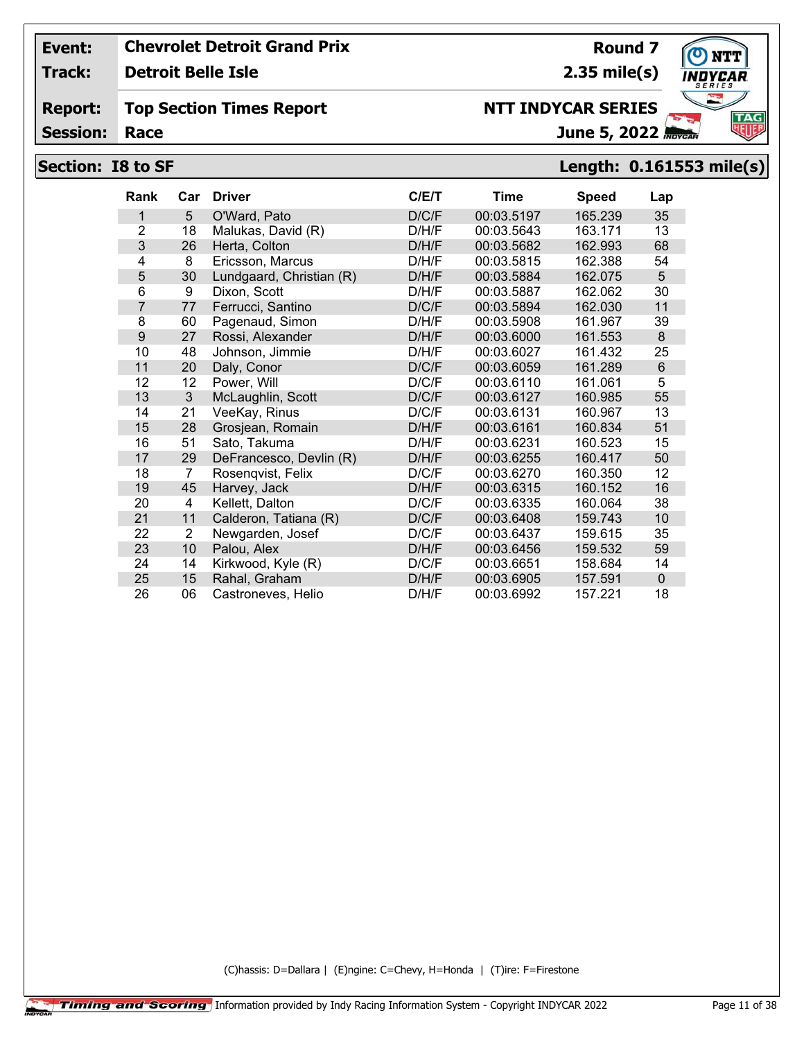| | | | |
|---|---|---|---|
| **Event:** | **Chevrolet Detroit Grand Prix** | **Round 7** | |
| **Track:** | **Detroit Belle Isle** | **2.35 mile(s)** | |
| **Report:** | **Top Section Times Report** | **NTT INDYCAR SERIES** | |
| **Session:** | **Race** | **June 5, 2022** | |

## Section: I8 to SF — Length: 0.161553 mile(s)

| Rank | Car | Driver | C/E/T | Time | Speed | Lap |
|---|---|---|---|---|---|---|
| 1 | 5 | O'Ward, Pato | D/C/F | 00:03.5197 | 165.239 | 35 |
| 2 | 18 | Malukas, David (R) | D/H/F | 00:03.5643 | 163.171 | 13 |
| 3 | 26 | Herta, Colton | D/H/F | 00:03.5682 | 162.993 | 68 |
| 4 | 8 | Ericsson, Marcus | D/H/F | 00:03.5815 | 162.388 | 54 |
| 5 | 30 | Lundgaard, Christian (R) | D/H/F | 00:03.5884 | 162.075 | 5 |
| 6 | 9 | Dixon, Scott | D/H/F | 00:03.5887 | 162.062 | 30 |
| 7 | 77 | Ferrucci, Santino | D/C/F | 00:03.5894 | 162.030 | 11 |
| 8 | 60 | Pagenaud, Simon | D/H/F | 00:03.5908 | 161.967 | 39 |
| 9 | 27 | Rossi, Alexander | D/H/F | 00:03.6000 | 161.553 | 8 |
| 10 | 48 | Johnson, Jimmie | D/H/F | 00:03.6027 | 161.432 | 25 |
| 11 | 20 | Daly, Conor | D/C/F | 00:03.6059 | 161.289 | 6 |
| 12 | 12 | Power, Will | D/C/F | 00:03.6110 | 161.061 | 5 |
| 13 | 3 | McLaughlin, Scott | D/C/F | 00:03.6127 | 160.985 | 55 |
| 14 | 21 | VeeKay, Rinus | D/C/F | 00:03.6131 | 160.967 | 13 |
| 15 | 28 | Grosjean, Romain | D/H/F | 00:03.6161 | 160.834 | 51 |
| 16 | 51 | Sato, Takuma | D/H/F | 00:03.6231 | 160.523 | 15 |
| 17 | 29 | DeFrancesco, Devlin (R) | D/H/F | 00:03.6255 | 160.417 | 50 |
| 18 | 7 | Rosenqvist, Felix | D/C/F | 00:03.6270 | 160.350 | 12 |
| 19 | 45 | Harvey, Jack | D/H/F | 00:03.6315 | 160.152 | 16 |
| 20 | 4 | Kellett, Dalton | D/C/F | 00:03.6335 | 160.064 | 38 |
| 21 | 11 | Calderon, Tatiana (R) | D/C/F | 00:03.6408 | 159.743 | 10 |
| 22 | 2 | Newgarden, Josef | D/C/F | 00:03.6437 | 159.615 | 35 |
| 23 | 10 | Palou, Alex | D/H/F | 00:03.6456 | 159.532 | 59 |
| 24 | 14 | Kirkwood, Kyle (R) | D/C/F | 00:03.6651 | 158.684 | 14 |
| 25 | 15 | Rahal, Graham | D/H/F | 00:03.6905 | 157.591 | 0 |
| 26 | 06 | Castroneves, Helio | D/H/F | 00:03.6992 | 157.221 | 18 |

(C)hassis: D=Dallara | (E)ngine: C=Chevy, H=Honda | (T)ire: F=Firestone

Timing and Scoring — Information provided by Indy Racing Information System - Copyright INDYCAR 2022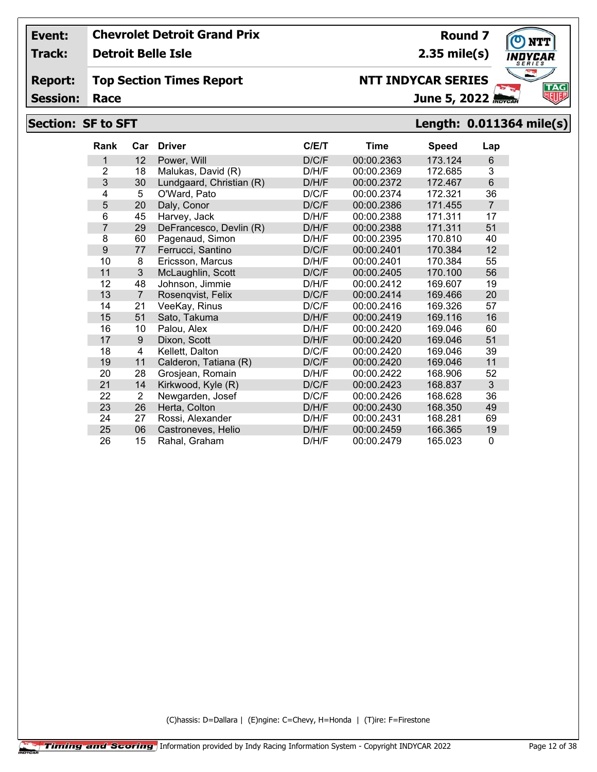| | | | |
|---|---|---|---|
| **Event:** | **Chevrolet Detroit Grand Prix** | **Round 7** | |
| **Track:** | **Detroit Belle Isle** | **2.35 mile(s)** | |
| **Report:** | **Top Section Times Report** | **NTT INDYCAR SERIES** | |
| **Session:** | **Race** | **June 5, 2022** | |

## Section: SF to SFT — Length: 0.011364 mile(s)

| Rank | Car | Driver | C/E/T | Time | Speed | Lap |
|---|---|---|---|---|---|---|
| 1 | 12 | Power, Will | D/C/F | 00:00.2363 | 173.124 | 6 |
| 2 | 18 | Malukas, David (R) | D/H/F | 00:00.2369 | 172.685 | 3 |
| 3 | 30 | Lundgaard, Christian (R) | D/H/F | 00:00.2372 | 172.467 | 6 |
| 4 | 5 | O'Ward, Pato | D/C/F | 00:00.2374 | 172.321 | 36 |
| 5 | 20 | Daly, Conor | D/C/F | 00:00.2386 | 171.455 | 7 |
| 6 | 45 | Harvey, Jack | D/H/F | 00:00.2388 | 171.311 | 17 |
| 7 | 29 | DeFrancesco, Devlin (R) | D/H/F | 00:00.2388 | 171.311 | 51 |
| 8 | 60 | Pagenaud, Simon | D/H/F | 00:00.2395 | 170.810 | 40 |
| 9 | 77 | Ferrucci, Santino | D/C/F | 00:00.2401 | 170.384 | 12 |
| 10 | 8 | Ericsson, Marcus | D/H/F | 00:00.2401 | 170.384 | 55 |
| 11 | 3 | McLaughlin, Scott | D/C/F | 00:00.2405 | 170.100 | 56 |
| 12 | 48 | Johnson, Jimmie | D/H/F | 00:00.2412 | 169.607 | 19 |
| 13 | 7 | Rosenqvist, Felix | D/C/F | 00:00.2414 | 169.466 | 20 |
| 14 | 21 | VeeKay, Rinus | D/C/F | 00:00.2416 | 169.326 | 57 |
| 15 | 51 | Sato, Takuma | D/H/F | 00:00.2419 | 169.116 | 16 |
| 16 | 10 | Palou, Alex | D/H/F | 00:00.2420 | 169.046 | 60 |
| 17 | 9 | Dixon, Scott | D/H/F | 00:00.2420 | 169.046 | 51 |
| 18 | 4 | Kellett, Dalton | D/C/F | 00:00.2420 | 169.046 | 39 |
| 19 | 11 | Calderon, Tatiana (R) | D/C/F | 00:00.2420 | 169.046 | 11 |
| 20 | 28 | Grosjean, Romain | D/H/F | 00:00.2422 | 168.906 | 52 |
| 21 | 14 | Kirkwood, Kyle (R) | D/C/F | 00:00.2423 | 168.837 | 3 |
| 22 | 2 | Newgarden, Josef | D/C/F | 00:00.2426 | 168.628 | 36 |
| 23 | 26 | Herta, Colton | D/H/F | 00:00.2430 | 168.350 | 49 |
| 24 | 27 | Rossi, Alexander | D/H/F | 00:00.2431 | 168.281 | 69 |
| 25 | 06 | Castroneves, Helio | D/H/F | 00:00.2459 | 166.365 | 19 |
| 26 | 15 | Rahal, Graham | D/H/F | 00:00.2479 | 165.023 | 0 |

(C)hassis: D=Dallara | (E)ngine: C=Chevy, H=Honda | (T)ire: F=Firestone

Information provided by Indy Racing Information System - Copyright INDYCAR 2022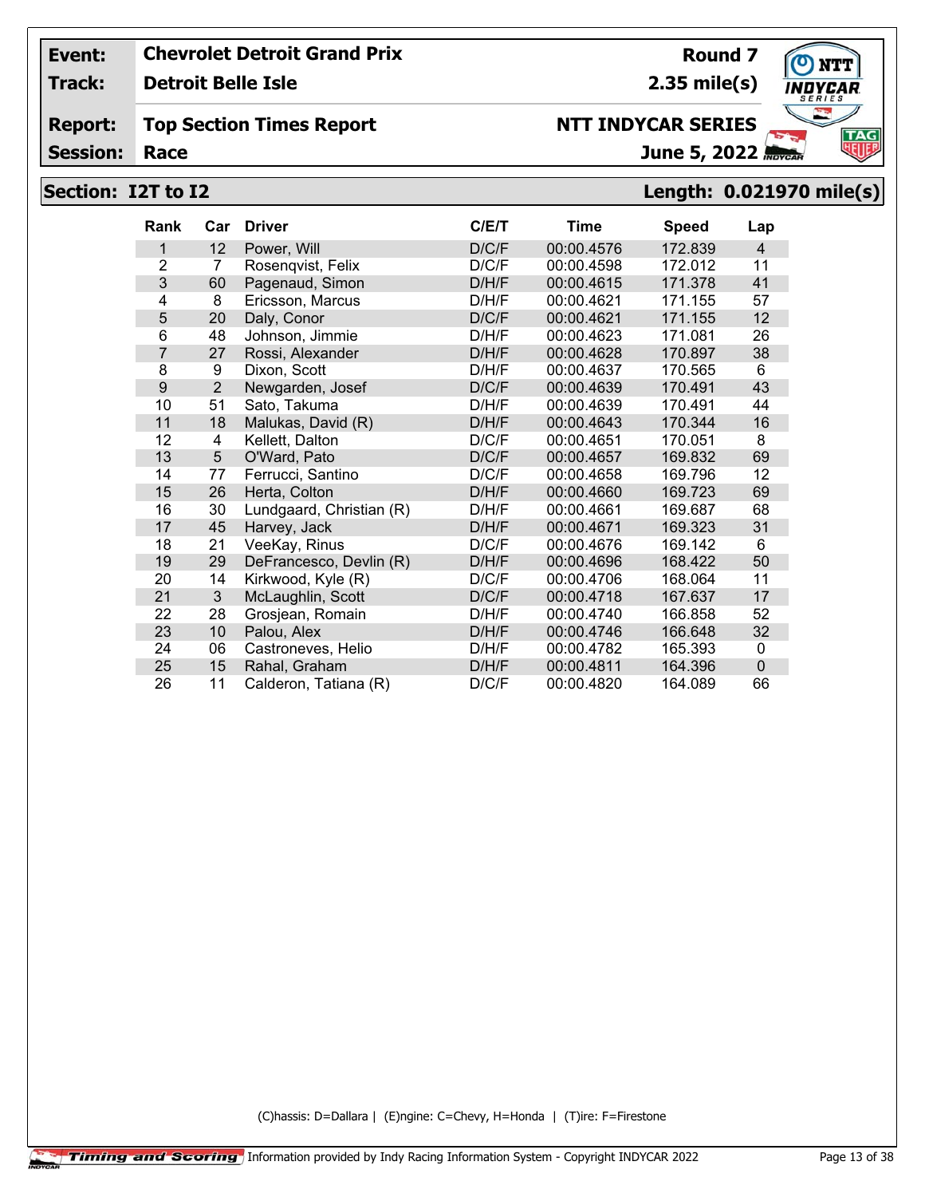| Event: | Chevrolet Detroit Grand Prix | Round 7 |
|---|---|---|
| Track: | Detroit Belle Isle | 2.35 mile(s) |
| Report: | Top Section Times Report | NTT INDYCAR SERIES |
| Session: | Race | June 5, 2022 |

## Section: I2T to I2 — Length: 0.021970 mile(s)

| Rank | Car | Driver | C/E/T | Time | Speed | Lap |
|---|---|---|---|---|---|---|
| 1 | 12 | Power, Will | D/C/F | 00:00.4576 | 172.839 | 4 |
| 2 | 7 | Rosenqvist, Felix | D/C/F | 00:00.4598 | 172.012 | 11 |
| 3 | 60 | Pagenaud, Simon | D/H/F | 00:00.4615 | 171.378 | 41 |
| 4 | 8 | Ericsson, Marcus | D/H/F | 00:00.4621 | 171.155 | 57 |
| 5 | 20 | Daly, Conor | D/C/F | 00:00.4621 | 171.155 | 12 |
| 6 | 48 | Johnson, Jimmie | D/H/F | 00:00.4623 | 171.081 | 26 |
| 7 | 27 | Rossi, Alexander | D/H/F | 00:00.4628 | 170.897 | 38 |
| 8 | 9 | Dixon, Scott | D/H/F | 00:00.4637 | 170.565 | 6 |
| 9 | 2 | Newgarden, Josef | D/C/F | 00:00.4639 | 170.491 | 43 |
| 10 | 51 | Sato, Takuma | D/H/F | 00:00.4639 | 170.491 | 44 |
| 11 | 18 | Malukas, David (R) | D/H/F | 00:00.4643 | 170.344 | 16 |
| 12 | 4 | Kellett, Dalton | D/C/F | 00:00.4651 | 170.051 | 8 |
| 13 | 5 | O'Ward, Pato | D/C/F | 00:00.4657 | 169.832 | 69 |
| 14 | 77 | Ferrucci, Santino | D/C/F | 00:00.4658 | 169.796 | 12 |
| 15 | 26 | Herta, Colton | D/H/F | 00:00.4660 | 169.723 | 69 |
| 16 | 30 | Lundgaard, Christian (R) | D/H/F | 00:00.4661 | 169.687 | 68 |
| 17 | 45 | Harvey, Jack | D/H/F | 00:00.4671 | 169.323 | 31 |
| 18 | 21 | VeeKay, Rinus | D/C/F | 00:00.4676 | 169.142 | 6 |
| 19 | 29 | DeFrancesco, Devlin (R) | D/H/F | 00:00.4696 | 168.422 | 50 |
| 20 | 14 | Kirkwood, Kyle (R) | D/C/F | 00:00.4706 | 168.064 | 11 |
| 21 | 3 | McLaughlin, Scott | D/C/F | 00:00.4718 | 167.637 | 17 |
| 22 | 28 | Grosjean, Romain | D/H/F | 00:00.4740 | 166.858 | 52 |
| 23 | 10 | Palou, Alex | D/H/F | 00:00.4746 | 166.648 | 32 |
| 24 | 06 | Castroneves, Helio | D/H/F | 00:00.4782 | 165.393 | 0 |
| 25 | 15 | Rahal, Graham | D/H/F | 00:00.4811 | 164.396 | 0 |
| 26 | 11 | Calderon, Tatiana (R) | D/C/F | 00:00.4820 | 164.089 | 66 |

(C)hassis: D=Dallara | (E)ngine: C=Chevy, H=Honda | (T)ire: F=Firestone

Timing and Scoring — Information provided by Indy Racing Information System - Copyright INDYCAR 2022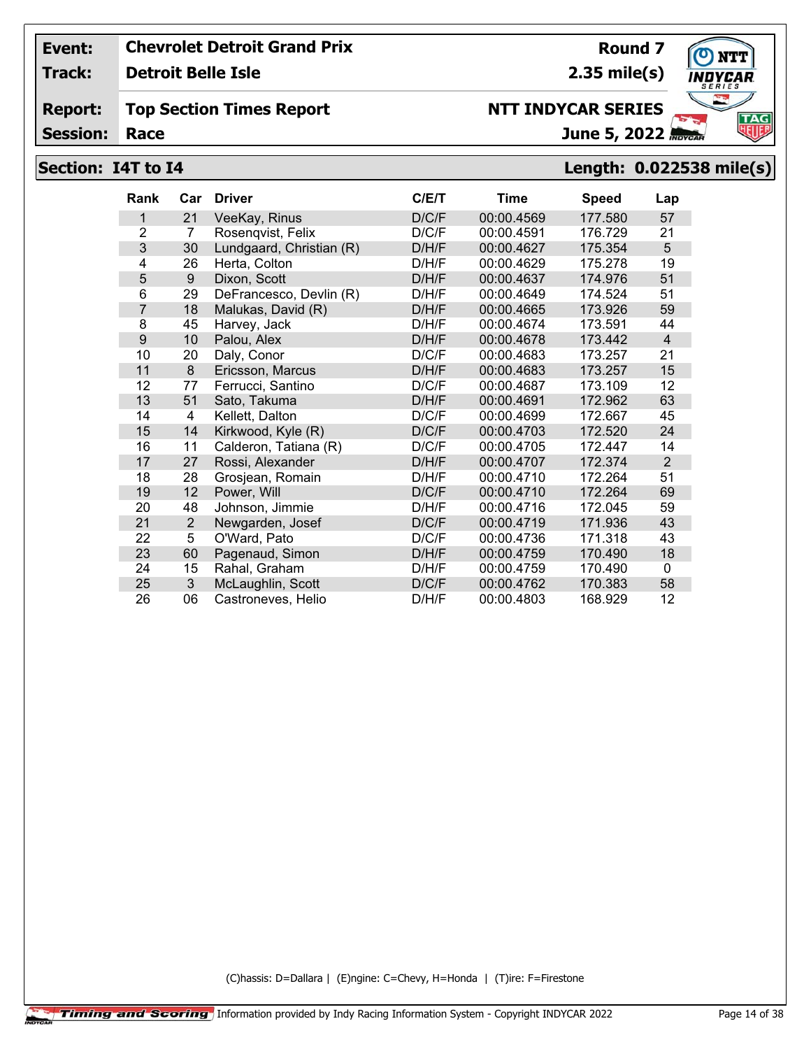| | | | |
|---|---|---|---|
| **Event:** | **Chevrolet Detroit Grand Prix** | **Round 7** | |
| **Track:** | **Detroit Belle Isle** | **2.35 mile(s)** | |
| **Report:** | **Top Section Times Report** | **NTT INDYCAR SERIES** | |
| **Session:** | **Race** | **June 5, 2022** | |

## Section: I4T to I4 — Length: 0.022538 mile(s)

| Rank | Car | Driver | C/E/T | Time | Speed | Lap |
|---|---|---|---|---|---|---|
| 1 | 21 | VeeKay, Rinus | D/C/F | 00:00.4569 | 177.580 | 57 |
| 2 | 7 | Rosenqvist, Felix | D/C/F | 00:00.4591 | 176.729 | 21 |
| 3 | 30 | Lundgaard, Christian (R) | D/H/F | 00:00.4627 | 175.354 | 5 |
| 4 | 26 | Herta, Colton | D/H/F | 00:00.4629 | 175.278 | 19 |
| 5 | 9 | Dixon, Scott | D/H/F | 00:00.4637 | 174.976 | 51 |
| 6 | 29 | DeFrancesco, Devlin (R) | D/H/F | 00:00.4649 | 174.524 | 51 |
| 7 | 18 | Malukas, David (R) | D/H/F | 00:00.4665 | 173.926 | 59 |
| 8 | 45 | Harvey, Jack | D/H/F | 00:00.4674 | 173.591 | 44 |
| 9 | 10 | Palou, Alex | D/H/F | 00:00.4678 | 173.442 | 4 |
| 10 | 20 | Daly, Conor | D/C/F | 00:00.4683 | 173.257 | 21 |
| 11 | 8 | Ericsson, Marcus | D/H/F | 00:00.4683 | 173.257 | 15 |
| 12 | 77 | Ferrucci, Santino | D/C/F | 00:00.4687 | 173.109 | 12 |
| 13 | 51 | Sato, Takuma | D/H/F | 00:00.4691 | 172.962 | 63 |
| 14 | 4 | Kellett, Dalton | D/C/F | 00:00.4699 | 172.667 | 45 |
| 15 | 14 | Kirkwood, Kyle (R) | D/C/F | 00:00.4703 | 172.520 | 24 |
| 16 | 11 | Calderon, Tatiana (R) | D/C/F | 00:00.4705 | 172.447 | 14 |
| 17 | 27 | Rossi, Alexander | D/H/F | 00:00.4707 | 172.374 | 2 |
| 18 | 28 | Grosjean, Romain | D/H/F | 00:00.4710 | 172.264 | 51 |
| 19 | 12 | Power, Will | D/C/F | 00:00.4710 | 172.264 | 69 |
| 20 | 48 | Johnson, Jimmie | D/H/F | 00:00.4716 | 172.045 | 59 |
| 21 | 2 | Newgarden, Josef | D/C/F | 00:00.4719 | 171.936 | 43 |
| 22 | 5 | O'Ward, Pato | D/C/F | 00:00.4736 | 171.318 | 43 |
| 23 | 60 | Pagenaud, Simon | D/H/F | 00:00.4759 | 170.490 | 18 |
| 24 | 15 | Rahal, Graham | D/H/F | 00:00.4759 | 170.490 | 0 |
| 25 | 3 | McLaughlin, Scott | D/C/F | 00:00.4762 | 170.383 | 58 |
| 26 | 06 | Castroneves, Helio | D/H/F | 00:00.4803 | 168.929 | 12 |

(C)hassis: D=Dallara | (E)ngine: C=Chevy, H=Honda | (T)ire: F=Firestone

Information provided by Indy Racing Information System - Copyright INDYCAR 2022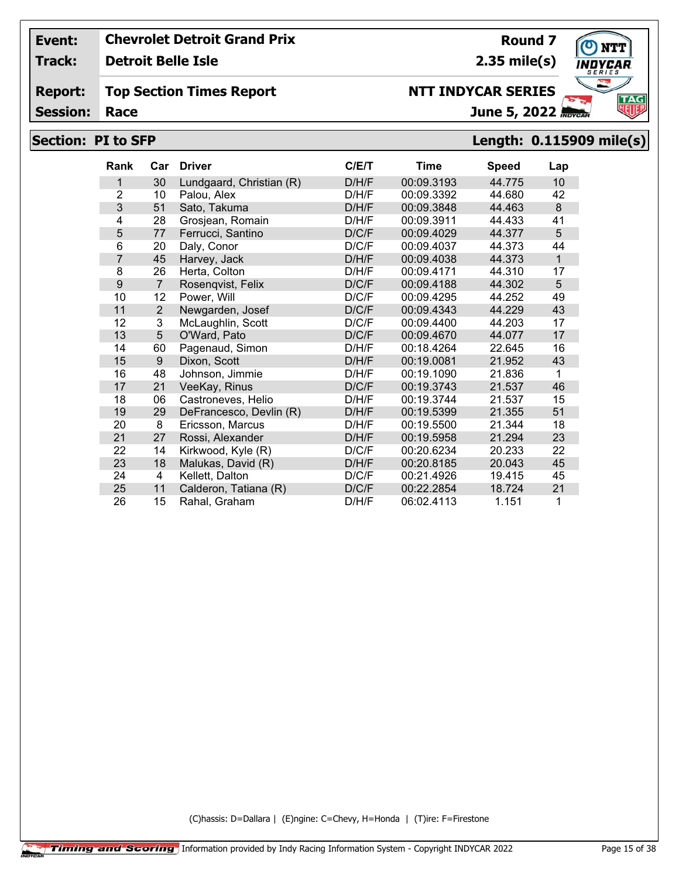| Event: | Chevrolet Detroit Grand Prix | Round 7 |
|---|---|---|
| Track: | Detroit Belle Isle | 2.35 mile(s) |
| Report: | Top Section Times Report | NTT INDYCAR SERIES |
| Session: | Race | June 5, 2022 |

## Section: PI to SFP — Length: 0.115909 mile(s)

| Rank | Car | Driver | C/E/T | Time | Speed | Lap |
|---|---|---|---|---|---|---|
| 1 | 30 | Lundgaard, Christian (R) | D/H/F | 00:09.3193 | 44.775 | 10 |
| 2 | 10 | Palou, Alex | D/H/F | 00:09.3392 | 44.680 | 42 |
| 3 | 51 | Sato, Takuma | D/H/F | 00:09.3848 | 44.463 | 8 |
| 4 | 28 | Grosjean, Romain | D/H/F | 00:09.3911 | 44.433 | 41 |
| 5 | 77 | Ferrucci, Santino | D/C/F | 00:09.4029 | 44.377 | 5 |
| 6 | 20 | Daly, Conor | D/C/F | 00:09.4037 | 44.373 | 44 |
| 7 | 45 | Harvey, Jack | D/H/F | 00:09.4038 | 44.373 | 1 |
| 8 | 26 | Herta, Colton | D/H/F | 00:09.4171 | 44.310 | 17 |
| 9 | 7 | Rosenqvist, Felix | D/C/F | 00:09.4188 | 44.302 | 5 |
| 10 | 12 | Power, Will | D/C/F | 00:09.4295 | 44.252 | 49 |
| 11 | 2 | Newgarden, Josef | D/C/F | 00:09.4343 | 44.229 | 43 |
| 12 | 3 | McLaughlin, Scott | D/C/F | 00:09.4400 | 44.203 | 17 |
| 13 | 5 | O'Ward, Pato | D/C/F | 00:09.4670 | 44.077 | 17 |
| 14 | 60 | Pagenaud, Simon | D/H/F | 00:18.4264 | 22.645 | 16 |
| 15 | 9 | Dixon, Scott | D/H/F | 00:19.0081 | 21.952 | 43 |
| 16 | 48 | Johnson, Jimmie | D/H/F | 00:19.1090 | 21.836 | 1 |
| 17 | 21 | VeeKay, Rinus | D/C/F | 00:19.3743 | 21.537 | 46 |
| 18 | 06 | Castroneves, Helio | D/H/F | 00:19.3744 | 21.537 | 15 |
| 19 | 29 | DeFrancesco, Devlin (R) | D/H/F | 00:19.5399 | 21.355 | 51 |
| 20 | 8 | Ericsson, Marcus | D/H/F | 00:19.5500 | 21.344 | 18 |
| 21 | 27 | Rossi, Alexander | D/H/F | 00:19.5958 | 21.294 | 23 |
| 22 | 14 | Kirkwood, Kyle (R) | D/C/F | 00:20.6234 | 20.233 | 22 |
| 23 | 18 | Malukas, David (R) | D/H/F | 00:20.8185 | 20.043 | 45 |
| 24 | 4 | Kellett, Dalton | D/C/F | 00:21.4926 | 19.415 | 45 |
| 25 | 11 | Calderon, Tatiana (R) | D/C/F | 00:22.2854 | 18.724 | 21 |
| 26 | 15 | Rahal, Graham | D/H/F | 06:02.4113 | 1.151 | 1 |

(C)hassis: D=Dallara | (E)ngine: C=Chevy, H=Honda | (T)ire: F=Firestone

Timing and Scoring Information provided by Indy Racing Information System - Copyright INDYCAR 2022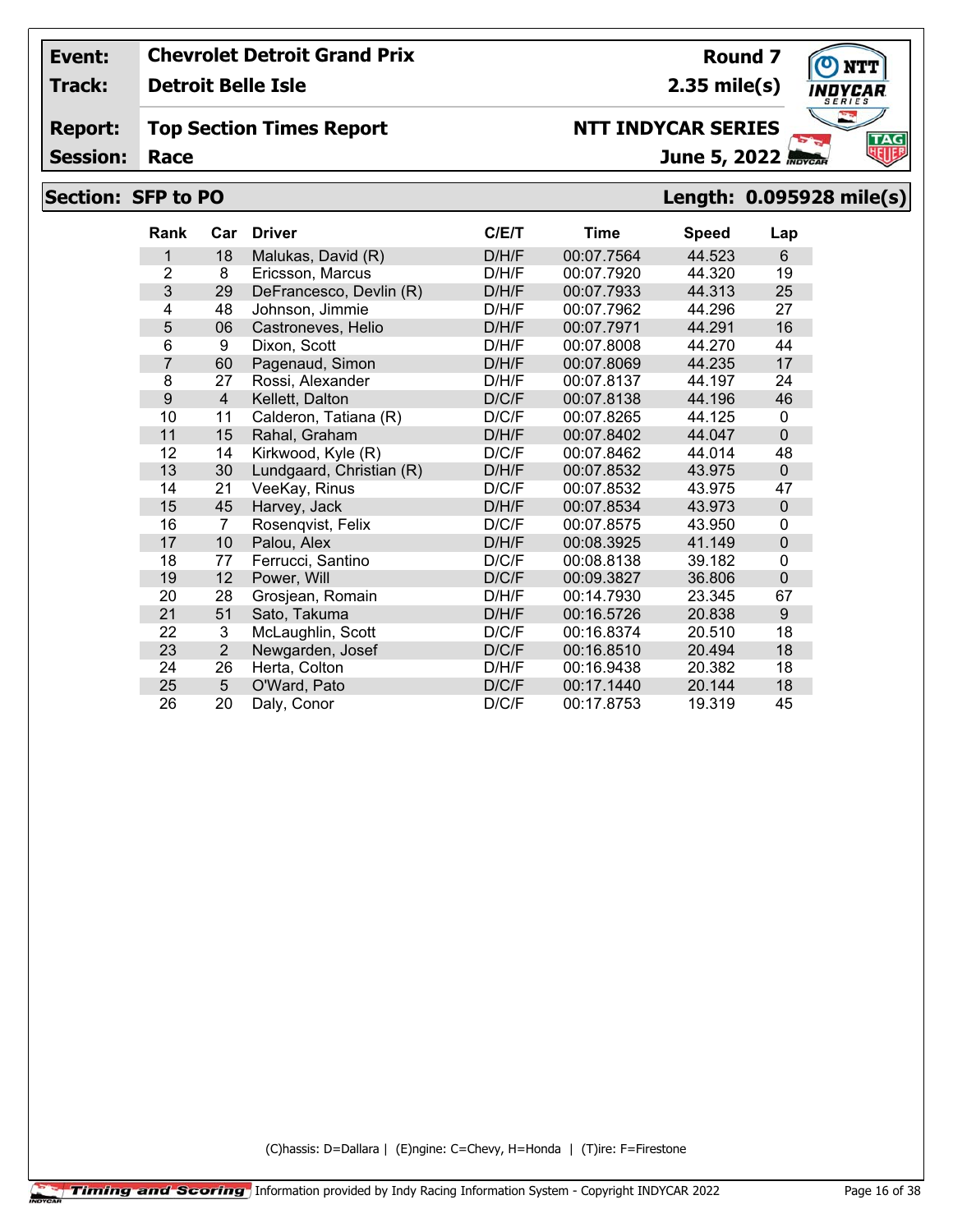| | | | |
|---|---|---|---|
| **Event:** | **Chevrolet Detroit Grand Prix** | **Round 7** | |
| **Track:** | **Detroit Belle Isle** | **2.35 mile(s)** | |
| **Report:** | **Top Section Times Report** | **NTT INDYCAR SERIES** | |
| **Session:** | **Race** | **June 5, 2022** | |

## Section: SFP to PO — Length: 0.095928 mile(s)

| Rank | Car | Driver | C/E/T | Time | Speed | Lap |
|---|---|---|---|---|---|---|
| 1 | 18 | Malukas, David (R) | D/H/F | 00:07.7564 | 44.523 | 6 |
| 2 | 8 | Ericsson, Marcus | D/H/F | 00:07.7920 | 44.320 | 19 |
| 3 | 29 | DeFrancesco, Devlin (R) | D/H/F | 00:07.7933 | 44.313 | 25 |
| 4 | 48 | Johnson, Jimmie | D/H/F | 00:07.7962 | 44.296 | 27 |
| 5 | 06 | Castroneves, Helio | D/H/F | 00:07.7971 | 44.291 | 16 |
| 6 | 9 | Dixon, Scott | D/H/F | 00:07.8008 | 44.270 | 44 |
| 7 | 60 | Pagenaud, Simon | D/H/F | 00:07.8069 | 44.235 | 17 |
| 8 | 27 | Rossi, Alexander | D/H/F | 00:07.8137 | 44.197 | 24 |
| 9 | 4 | Kellett, Dalton | D/C/F | 00:07.8138 | 44.196 | 46 |
| 10 | 11 | Calderon, Tatiana (R) | D/C/F | 00:07.8265 | 44.125 | 0 |
| 11 | 15 | Rahal, Graham | D/H/F | 00:07.8402 | 44.047 | 0 |
| 12 | 14 | Kirkwood, Kyle (R) | D/C/F | 00:07.8462 | 44.014 | 48 |
| 13 | 30 | Lundgaard, Christian (R) | D/H/F | 00:07.8532 | 43.975 | 0 |
| 14 | 21 | VeeKay, Rinus | D/C/F | 00:07.8532 | 43.975 | 47 |
| 15 | 45 | Harvey, Jack | D/H/F | 00:07.8534 | 43.973 | 0 |
| 16 | 7 | Rosenqvist, Felix | D/C/F | 00:07.8575 | 43.950 | 0 |
| 17 | 10 | Palou, Alex | D/H/F | 00:08.3925 | 41.149 | 0 |
| 18 | 77 | Ferrucci, Santino | D/C/F | 00:08.8138 | 39.182 | 0 |
| 19 | 12 | Power, Will | D/C/F | 00:09.3827 | 36.806 | 0 |
| 20 | 28 | Grosjean, Romain | D/H/F | 00:14.7930 | 23.345 | 67 |
| 21 | 51 | Sato, Takuma | D/H/F | 00:16.5726 | 20.838 | 9 |
| 22 | 3 | McLaughlin, Scott | D/C/F | 00:16.8374 | 20.510 | 18 |
| 23 | 2 | Newgarden, Josef | D/C/F | 00:16.8510 | 20.494 | 18 |
| 24 | 26 | Herta, Colton | D/H/F | 00:16.9438 | 20.382 | 18 |
| 25 | 5 | O'Ward, Pato | D/C/F | 00:17.1440 | 20.144 | 18 |
| 26 | 20 | Daly, Conor | D/C/F | 00:17.8753 | 19.319 | 45 |

(C)hassis: D=Dallara | (E)ngine: C=Chevy, H=Honda | (T)ire: F=Firestone

Timing and Scoring | Information provided by Indy Racing Information System - Copyright INDYCAR 2022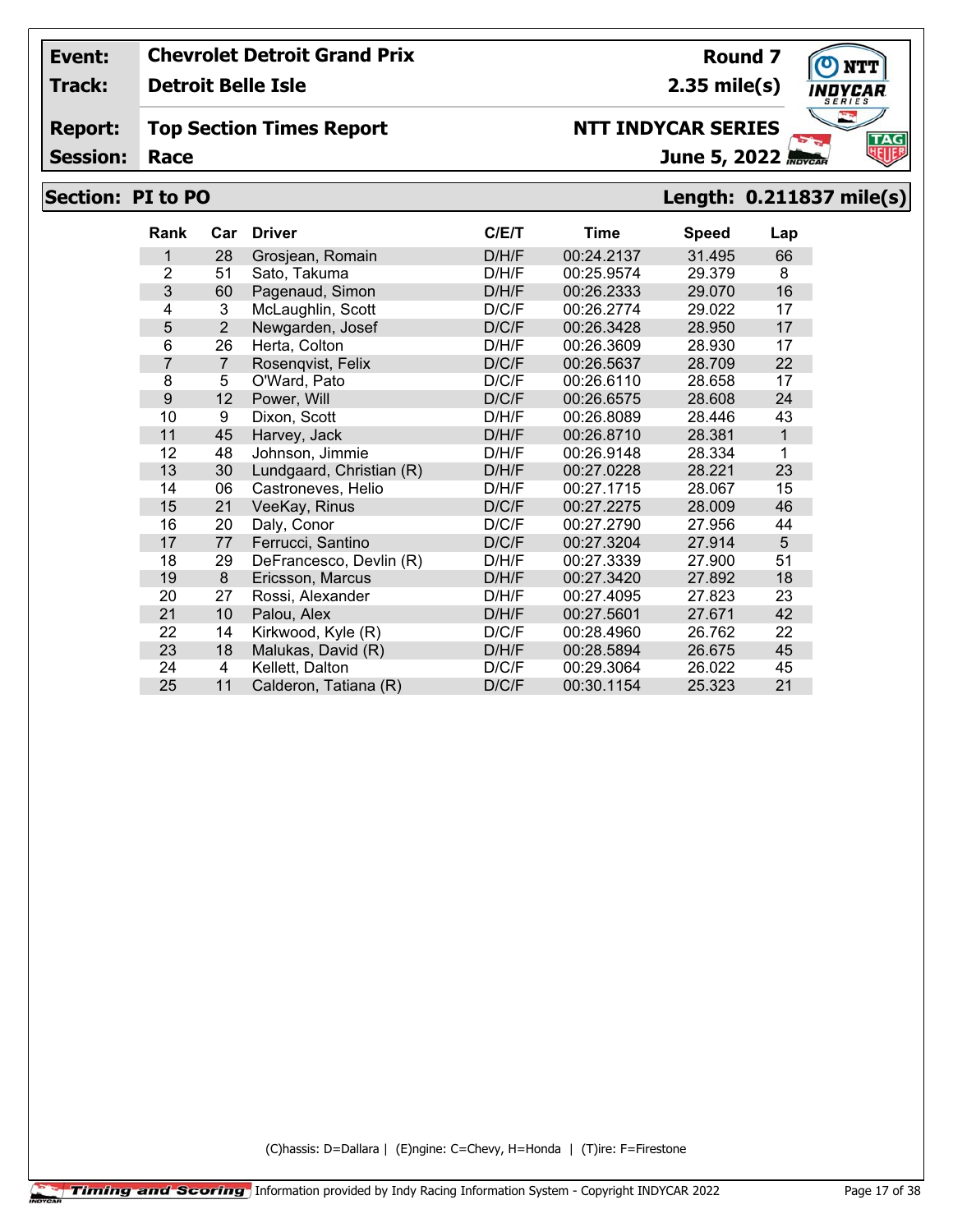**Event:** Chevrolet Detroit Grand Prix — **Round 7**

**Track:** Detroit Belle Isle — **2.35 mile(s)**

**Report:** Top Section Times Report — **NTT INDYCAR SERIES**

**Session:** Race — **June 5, 2022**

## Section: PI to PO — Length: 0.211837 mile(s)

| Rank | Car | Driver | C/E/T | Time | Speed | Lap |
|---|---|---|---|---|---|---|
| 1 | 28 | Grosjean, Romain | D/H/F | 00:24.2137 | 31.495 | 66 |
| 2 | 51 | Sato, Takuma | D/H/F | 00:25.9574 | 29.379 | 8 |
| 3 | 60 | Pagenaud, Simon | D/H/F | 00:26.2333 | 29.070 | 16 |
| 4 | 3 | McLaughlin, Scott | D/C/F | 00:26.2774 | 29.022 | 17 |
| 5 | 2 | Newgarden, Josef | D/C/F | 00:26.3428 | 28.950 | 17 |
| 6 | 26 | Herta, Colton | D/H/F | 00:26.3609 | 28.930 | 17 |
| 7 | 7 | Rosenqvist, Felix | D/C/F | 00:26.5637 | 28.709 | 22 |
| 8 | 5 | O'Ward, Pato | D/C/F | 00:26.6110 | 28.658 | 17 |
| 9 | 12 | Power, Will | D/C/F | 00:26.6575 | 28.608 | 24 |
| 10 | 9 | Dixon, Scott | D/H/F | 00:26.8089 | 28.446 | 43 |
| 11 | 45 | Harvey, Jack | D/H/F | 00:26.8710 | 28.381 | 1 |
| 12 | 48 | Johnson, Jimmie | D/H/F | 00:26.9148 | 28.334 | 1 |
| 13 | 30 | Lundgaard, Christian (R) | D/H/F | 00:27.0228 | 28.221 | 23 |
| 14 | 06 | Castroneves, Helio | D/H/F | 00:27.1715 | 28.067 | 15 |
| 15 | 21 | VeeKay, Rinus | D/C/F | 00:27.2275 | 28.009 | 46 |
| 16 | 20 | Daly, Conor | D/C/F | 00:27.2790 | 27.956 | 44 |
| 17 | 77 | Ferrucci, Santino | D/C/F | 00:27.3204 | 27.914 | 5 |
| 18 | 29 | DeFrancesco, Devlin (R) | D/H/F | 00:27.3339 | 27.900 | 51 |
| 19 | 8 | Ericsson, Marcus | D/H/F | 00:27.3420 | 27.892 | 18 |
| 20 | 27 | Rossi, Alexander | D/H/F | 00:27.4095 | 27.823 | 23 |
| 21 | 10 | Palou, Alex | D/H/F | 00:27.5601 | 27.671 | 42 |
| 22 | 14 | Kirkwood, Kyle (R) | D/C/F | 00:28.4960 | 26.762 | 22 |
| 23 | 18 | Malukas, David (R) | D/H/F | 00:28.5894 | 26.675 | 45 |
| 24 | 4 | Kellett, Dalton | D/C/F | 00:29.3064 | 26.022 | 45 |
| 25 | 11 | Calderon, Tatiana (R) | D/C/F | 00:30.1154 | 25.323 | 21 |

(C)hassis: D=Dallara | (E)ngine: C=Chevy, H=Honda | (T)ire: F=Firestone

Timing and Scoring — Information provided by Indy Racing Information System - Copyright INDYCAR 2022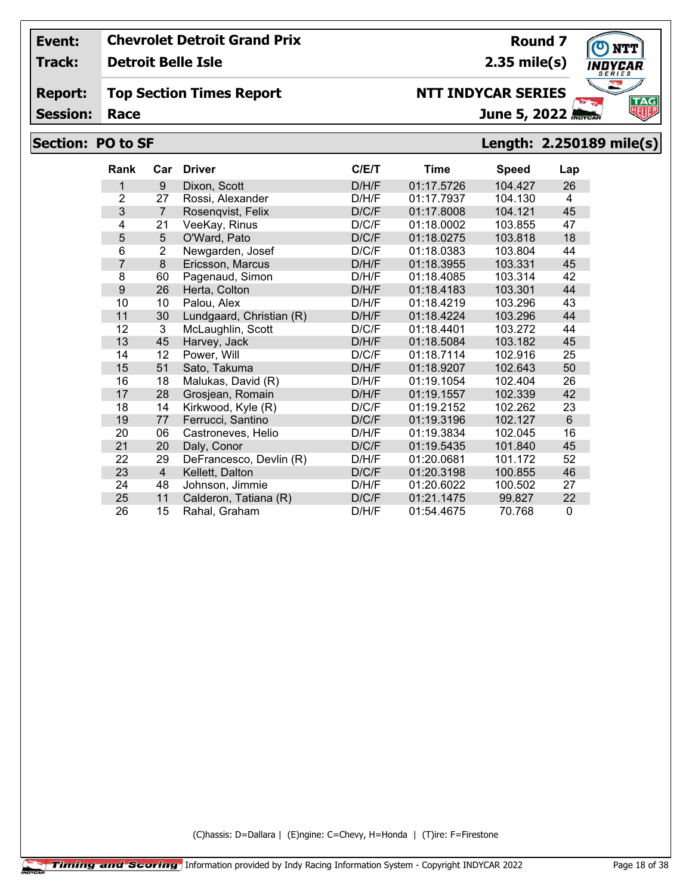| Event: | Chevrolet Detroit Grand Prix | Round 7 |
|---|---|---|
| Track: | Detroit Belle Isle | 2.35 mile(s) |
| Report: | Top Section Times Report | NTT INDYCAR SERIES |
| Session: | Race | June 5, 2022 |

## Section: PO to SF — Length: 2.250189 mile(s)

| Rank | Car | Driver | C/E/T | Time | Speed | Lap |
|---|---|---|---|---|---|---|
| 1 | 9 | Dixon, Scott | D/H/F | 01:17.5726 | 104.427 | 26 |
| 2 | 27 | Rossi, Alexander | D/H/F | 01:17.7937 | 104.130 | 4 |
| 3 | 7 | Rosenqvist, Felix | D/C/F | 01:17.8008 | 104.121 | 45 |
| 4 | 21 | VeeKay, Rinus | D/C/F | 01:18.0002 | 103.855 | 47 |
| 5 | 5 | O'Ward, Pato | D/C/F | 01:18.0275 | 103.818 | 18 |
| 6 | 2 | Newgarden, Josef | D/C/F | 01:18.0383 | 103.804 | 44 |
| 7 | 8 | Ericsson, Marcus | D/H/F | 01:18.3955 | 103.331 | 45 |
| 8 | 60 | Pagenaud, Simon | D/H/F | 01:18.4085 | 103.314 | 42 |
| 9 | 26 | Herta, Colton | D/H/F | 01:18.4183 | 103.301 | 44 |
| 10 | 10 | Palou, Alex | D/H/F | 01:18.4219 | 103.296 | 43 |
| 11 | 30 | Lundgaard, Christian (R) | D/H/F | 01:18.4224 | 103.296 | 44 |
| 12 | 3 | McLaughlin, Scott | D/C/F | 01:18.4401 | 103.272 | 44 |
| 13 | 45 | Harvey, Jack | D/H/F | 01:18.5084 | 103.182 | 45 |
| 14 | 12 | Power, Will | D/C/F | 01:18.7114 | 102.916 | 25 |
| 15 | 51 | Sato, Takuma | D/H/F | 01:18.9207 | 102.643 | 50 |
| 16 | 18 | Malukas, David (R) | D/H/F | 01:19.1054 | 102.404 | 26 |
| 17 | 28 | Grosjean, Romain | D/H/F | 01:19.1557 | 102.339 | 42 |
| 18 | 14 | Kirkwood, Kyle (R) | D/C/F | 01:19.2152 | 102.262 | 23 |
| 19 | 77 | Ferrucci, Santino | D/C/F | 01:19.3196 | 102.127 | 6 |
| 20 | 06 | Castroneves, Helio | D/H/F | 01:19.3834 | 102.045 | 16 |
| 21 | 20 | Daly, Conor | D/C/F | 01:19.5435 | 101.840 | 45 |
| 22 | 29 | DeFrancesco, Devlin (R) | D/H/F | 01:20.0681 | 101.172 | 52 |
| 23 | 4 | Kellett, Dalton | D/C/F | 01:20.3198 | 100.855 | 46 |
| 24 | 48 | Johnson, Jimmie | D/H/F | 01:20.6022 | 100.502 | 27 |
| 25 | 11 | Calderon, Tatiana (R) | D/C/F | 01:21.1475 | 99.827 | 22 |
| 26 | 15 | Rahal, Graham | D/H/F | 01:54.4675 | 70.768 | 0 |

(C)hassis: D=Dallara | (E)ngine: C=Chevy, H=Honda | (T)ire: F=Firestone

Timing and Scoring Information provided by Indy Racing Information System - Copyright INDYCAR 2022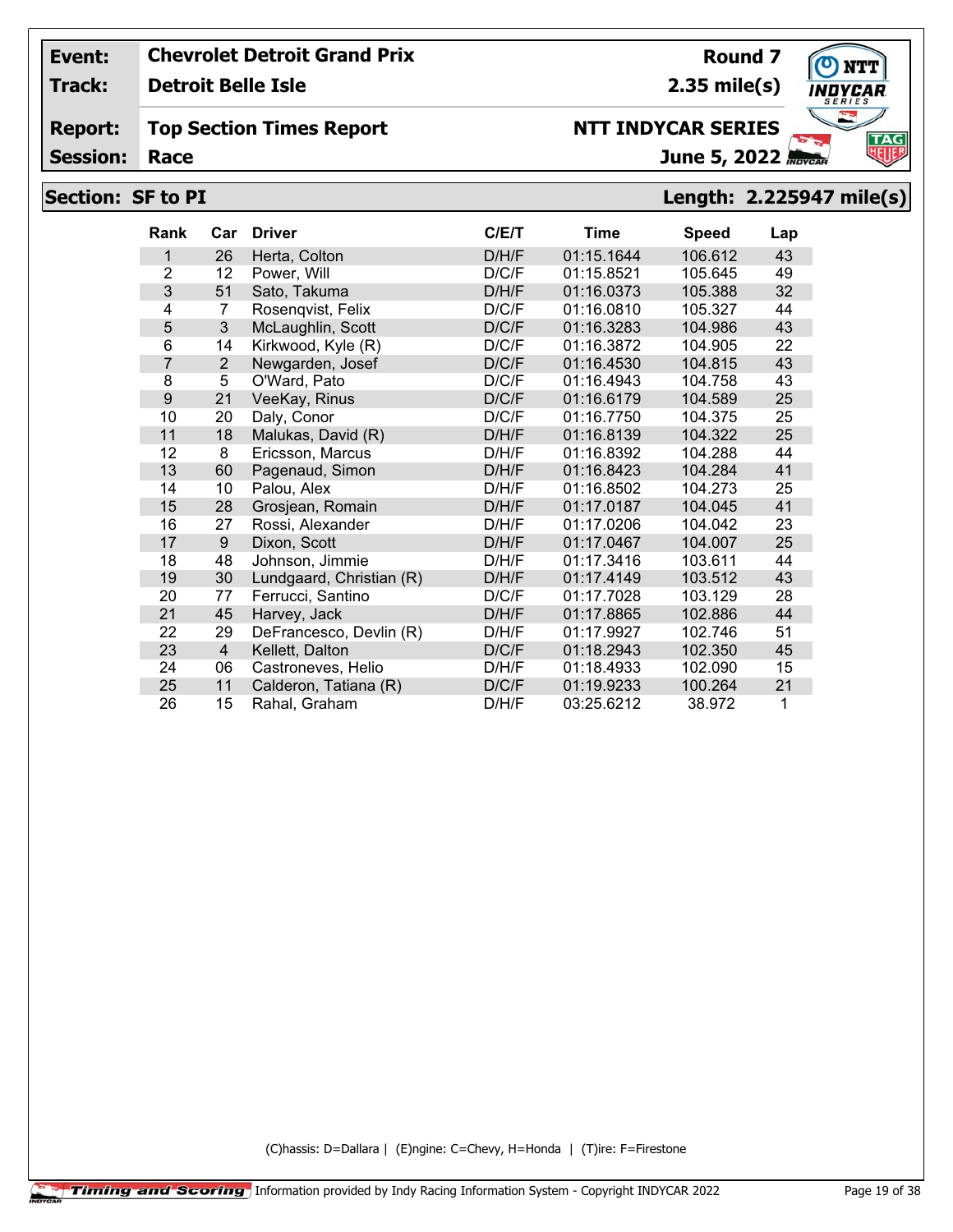| **Event:** | **Chevrolet Detroit Grand Prix** | **Round 7** |
|---|---|---|
| **Track:** | **Detroit Belle Isle** | **2.35 mile(s)** |
| **Report:** | **Top Section Times Report** | **NTT INDYCAR SERIES** |
| **Session:** | **Race** | **June 5, 2022** |

## Section: SF to PI — Length: 2.225947 mile(s)

| Rank | Car | Driver | C/E/T | Time | Speed | Lap |
|---|---|---|---|---|---|---|
| 1 | 26 | Herta, Colton | D/H/F | 01:15.1644 | 106.612 | 43 |
| 2 | 12 | Power, Will | D/C/F | 01:15.8521 | 105.645 | 49 |
| 3 | 51 | Sato, Takuma | D/H/F | 01:16.0373 | 105.388 | 32 |
| 4 | 7 | Rosenqvist, Felix | D/C/F | 01:16.0810 | 105.327 | 44 |
| 5 | 3 | McLaughlin, Scott | D/C/F | 01:16.3283 | 104.986 | 43 |
| 6 | 14 | Kirkwood, Kyle (R) | D/C/F | 01:16.3872 | 104.905 | 22 |
| 7 | 2 | Newgarden, Josef | D/C/F | 01:16.4530 | 104.815 | 43 |
| 8 | 5 | O'Ward, Pato | D/C/F | 01:16.4943 | 104.758 | 43 |
| 9 | 21 | VeeKay, Rinus | D/C/F | 01:16.6179 | 104.589 | 25 |
| 10 | 20 | Daly, Conor | D/C/F | 01:16.7750 | 104.375 | 25 |
| 11 | 18 | Malukas, David (R) | D/H/F | 01:16.8139 | 104.322 | 25 |
| 12 | 8 | Ericsson, Marcus | D/H/F | 01:16.8392 | 104.288 | 44 |
| 13 | 60 | Pagenaud, Simon | D/H/F | 01:16.8423 | 104.284 | 41 |
| 14 | 10 | Palou, Alex | D/H/F | 01:16.8502 | 104.273 | 25 |
| 15 | 28 | Grosjean, Romain | D/H/F | 01:17.0187 | 104.045 | 41 |
| 16 | 27 | Rossi, Alexander | D/H/F | 01:17.0206 | 104.042 | 23 |
| 17 | 9 | Dixon, Scott | D/H/F | 01:17.0467 | 104.007 | 25 |
| 18 | 48 | Johnson, Jimmie | D/H/F | 01:17.3416 | 103.611 | 44 |
| 19 | 30 | Lundgaard, Christian (R) | D/H/F | 01:17.4149 | 103.512 | 43 |
| 20 | 77 | Ferrucci, Santino | D/C/F | 01:17.7028 | 103.129 | 28 |
| 21 | 45 | Harvey, Jack | D/H/F | 01:17.8865 | 102.886 | 44 |
| 22 | 29 | DeFrancesco, Devlin (R) | D/H/F | 01:17.9927 | 102.746 | 51 |
| 23 | 4 | Kellett, Dalton | D/C/F | 01:18.2943 | 102.350 | 45 |
| 24 | 06 | Castroneves, Helio | D/H/F | 01:18.4933 | 102.090 | 15 |
| 25 | 11 | Calderon, Tatiana (R) | D/C/F | 01:19.9233 | 100.264 | 21 |
| 26 | 15 | Rahal, Graham | D/H/F | 03:25.6212 | 38.972 | 1 |

(C)hassis: D=Dallara | (E)ngine: C=Chevy, H=Honda | (T)ire: F=Firestone

Information provided by Indy Racing Information System - Copyright INDYCAR 2022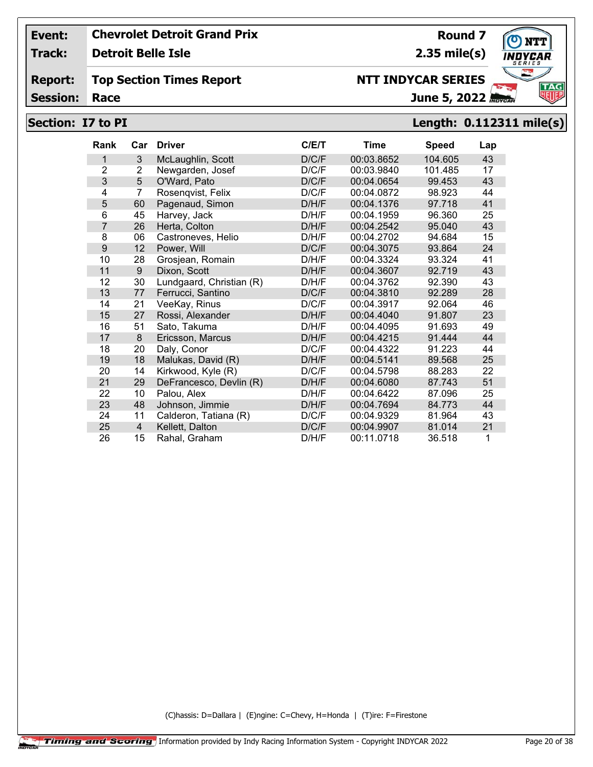**Event:** Chevrolet Detroit Grand Prix — **Round 7**

**Track:** Detroit Belle Isle — **2.35 mile(s)**

**Report:** Top Section Times Report — **NTT INDYCAR SERIES**

**Session:** Race — **June 5, 2022**

## Section: I7 to PI — Length: 0.112311 mile(s)

| Rank | Car | Driver | C/E/T | Time | Speed | Lap |
|---|---|---|---|---|---|---|
| 1 | 3 | McLaughlin, Scott | D/C/F | 00:03.8652 | 104.605 | 43 |
| 2 | 2 | Newgarden, Josef | D/C/F | 00:03.9840 | 101.485 | 17 |
| 3 | 5 | O'Ward, Pato | D/C/F | 00:04.0654 | 99.453 | 43 |
| 4 | 7 | Rosenqvist, Felix | D/C/F | 00:04.0872 | 98.923 | 44 |
| 5 | 60 | Pagenaud, Simon | D/H/F | 00:04.1376 | 97.718 | 41 |
| 6 | 45 | Harvey, Jack | D/H/F | 00:04.1959 | 96.360 | 25 |
| 7 | 26 | Herta, Colton | D/H/F | 00:04.2542 | 95.040 | 43 |
| 8 | 06 | Castroneves, Helio | D/H/F | 00:04.2702 | 94.684 | 15 |
| 9 | 12 | Power, Will | D/C/F | 00:04.3075 | 93.864 | 24 |
| 10 | 28 | Grosjean, Romain | D/H/F | 00:04.3324 | 93.324 | 41 |
| 11 | 9 | Dixon, Scott | D/H/F | 00:04.3607 | 92.719 | 43 |
| 12 | 30 | Lundgaard, Christian (R) | D/H/F | 00:04.3762 | 92.390 | 43 |
| 13 | 77 | Ferrucci, Santino | D/C/F | 00:04.3810 | 92.289 | 28 |
| 14 | 21 | VeeKay, Rinus | D/C/F | 00:04.3917 | 92.064 | 46 |
| 15 | 27 | Rossi, Alexander | D/H/F | 00:04.4040 | 91.807 | 23 |
| 16 | 51 | Sato, Takuma | D/H/F | 00:04.4095 | 91.693 | 49 |
| 17 | 8 | Ericsson, Marcus | D/H/F | 00:04.4215 | 91.444 | 44 |
| 18 | 20 | Daly, Conor | D/C/F | 00:04.4322 | 91.223 | 44 |
| 19 | 18 | Malukas, David (R) | D/H/F | 00:04.5141 | 89.568 | 25 |
| 20 | 14 | Kirkwood, Kyle (R) | D/C/F | 00:04.5798 | 88.283 | 22 |
| 21 | 29 | DeFrancesco, Devlin (R) | D/H/F | 00:04.6080 | 87.743 | 51 |
| 22 | 10 | Palou, Alex | D/H/F | 00:04.6422 | 87.096 | 25 |
| 23 | 48 | Johnson, Jimmie | D/H/F | 00:04.7694 | 84.773 | 44 |
| 24 | 11 | Calderon, Tatiana (R) | D/C/F | 00:04.9329 | 81.964 | 43 |
| 25 | 4 | Kellett, Dalton | D/C/F | 00:04.9907 | 81.014 | 21 |
| 26 | 15 | Rahal, Graham | D/H/F | 00:11.0718 | 36.518 | 1 |

(C)hassis: D=Dallara | (E)ngine: C=Chevy, H=Honda | (T)ire: F=Firestone

Timing and Scoring — Information provided by Indy Racing Information System - Copyright INDYCAR 2022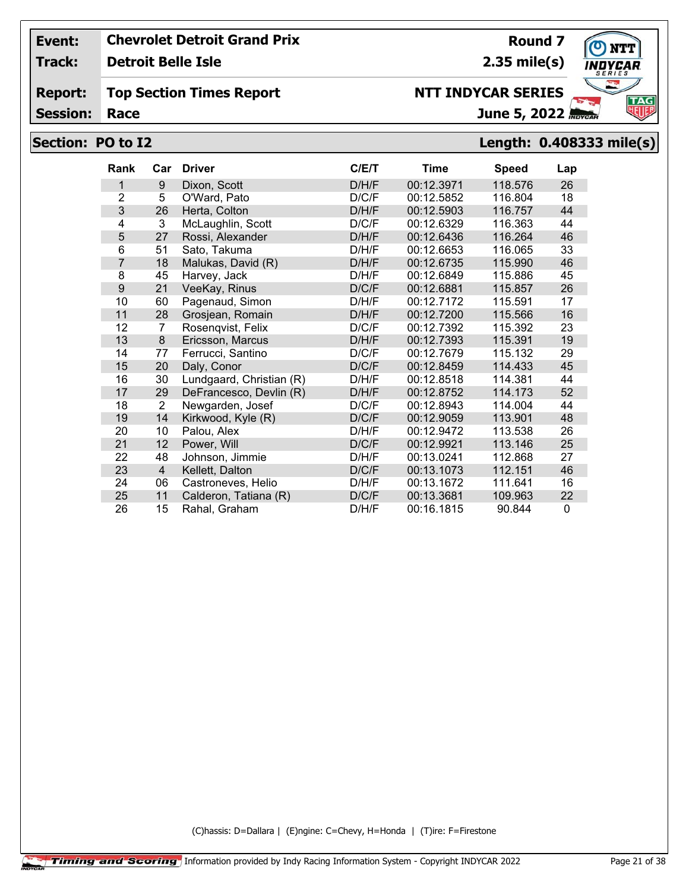| Event: | Chevrolet Detroit Grand Prix | Round 7 |
|---|---|---|
| Track: | Detroit Belle Isle | 2.35 mile(s) |
| Report: | Top Section Times Report | NTT INDYCAR SERIES |
| Session: | Race | June 5, 2022 |

## Section: PO to I2 — Length: 0.408333 mile(s)

| Rank | Car | Driver | C/E/T | Time | Speed | Lap |
|---|---|---|---|---|---|---|
| 1 | 9 | Dixon, Scott | D/H/F | 00:12.3971 | 118.576 | 26 |
| 2 | 5 | O'Ward, Pato | D/C/F | 00:12.5852 | 116.804 | 18 |
| 3 | 26 | Herta, Colton | D/H/F | 00:12.5903 | 116.757 | 44 |
| 4 | 3 | McLaughlin, Scott | D/C/F | 00:12.6329 | 116.363 | 44 |
| 5 | 27 | Rossi, Alexander | D/H/F | 00:12.6436 | 116.264 | 46 |
| 6 | 51 | Sato, Takuma | D/H/F | 00:12.6653 | 116.065 | 33 |
| 7 | 18 | Malukas, David (R) | D/H/F | 00:12.6735 | 115.990 | 46 |
| 8 | 45 | Harvey, Jack | D/H/F | 00:12.6849 | 115.886 | 45 |
| 9 | 21 | VeeKay, Rinus | D/C/F | 00:12.6881 | 115.857 | 26 |
| 10 | 60 | Pagenaud, Simon | D/H/F | 00:12.7172 | 115.591 | 17 |
| 11 | 28 | Grosjean, Romain | D/H/F | 00:12.7200 | 115.566 | 16 |
| 12 | 7 | Rosenqvist, Felix | D/C/F | 00:12.7392 | 115.392 | 23 |
| 13 | 8 | Ericsson, Marcus | D/H/F | 00:12.7393 | 115.391 | 19 |
| 14 | 77 | Ferrucci, Santino | D/C/F | 00:12.7679 | 115.132 | 29 |
| 15 | 20 | Daly, Conor | D/C/F | 00:12.8459 | 114.433 | 45 |
| 16 | 30 | Lundgaard, Christian (R) | D/H/F | 00:12.8518 | 114.381 | 44 |
| 17 | 29 | DeFrancesco, Devlin (R) | D/H/F | 00:12.8752 | 114.173 | 52 |
| 18 | 2 | Newgarden, Josef | D/C/F | 00:12.8943 | 114.004 | 44 |
| 19 | 14 | Kirkwood, Kyle (R) | D/C/F | 00:12.9059 | 113.901 | 48 |
| 20 | 10 | Palou, Alex | D/H/F | 00:12.9472 | 113.538 | 26 |
| 21 | 12 | Power, Will | D/C/F | 00:12.9921 | 113.146 | 25 |
| 22 | 48 | Johnson, Jimmie | D/H/F | 00:13.0241 | 112.868 | 27 |
| 23 | 4 | Kellett, Dalton | D/C/F | 00:13.1073 | 112.151 | 46 |
| 24 | 06 | Castroneves, Helio | D/H/F | 00:13.1672 | 111.641 | 16 |
| 25 | 11 | Calderon, Tatiana (R) | D/C/F | 00:13.3681 | 109.963 | 22 |
| 26 | 15 | Rahal, Graham | D/H/F | 00:16.1815 | 90.844 | 0 |

(C)hassis: D=Dallara | (E)ngine: C=Chevy, H=Honda | (T)ire: F=Firestone

Timing and Scoring — Information provided by Indy Racing Information System - Copyright INDYCAR 2022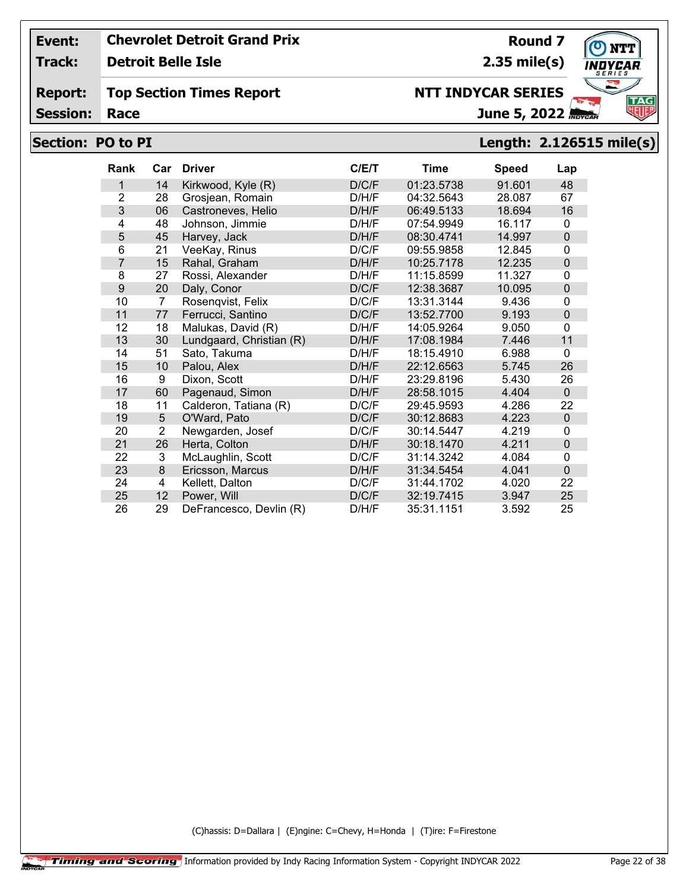| **Event:** | **Chevrolet Detroit Grand Prix** | **Round 7** |
|---|---|---|
| **Track:** | **Detroit Belle Isle** | **2.35 mile(s)** |
| **Report:** | **Top Section Times Report** | **NTT INDYCAR SERIES** |
| **Session:** | **Race** | **June 5, 2022** |

## Section: PO to PI    Length: 2.126515 mile(s)

| Rank | Car | Driver | C/E/T | Time | Speed | Lap |
|---|---|---|---|---|---|---|
| 1 | 14 | Kirkwood, Kyle (R) | D/C/F | 01:23.5738 | 91.601 | 48 |
| 2 | 28 | Grosjean, Romain | D/H/F | 04:32.5643 | 28.087 | 67 |
| 3 | 06 | Castroneves, Helio | D/H/F | 06:49.5133 | 18.694 | 16 |
| 4 | 48 | Johnson, Jimmie | D/H/F | 07:54.9949 | 16.117 | 0 |
| 5 | 45 | Harvey, Jack | D/H/F | 08:30.4741 | 14.997 | 0 |
| 6 | 21 | VeeKay, Rinus | D/C/F | 09:55.9858 | 12.845 | 0 |
| 7 | 15 | Rahal, Graham | D/H/F | 10:25.7178 | 12.235 | 0 |
| 8 | 27 | Rossi, Alexander | D/H/F | 11:15.8599 | 11.327 | 0 |
| 9 | 20 | Daly, Conor | D/C/F | 12:38.3687 | 10.095 | 0 |
| 10 | 7 | Rosenqvist, Felix | D/C/F | 13:31.3144 | 9.436 | 0 |
| 11 | 77 | Ferrucci, Santino | D/C/F | 13:52.7700 | 9.193 | 0 |
| 12 | 18 | Malukas, David (R) | D/H/F | 14:05.9264 | 9.050 | 0 |
| 13 | 30 | Lundgaard, Christian (R) | D/H/F | 17:08.1984 | 7.446 | 11 |
| 14 | 51 | Sato, Takuma | D/H/F | 18:15.4910 | 6.988 | 0 |
| 15 | 10 | Palou, Alex | D/H/F | 22:12.6563 | 5.745 | 26 |
| 16 | 9 | Dixon, Scott | D/H/F | 23:29.8196 | 5.430 | 26 |
| 17 | 60 | Pagenaud, Simon | D/H/F | 28:58.1015 | 4.404 | 0 |
| 18 | 11 | Calderon, Tatiana (R) | D/C/F | 29:45.9593 | 4.286 | 22 |
| 19 | 5 | O'Ward, Pato | D/C/F | 30:12.8683 | 4.223 | 0 |
| 20 | 2 | Newgarden, Josef | D/C/F | 30:14.5447 | 4.219 | 0 |
| 21 | 26 | Herta, Colton | D/H/F | 30:18.1470 | 4.211 | 0 |
| 22 | 3 | McLaughlin, Scott | D/C/F | 31:14.3242 | 4.084 | 0 |
| 23 | 8 | Ericsson, Marcus | D/H/F | 31:34.5454 | 4.041 | 0 |
| 24 | 4 | Kellett, Dalton | D/C/F | 31:44.1702 | 4.020 | 22 |
| 25 | 12 | Power, Will | D/C/F | 32:19.7415 | 3.947 | 25 |
| 26 | 29 | DeFrancesco, Devlin (R) | D/H/F | 35:31.1151 | 3.592 | 25 |

(C)hassis: D=Dallara | (E)ngine: C=Chevy, H=Honda | (T)ire: F=Firestone

Timing and Scoring Information provided by Indy Racing Information System - Copyright INDYCAR 2022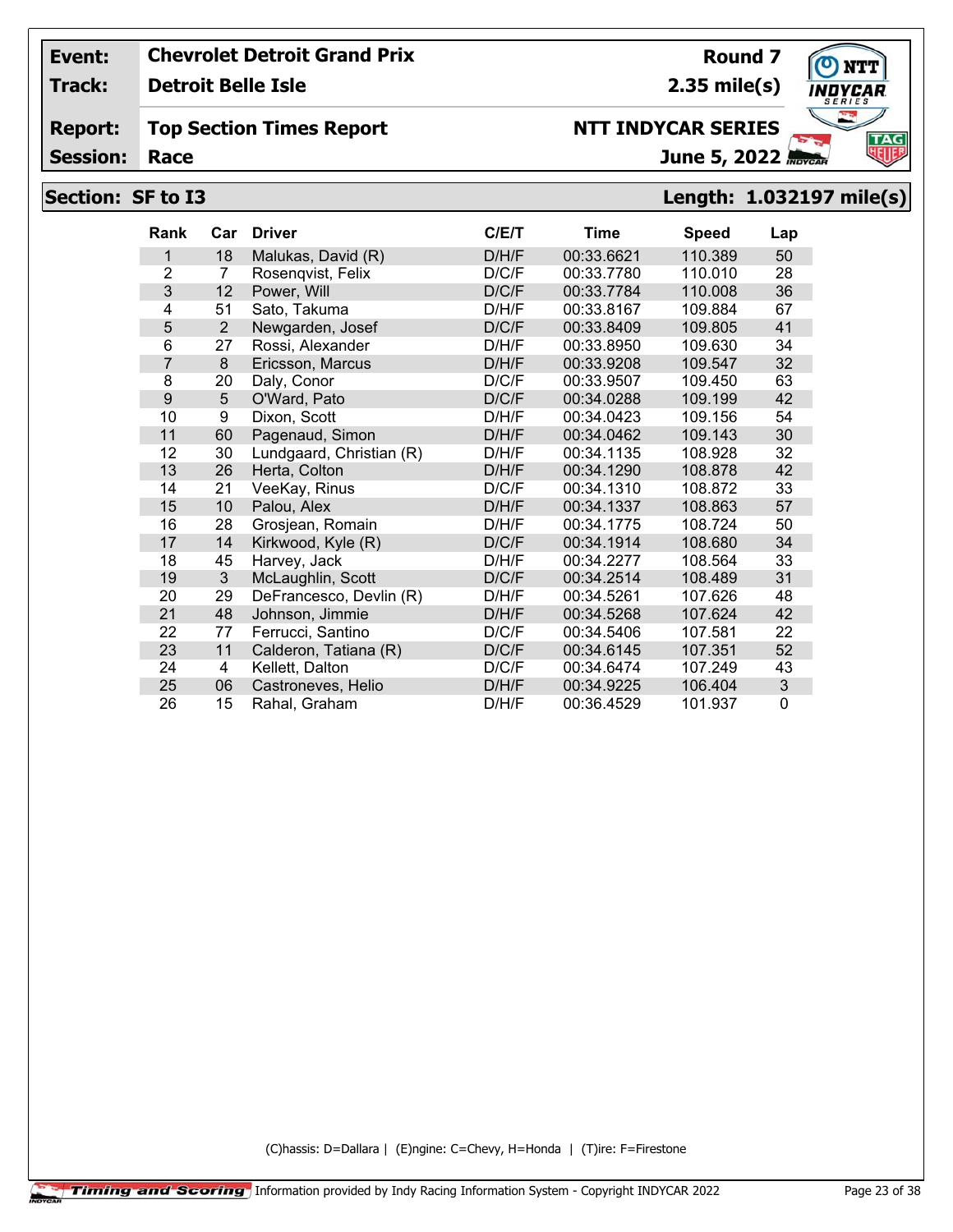**Event:** Chevrolet Detroit Grand Prix | **Round 7**

**Track:** Detroit Belle Isle | **2.35 mile(s)**

**Report:** Top Section Times Report | **NTT INDYCAR SERIES**

**Session:** Race | **June 5, 2022**

## Section: SF to I3 — Length: 1.032197 mile(s)

| Rank | Car | Driver | C/E/T | Time | Speed | Lap |
|---|---|---|---|---|---|---|
| 1 | 18 | Malukas, David (R) | D/H/F | 00:33.6621 | 110.389 | 50 |
| 2 | 7 | Rosenqvist, Felix | D/C/F | 00:33.7780 | 110.010 | 28 |
| 3 | 12 | Power, Will | D/C/F | 00:33.7784 | 110.008 | 36 |
| 4 | 51 | Sato, Takuma | D/H/F | 00:33.8167 | 109.884 | 67 |
| 5 | 2 | Newgarden, Josef | D/C/F | 00:33.8409 | 109.805 | 41 |
| 6 | 27 | Rossi, Alexander | D/H/F | 00:33.8950 | 109.630 | 34 |
| 7 | 8 | Ericsson, Marcus | D/H/F | 00:33.9208 | 109.547 | 32 |
| 8 | 20 | Daly, Conor | D/C/F | 00:33.9507 | 109.450 | 63 |
| 9 | 5 | O'Ward, Pato | D/C/F | 00:34.0288 | 109.199 | 42 |
| 10 | 9 | Dixon, Scott | D/H/F | 00:34.0423 | 109.156 | 54 |
| 11 | 60 | Pagenaud, Simon | D/H/F | 00:34.0462 | 109.143 | 30 |
| 12 | 30 | Lundgaard, Christian (R) | D/H/F | 00:34.1135 | 108.928 | 32 |
| 13 | 26 | Herta, Colton | D/H/F | 00:34.1290 | 108.878 | 42 |
| 14 | 21 | VeeKay, Rinus | D/C/F | 00:34.1310 | 108.872 | 33 |
| 15 | 10 | Palou, Alex | D/H/F | 00:34.1337 | 108.863 | 57 |
| 16 | 28 | Grosjean, Romain | D/H/F | 00:34.1775 | 108.724 | 50 |
| 17 | 14 | Kirkwood, Kyle (R) | D/C/F | 00:34.1914 | 108.680 | 34 |
| 18 | 45 | Harvey, Jack | D/H/F | 00:34.2277 | 108.564 | 33 |
| 19 | 3 | McLaughlin, Scott | D/C/F | 00:34.2514 | 108.489 | 31 |
| 20 | 29 | DeFrancesco, Devlin (R) | D/H/F | 00:34.5261 | 107.626 | 48 |
| 21 | 48 | Johnson, Jimmie | D/H/F | 00:34.5268 | 107.624 | 42 |
| 22 | 77 | Ferrucci, Santino | D/C/F | 00:34.5406 | 107.581 | 22 |
| 23 | 11 | Calderon, Tatiana (R) | D/C/F | 00:34.6145 | 107.351 | 52 |
| 24 | 4 | Kellett, Dalton | D/C/F | 00:34.6474 | 107.249 | 43 |
| 25 | 06 | Castroneves, Helio | D/H/F | 00:34.9225 | 106.404 | 3 |
| 26 | 15 | Rahal, Graham | D/H/F | 00:36.4529 | 101.937 | 0 |

(C)hassis: D=Dallara | (E)ngine: C=Chevy, H=Honda | (T)ire: F=Firestone

Timing and Scoring — Information provided by Indy Racing Information System - Copyright INDYCAR 2022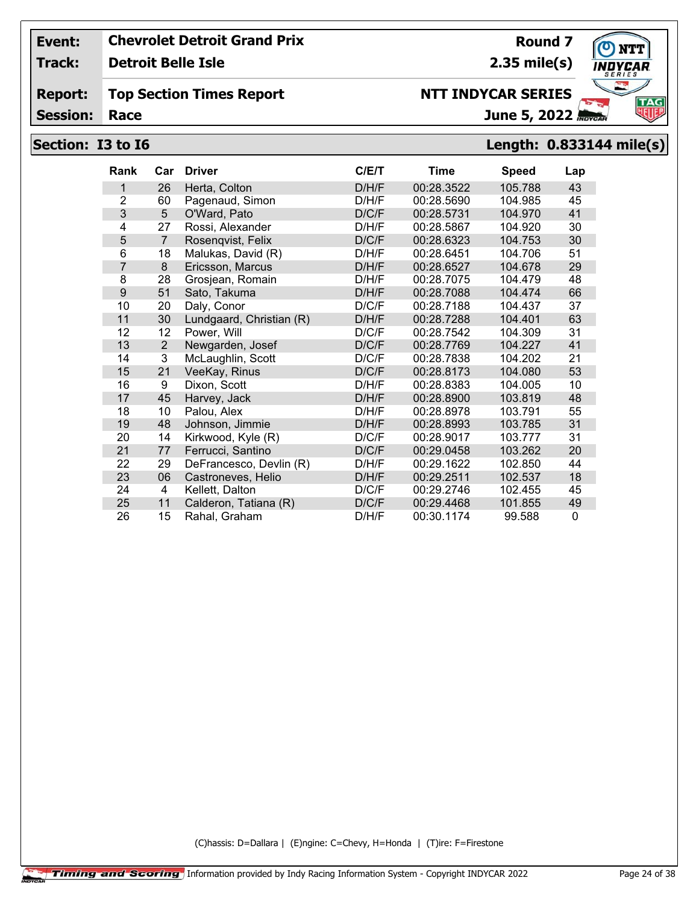| **Event:** | **Chevrolet Detroit Grand Prix** | **Round 7** |
|---|---|---|
| **Track:** | **Detroit Belle Isle** | **2.35 mile(s)** |
| **Report:** | **Top Section Times Report** | **NTT INDYCAR SERIES** |
| **Session:** | **Race** | **June 5, 2022** |

## Section: I3 to I6 — Length: 0.833144 mile(s)

| Rank | Car | Driver | C/E/T | Time | Speed | Lap |
|---|---|---|---|---|---|---|
| 1 | 26 | Herta, Colton | D/H/F | 00:28.3522 | 105.788 | 43 |
| 2 | 60 | Pagenaud, Simon | D/H/F | 00:28.5690 | 104.985 | 45 |
| 3 | 5 | O'Ward, Pato | D/C/F | 00:28.5731 | 104.970 | 41 |
| 4 | 27 | Rossi, Alexander | D/H/F | 00:28.5867 | 104.920 | 30 |
| 5 | 7 | Rosenqvist, Felix | D/C/F | 00:28.6323 | 104.753 | 30 |
| 6 | 18 | Malukas, David (R) | D/H/F | 00:28.6451 | 104.706 | 51 |
| 7 | 8 | Ericsson, Marcus | D/H/F | 00:28.6527 | 104.678 | 29 |
| 8 | 28 | Grosjean, Romain | D/H/F | 00:28.7075 | 104.479 | 48 |
| 9 | 51 | Sato, Takuma | D/H/F | 00:28.7088 | 104.474 | 66 |
| 10 | 20 | Daly, Conor | D/C/F | 00:28.7188 | 104.437 | 37 |
| 11 | 30 | Lundgaard, Christian (R) | D/H/F | 00:28.7288 | 104.401 | 63 |
| 12 | 12 | Power, Will | D/C/F | 00:28.7542 | 104.309 | 31 |
| 13 | 2 | Newgarden, Josef | D/C/F | 00:28.7769 | 104.227 | 41 |
| 14 | 3 | McLaughlin, Scott | D/C/F | 00:28.7838 | 104.202 | 21 |
| 15 | 21 | VeeKay, Rinus | D/C/F | 00:28.8173 | 104.080 | 53 |
| 16 | 9 | Dixon, Scott | D/H/F | 00:28.8383 | 104.005 | 10 |
| 17 | 45 | Harvey, Jack | D/H/F | 00:28.8900 | 103.819 | 48 |
| 18 | 10 | Palou, Alex | D/H/F | 00:28.8978 | 103.791 | 55 |
| 19 | 48 | Johnson, Jimmie | D/H/F | 00:28.8993 | 103.785 | 31 |
| 20 | 14 | Kirkwood, Kyle (R) | D/C/F | 00:28.9017 | 103.777 | 31 |
| 21 | 77 | Ferrucci, Santino | D/C/F | 00:29.0458 | 103.262 | 20 |
| 22 | 29 | DeFrancesco, Devlin (R) | D/H/F | 00:29.1622 | 102.850 | 44 |
| 23 | 06 | Castroneves, Helio | D/H/F | 00:29.2511 | 102.537 | 18 |
| 24 | 4 | Kellett, Dalton | D/C/F | 00:29.2746 | 102.455 | 45 |
| 25 | 11 | Calderon, Tatiana (R) | D/C/F | 00:29.4468 | 101.855 | 49 |
| 26 | 15 | Rahal, Graham | D/H/F | 00:30.1174 | 99.588 | 0 |

(C)hassis: D=Dallara | (E)ngine: C=Chevy, H=Honda | (T)ire: F=Firestone

Timing and Scoring Information provided by Indy Racing Information System - Copyright INDYCAR 2022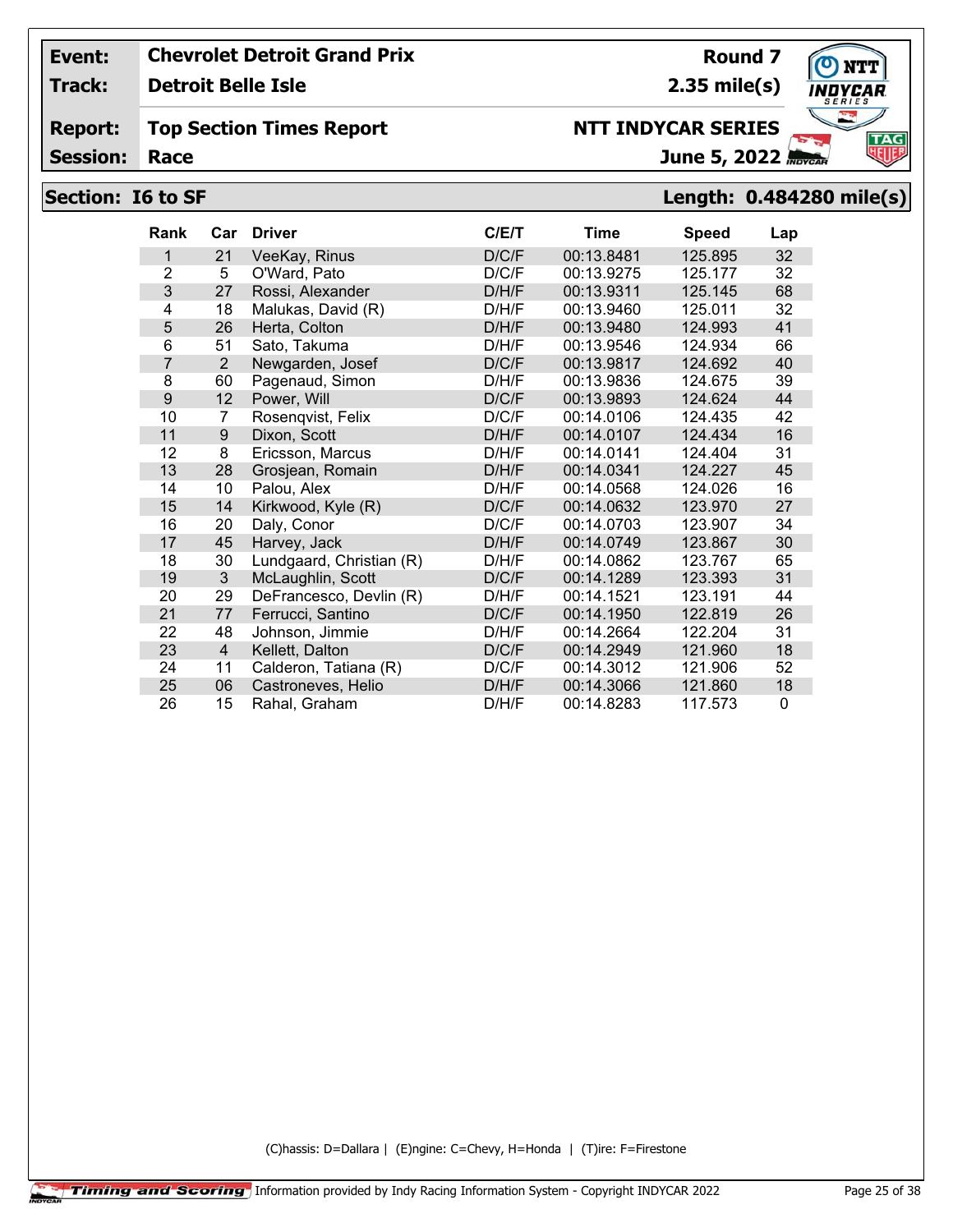**Event:** Chevrolet Detroit Grand Prix — **Round 7**

**Track:** Detroit Belle Isle — **2.35 mile(s)**

**Report:** Top Section Times Report — **NTT INDYCAR SERIES**

**Session:** Race — **June 5, 2022**

## Section: I6 to SF — Length: 0.484280 mile(s)

| Rank | Car | Driver | C/E/T | Time | Speed | Lap |
|---|---|---|---|---|---|---|
| 1 | 21 | VeeKay, Rinus | D/C/F | 00:13.8481 | 125.895 | 32 |
| 2 | 5 | O'Ward, Pato | D/C/F | 00:13.9275 | 125.177 | 32 |
| 3 | 27 | Rossi, Alexander | D/H/F | 00:13.9311 | 125.145 | 68 |
| 4 | 18 | Malukas, David (R) | D/H/F | 00:13.9460 | 125.011 | 32 |
| 5 | 26 | Herta, Colton | D/H/F | 00:13.9480 | 124.993 | 41 |
| 6 | 51 | Sato, Takuma | D/H/F | 00:13.9546 | 124.934 | 66 |
| 7 | 2 | Newgarden, Josef | D/C/F | 00:13.9817 | 124.692 | 40 |
| 8 | 60 | Pagenaud, Simon | D/H/F | 00:13.9836 | 124.675 | 39 |
| 9 | 12 | Power, Will | D/C/F | 00:13.9893 | 124.624 | 44 |
| 10 | 7 | Rosenqvist, Felix | D/C/F | 00:14.0106 | 124.435 | 42 |
| 11 | 9 | Dixon, Scott | D/H/F | 00:14.0107 | 124.434 | 16 |
| 12 | 8 | Ericsson, Marcus | D/H/F | 00:14.0141 | 124.404 | 31 |
| 13 | 28 | Grosjean, Romain | D/H/F | 00:14.0341 | 124.227 | 45 |
| 14 | 10 | Palou, Alex | D/H/F | 00:14.0568 | 124.026 | 16 |
| 15 | 14 | Kirkwood, Kyle (R) | D/C/F | 00:14.0632 | 123.970 | 27 |
| 16 | 20 | Daly, Conor | D/C/F | 00:14.0703 | 123.907 | 34 |
| 17 | 45 | Harvey, Jack | D/H/F | 00:14.0749 | 123.867 | 30 |
| 18 | 30 | Lundgaard, Christian (R) | D/H/F | 00:14.0862 | 123.767 | 65 |
| 19 | 3 | McLaughlin, Scott | D/C/F | 00:14.1289 | 123.393 | 31 |
| 20 | 29 | DeFrancesco, Devlin (R) | D/H/F | 00:14.1521 | 123.191 | 44 |
| 21 | 77 | Ferrucci, Santino | D/C/F | 00:14.1950 | 122.819 | 26 |
| 22 | 48 | Johnson, Jimmie | D/H/F | 00:14.2664 | 122.204 | 31 |
| 23 | 4 | Kellett, Dalton | D/C/F | 00:14.2949 | 121.960 | 18 |
| 24 | 11 | Calderon, Tatiana (R) | D/C/F | 00:14.3012 | 121.906 | 52 |
| 25 | 06 | Castroneves, Helio | D/H/F | 00:14.3066 | 121.860 | 18 |
| 26 | 15 | Rahal, Graham | D/H/F | 00:14.8283 | 117.573 | 0 |

(C)hassis: D=Dallara | (E)ngine: C=Chevy, H=Honda | (T)ire: F=Firestone

Information provided by Indy Racing Information System - Copyright INDYCAR 2022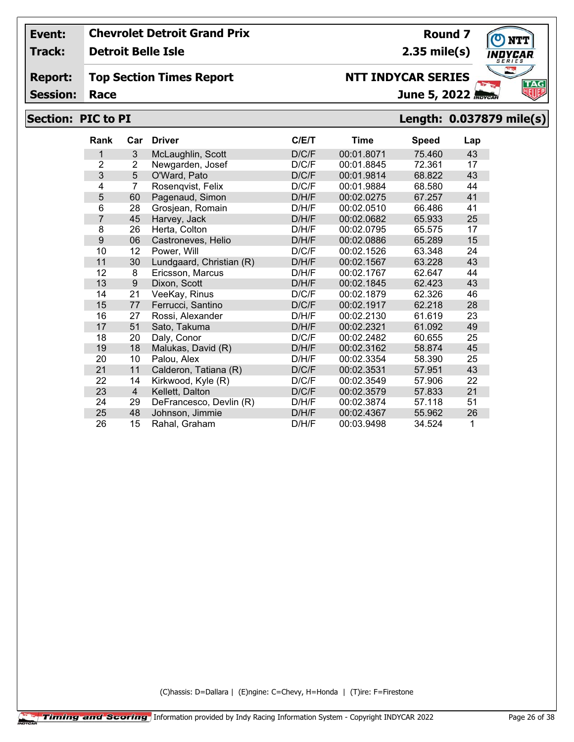| | | | |
|---|---|---|---|
| **Event:** | **Chevrolet Detroit Grand Prix** | **Round 7** | |
| **Track:** | **Detroit Belle Isle** | **2.35 mile(s)** | |
| **Report:** | **Top Section Times Report** | **NTT INDYCAR SERIES** | |
| **Session:** | **Race** | **June 5, 2022** | |

## Section: PIC to PI — Length: 0.037879 mile(s)

| Rank | Car | Driver | C/E/T | Time | Speed | Lap |
|---|---|---|---|---|---|---|
| 1 | 3 | McLaughlin, Scott | D/C/F | 00:01.8071 | 75.460 | 43 |
| 2 | 2 | Newgarden, Josef | D/C/F | 00:01.8845 | 72.361 | 17 |
| 3 | 5 | O'Ward, Pato | D/C/F | 00:01.9814 | 68.822 | 43 |
| 4 | 7 | Rosenqvist, Felix | D/C/F | 00:01.9884 | 68.580 | 44 |
| 5 | 60 | Pagenaud, Simon | D/H/F | 00:02.0275 | 67.257 | 41 |
| 6 | 28 | Grosjean, Romain | D/H/F | 00:02.0510 | 66.486 | 41 |
| 7 | 45 | Harvey, Jack | D/H/F | 00:02.0682 | 65.933 | 25 |
| 8 | 26 | Herta, Colton | D/H/F | 00:02.0795 | 65.575 | 17 |
| 9 | 06 | Castroneves, Helio | D/H/F | 00:02.0886 | 65.289 | 15 |
| 10 | 12 | Power, Will | D/C/F | 00:02.1526 | 63.348 | 24 |
| 11 | 30 | Lundgaard, Christian (R) | D/H/F | 00:02.1567 | 63.228 | 43 |
| 12 | 8 | Ericsson, Marcus | D/H/F | 00:02.1767 | 62.647 | 44 |
| 13 | 9 | Dixon, Scott | D/H/F | 00:02.1845 | 62.423 | 43 |
| 14 | 21 | VeeKay, Rinus | D/C/F | 00:02.1879 | 62.326 | 46 |
| 15 | 77 | Ferrucci, Santino | D/C/F | 00:02.1917 | 62.218 | 28 |
| 16 | 27 | Rossi, Alexander | D/H/F | 00:02.2130 | 61.619 | 23 |
| 17 | 51 | Sato, Takuma | D/H/F | 00:02.2321 | 61.092 | 49 |
| 18 | 20 | Daly, Conor | D/C/F | 00:02.2482 | 60.655 | 25 |
| 19 | 18 | Malukas, David (R) | D/H/F | 00:02.3162 | 58.874 | 45 |
| 20 | 10 | Palou, Alex | D/H/F | 00:02.3354 | 58.390 | 25 |
| 21 | 11 | Calderon, Tatiana (R) | D/C/F | 00:02.3531 | 57.951 | 43 |
| 22 | 14 | Kirkwood, Kyle (R) | D/C/F | 00:02.3549 | 57.906 | 22 |
| 23 | 4 | Kellett, Dalton | D/C/F | 00:02.3579 | 57.833 | 21 |
| 24 | 29 | DeFrancesco, Devlin (R) | D/H/F | 00:02.3874 | 57.118 | 51 |
| 25 | 48 | Johnson, Jimmie | D/H/F | 00:02.4367 | 55.962 | 26 |
| 26 | 15 | Rahal, Graham | D/H/F | 00:03.9498 | 34.524 | 1 |

(C)hassis: D=Dallara | (E)ngine: C=Chevy, H=Honda | (T)ire: F=Firestone

Timing and Scoring | Information provided by Indy Racing Information System - Copyright INDYCAR 2022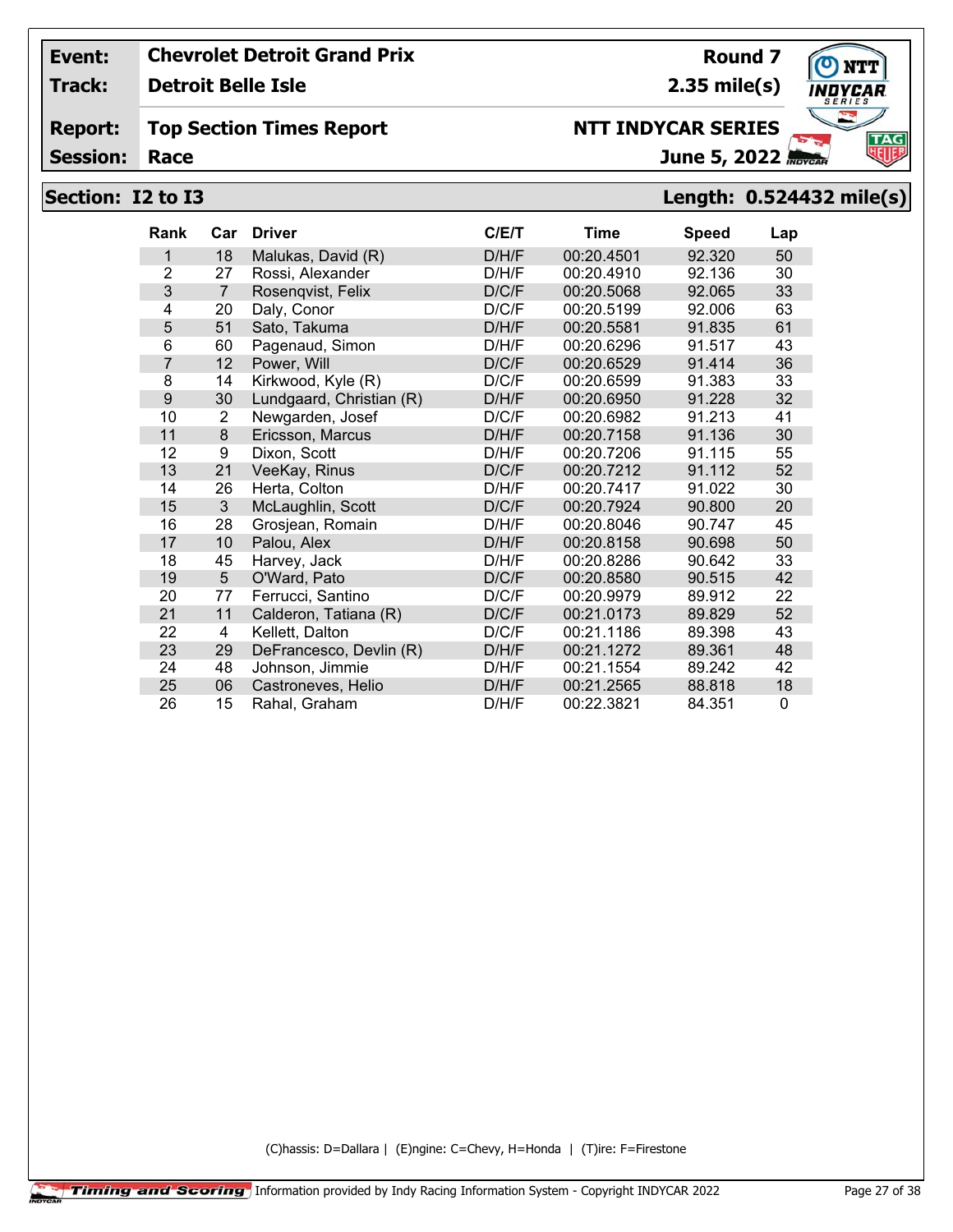**Event:** Chevrolet Detroit Grand Prix — **Round 7**

**Track:** Detroit Belle Isle — **2.35 mile(s)**

**Report:** Top Section Times Report — **NTT INDYCAR SERIES**

**Session:** Race — **June 5, 2022**

## Section: I2 to I3 — Length: 0.524432 mile(s)

| Rank | Car | Driver | C/E/T | Time | Speed | Lap |
|---|---|---|---|---|---|---|
| 1 | 18 | Malukas, David (R) | D/H/F | 00:20.4501 | 92.320 | 50 |
| 2 | 27 | Rossi, Alexander | D/H/F | 00:20.4910 | 92.136 | 30 |
| 3 | 7 | Rosenqvist, Felix | D/C/F | 00:20.5068 | 92.065 | 33 |
| 4 | 20 | Daly, Conor | D/C/F | 00:20.5199 | 92.006 | 63 |
| 5 | 51 | Sato, Takuma | D/H/F | 00:20.5581 | 91.835 | 61 |
| 6 | 60 | Pagenaud, Simon | D/H/F | 00:20.6296 | 91.517 | 43 |
| 7 | 12 | Power, Will | D/C/F | 00:20.6529 | 91.414 | 36 |
| 8 | 14 | Kirkwood, Kyle (R) | D/C/F | 00:20.6599 | 91.383 | 33 |
| 9 | 30 | Lundgaard, Christian (R) | D/H/F | 00:20.6950 | 91.228 | 32 |
| 10 | 2 | Newgarden, Josef | D/C/F | 00:20.6982 | 91.213 | 41 |
| 11 | 8 | Ericsson, Marcus | D/H/F | 00:20.7158 | 91.136 | 30 |
| 12 | 9 | Dixon, Scott | D/H/F | 00:20.7206 | 91.115 | 55 |
| 13 | 21 | VeeKay, Rinus | D/C/F | 00:20.7212 | 91.112 | 52 |
| 14 | 26 | Herta, Colton | D/H/F | 00:20.7417 | 91.022 | 30 |
| 15 | 3 | McLaughlin, Scott | D/C/F | 00:20.7924 | 90.800 | 20 |
| 16 | 28 | Grosjean, Romain | D/H/F | 00:20.8046 | 90.747 | 45 |
| 17 | 10 | Palou, Alex | D/H/F | 00:20.8158 | 90.698 | 50 |
| 18 | 45 | Harvey, Jack | D/H/F | 00:20.8286 | 90.642 | 33 |
| 19 | 5 | O'Ward, Pato | D/C/F | 00:20.8580 | 90.515 | 42 |
| 20 | 77 | Ferrucci, Santino | D/C/F | 00:20.9979 | 89.912 | 22 |
| 21 | 11 | Calderon, Tatiana (R) | D/C/F | 00:21.0173 | 89.829 | 52 |
| 22 | 4 | Kellett, Dalton | D/C/F | 00:21.1186 | 89.398 | 43 |
| 23 | 29 | DeFrancesco, Devlin (R) | D/H/F | 00:21.1272 | 89.361 | 48 |
| 24 | 48 | Johnson, Jimmie | D/H/F | 00:21.1554 | 89.242 | 42 |
| 25 | 06 | Castroneves, Helio | D/H/F | 00:21.2565 | 88.818 | 18 |
| 26 | 15 | Rahal, Graham | D/H/F | 00:22.3821 | 84.351 | 0 |

(C)hassis: D=Dallara | (E)ngine: C=Chevy, H=Honda | (T)ire: F=Firestone

Timing and Scoring — Information provided by Indy Racing Information System - Copyright INDYCAR 2022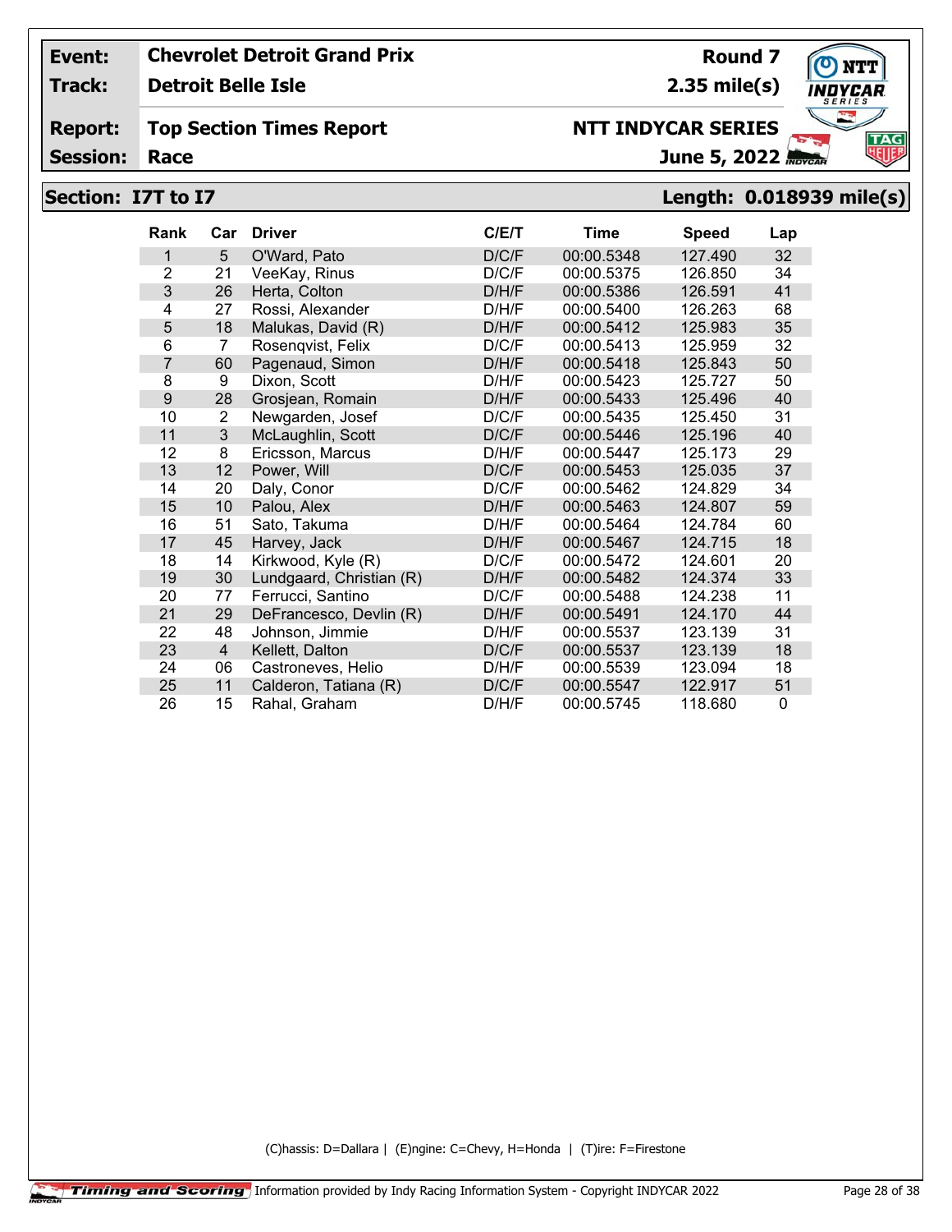| Event: | Chevrolet Detroit Grand Prix | Round 7 |
|---|---|---|
| Track: | Detroit Belle Isle | 2.35 mile(s) |
| Report: | Top Section Times Report | NTT INDYCAR SERIES |
| Session: | Race | June 5, 2022 |

## Section: I7T to I7 — Length: 0.018939 mile(s)

| Rank | Car | Driver | C/E/T | Time | Speed | Lap |
|---|---|---|---|---|---|---|
| 1 | 5 | O'Ward, Pato | D/C/F | 00:00.5348 | 127.490 | 32 |
| 2 | 21 | VeeKay, Rinus | D/C/F | 00:00.5375 | 126.850 | 34 |
| 3 | 26 | Herta, Colton | D/H/F | 00:00.5386 | 126.591 | 41 |
| 4 | 27 | Rossi, Alexander | D/H/F | 00:00.5400 | 126.263 | 68 |
| 5 | 18 | Malukas, David (R) | D/H/F | 00:00.5412 | 125.983 | 35 |
| 6 | 7 | Rosenqvist, Felix | D/C/F | 00:00.5413 | 125.959 | 32 |
| 7 | 60 | Pagenaud, Simon | D/H/F | 00:00.5418 | 125.843 | 50 |
| 8 | 9 | Dixon, Scott | D/H/F | 00:00.5423 | 125.727 | 50 |
| 9 | 28 | Grosjean, Romain | D/H/F | 00:00.5433 | 125.496 | 40 |
| 10 | 2 | Newgarden, Josef | D/C/F | 00:00.5435 | 125.450 | 31 |
| 11 | 3 | McLaughlin, Scott | D/C/F | 00:00.5446 | 125.196 | 40 |
| 12 | 8 | Ericsson, Marcus | D/H/F | 00:00.5447 | 125.173 | 29 |
| 13 | 12 | Power, Will | D/C/F | 00:00.5453 | 125.035 | 37 |
| 14 | 20 | Daly, Conor | D/C/F | 00:00.5462 | 124.829 | 34 |
| 15 | 10 | Palou, Alex | D/H/F | 00:00.5463 | 124.807 | 59 |
| 16 | 51 | Sato, Takuma | D/H/F | 00:00.5464 | 124.784 | 60 |
| 17 | 45 | Harvey, Jack | D/H/F | 00:00.5467 | 124.715 | 18 |
| 18 | 14 | Kirkwood, Kyle (R) | D/C/F | 00:00.5472 | 124.601 | 20 |
| 19 | 30 | Lundgaard, Christian (R) | D/H/F | 00:00.5482 | 124.374 | 33 |
| 20 | 77 | Ferrucci, Santino | D/C/F | 00:00.5488 | 124.238 | 11 |
| 21 | 29 | DeFrancesco, Devlin (R) | D/H/F | 00:00.5491 | 124.170 | 44 |
| 22 | 48 | Johnson, Jimmie | D/H/F | 00:00.5537 | 123.139 | 31 |
| 23 | 4 | Kellett, Dalton | D/C/F | 00:00.5537 | 123.139 | 18 |
| 24 | 06 | Castroneves, Helio | D/H/F | 00:00.5539 | 123.094 | 18 |
| 25 | 11 | Calderon, Tatiana (R) | D/C/F | 00:00.5547 | 122.917 | 51 |
| 26 | 15 | Rahal, Graham | D/H/F | 00:00.5745 | 118.680 | 0 |

(C)hassis: D=Dallara | (E)ngine: C=Chevy, H=Honda | (T)ire: F=Firestone

Timing and Scoring Information provided by Indy Racing Information System - Copyright INDYCAR 2022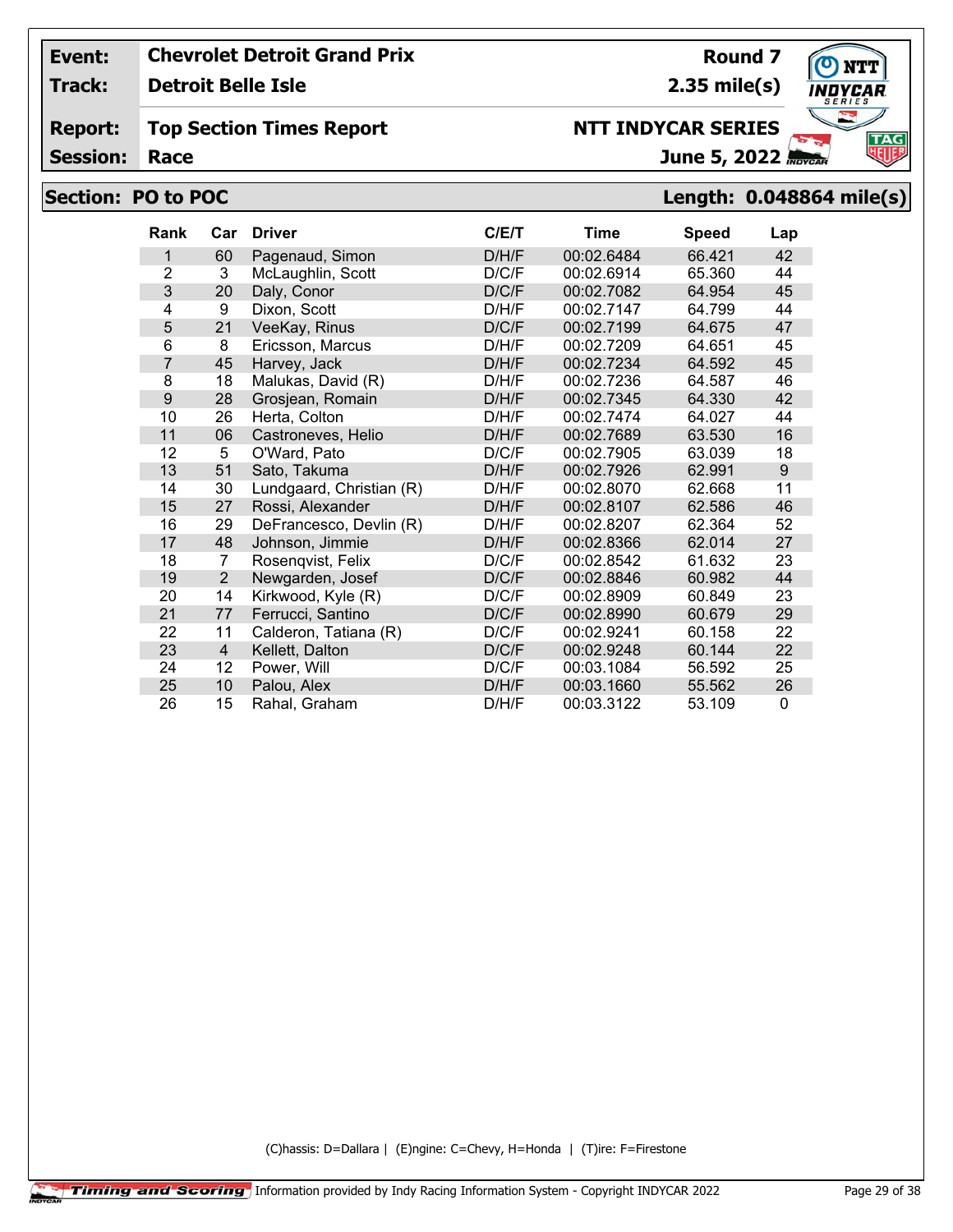| | | | |
|---|---|---|---|
| **Event:** | **Chevrolet Detroit Grand Prix** | **Round 7** | |
| **Track:** | **Detroit Belle Isle** | **2.35 mile(s)** | |
| **Report:** | **Top Section Times Report** | **NTT INDYCAR SERIES** | |
| **Session:** | **Race** | **June 5, 2022** | |

## Section: PO to POC

**Length: 0.048864 mile(s)**

| Rank | Car | Driver | C/E/T | Time | Speed | Lap |
|---|---|---|---|---|---|---|
| 1 | 60 | Pagenaud, Simon | D/H/F | 00:02.6484 | 66.421 | 42 |
| 2 | 3 | McLaughlin, Scott | D/C/F | 00:02.6914 | 65.360 | 44 |
| 3 | 20 | Daly, Conor | D/C/F | 00:02.7082 | 64.954 | 45 |
| 4 | 9 | Dixon, Scott | D/H/F | 00:02.7147 | 64.799 | 44 |
| 5 | 21 | VeeKay, Rinus | D/C/F | 00:02.7199 | 64.675 | 47 |
| 6 | 8 | Ericsson, Marcus | D/H/F | 00:02.7209 | 64.651 | 45 |
| 7 | 45 | Harvey, Jack | D/H/F | 00:02.7234 | 64.592 | 45 |
| 8 | 18 | Malukas, David (R) | D/H/F | 00:02.7236 | 64.587 | 46 |
| 9 | 28 | Grosjean, Romain | D/H/F | 00:02.7345 | 64.330 | 42 |
| 10 | 26 | Herta, Colton | D/H/F | 00:02.7474 | 64.027 | 44 |
| 11 | 06 | Castroneves, Helio | D/H/F | 00:02.7689 | 63.530 | 16 |
| 12 | 5 | O'Ward, Pato | D/C/F | 00:02.7905 | 63.039 | 18 |
| 13 | 51 | Sato, Takuma | D/H/F | 00:02.7926 | 62.991 | 9 |
| 14 | 30 | Lundgaard, Christian (R) | D/H/F | 00:02.8070 | 62.668 | 11 |
| 15 | 27 | Rossi, Alexander | D/H/F | 00:02.8107 | 62.586 | 46 |
| 16 | 29 | DeFrancesco, Devlin (R) | D/H/F | 00:02.8207 | 62.364 | 52 |
| 17 | 48 | Johnson, Jimmie | D/H/F | 00:02.8366 | 62.014 | 27 |
| 18 | 7 | Rosenqvist, Felix | D/C/F | 00:02.8542 | 61.632 | 23 |
| 19 | 2 | Newgarden, Josef | D/C/F | 00:02.8846 | 60.982 | 44 |
| 20 | 14 | Kirkwood, Kyle (R) | D/C/F | 00:02.8909 | 60.849 | 23 |
| 21 | 77 | Ferrucci, Santino | D/C/F | 00:02.8990 | 60.679 | 29 |
| 22 | 11 | Calderon, Tatiana (R) | D/C/F | 00:02.9241 | 60.158 | 22 |
| 23 | 4 | Kellett, Dalton | D/C/F | 00:02.9248 | 60.144 | 22 |
| 24 | 12 | Power, Will | D/C/F | 00:03.1084 | 56.592 | 25 |
| 25 | 10 | Palou, Alex | D/H/F | 00:03.1660 | 55.562 | 26 |
| 26 | 15 | Rahal, Graham | D/H/F | 00:03.3122 | 53.109 | 0 |

(C)hassis: D=Dallara | (E)ngine: C=Chevy, H=Honda | (T)ire: F=Firestone

Timing and Scoring Information provided by Indy Racing Information System - Copyright INDYCAR 2022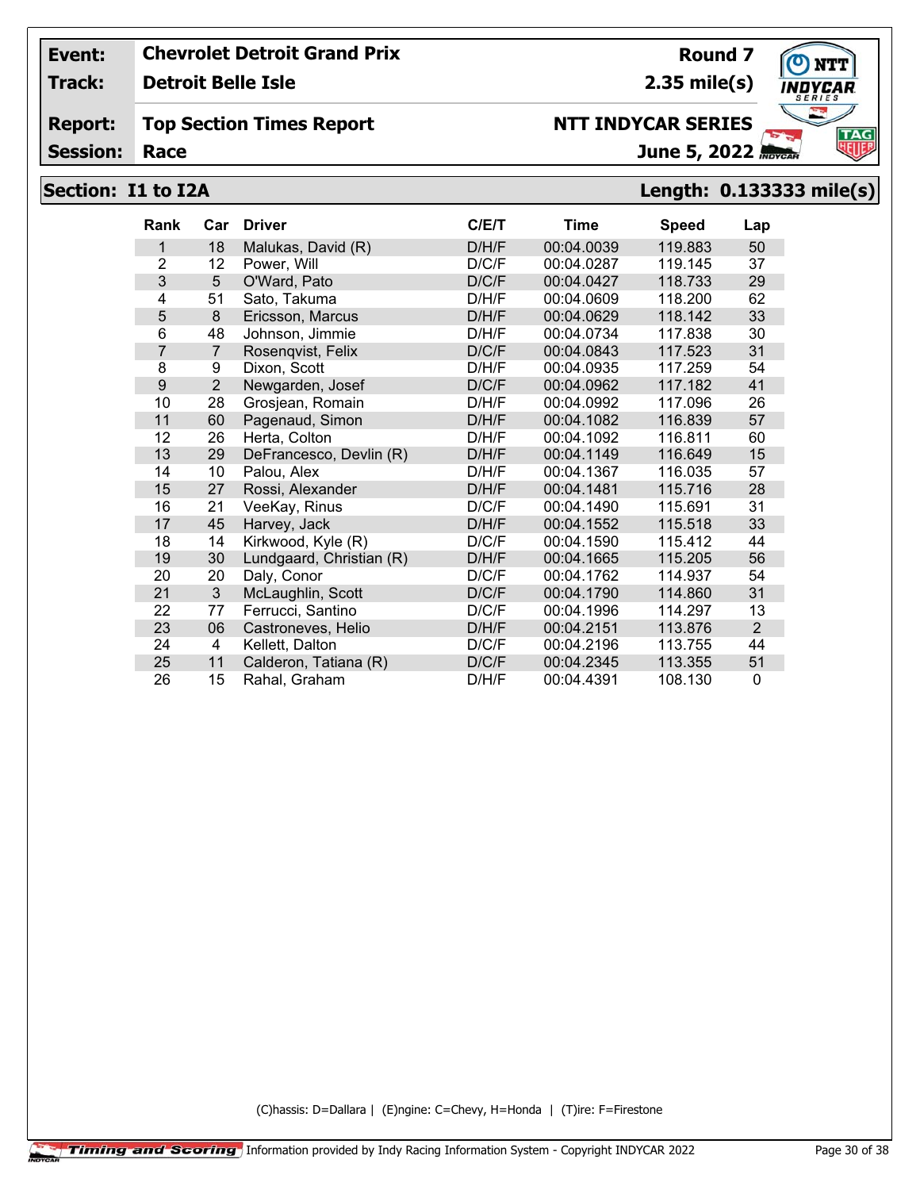| **Event:** | **Chevrolet Detroit Grand Prix** | **Round 7** |
|---|---|---|
| **Track:** | **Detroit Belle Isle** | **2.35 mile(s)** |
| **Report:** | **Top Section Times Report** | **NTT INDYCAR SERIES** |
| **Session:** | **Race** | **June 5, 2022** |

## Section: I1 to I2A — Length: 0.133333 mile(s)

| Rank | Car | Driver | C/E/T | Time | Speed | Lap |
|---|---|---|---|---|---|---|
| 1 | 18 | Malukas, David (R) | D/H/F | 00:04.0039 | 119.883 | 50 |
| 2 | 12 | Power, Will | D/C/F | 00:04.0287 | 119.145 | 37 |
| 3 | 5 | O'Ward, Pato | D/C/F | 00:04.0427 | 118.733 | 29 |
| 4 | 51 | Sato, Takuma | D/H/F | 00:04.0609 | 118.200 | 62 |
| 5 | 8 | Ericsson, Marcus | D/H/F | 00:04.0629 | 118.142 | 33 |
| 6 | 48 | Johnson, Jimmie | D/H/F | 00:04.0734 | 117.838 | 30 |
| 7 | 7 | Rosenqvist, Felix | D/C/F | 00:04.0843 | 117.523 | 31 |
| 8 | 9 | Dixon, Scott | D/H/F | 00:04.0935 | 117.259 | 54 |
| 9 | 2 | Newgarden, Josef | D/C/F | 00:04.0962 | 117.182 | 41 |
| 10 | 28 | Grosjean, Romain | D/H/F | 00:04.0992 | 117.096 | 26 |
| 11 | 60 | Pagenaud, Simon | D/H/F | 00:04.1082 | 116.839 | 57 |
| 12 | 26 | Herta, Colton | D/H/F | 00:04.1092 | 116.811 | 60 |
| 13 | 29 | DeFrancesco, Devlin (R) | D/H/F | 00:04.1149 | 116.649 | 15 |
| 14 | 10 | Palou, Alex | D/H/F | 00:04.1367 | 116.035 | 57 |
| 15 | 27 | Rossi, Alexander | D/H/F | 00:04.1481 | 115.716 | 28 |
| 16 | 21 | VeeKay, Rinus | D/C/F | 00:04.1490 | 115.691 | 31 |
| 17 | 45 | Harvey, Jack | D/H/F | 00:04.1552 | 115.518 | 33 |
| 18 | 14 | Kirkwood, Kyle (R) | D/C/F | 00:04.1590 | 115.412 | 44 |
| 19 | 30 | Lundgaard, Christian (R) | D/H/F | 00:04.1665 | 115.205 | 56 |
| 20 | 20 | Daly, Conor | D/C/F | 00:04.1762 | 114.937 | 54 |
| 21 | 3 | McLaughlin, Scott | D/C/F | 00:04.1790 | 114.860 | 31 |
| 22 | 77 | Ferrucci, Santino | D/C/F | 00:04.1996 | 114.297 | 13 |
| 23 | 06 | Castroneves, Helio | D/H/F | 00:04.2151 | 113.876 | 2 |
| 24 | 4 | Kellett, Dalton | D/C/F | 00:04.2196 | 113.755 | 44 |
| 25 | 11 | Calderon, Tatiana (R) | D/C/F | 00:04.2345 | 113.355 | 51 |
| 26 | 15 | Rahal, Graham | D/H/F | 00:04.4391 | 108.130 | 0 |

(C)hassis: D=Dallara | (E)ngine: C=Chevy, H=Honda | (T)ire: F=Firestone

Timing and Scoring Information provided by Indy Racing Information System - Copyright INDYCAR 2022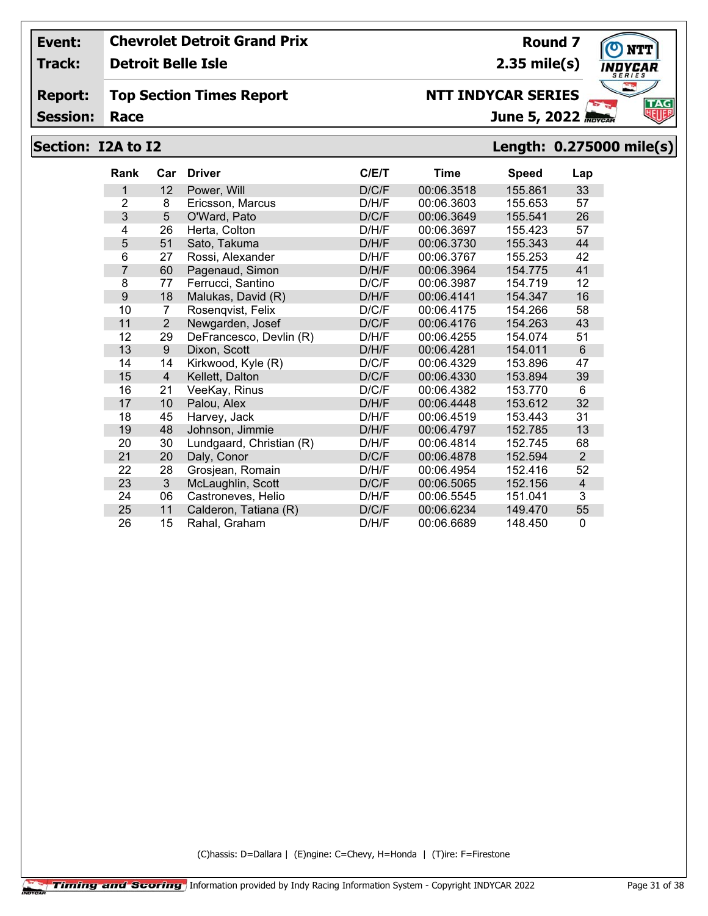| Event: | Chevrolet Detroit Grand Prix | Round 7 |
|---|---|---|
| Track: | Detroit Belle Isle | 2.35 mile(s) |
| Report: | Top Section Times Report | NTT INDYCAR SERIES |
| Session: | Race | June 5, 2022 |

## Section: I2A to I2 — Length: 0.275000 mile(s)

| Rank | Car | Driver | C/E/T | Time | Speed | Lap |
|---|---|---|---|---|---|---|
| 1 | 12 | Power, Will | D/C/F | 00:06.3518 | 155.861 | 33 |
| 2 | 8 | Ericsson, Marcus | D/H/F | 00:06.3603 | 155.653 | 57 |
| 3 | 5 | O'Ward, Pato | D/C/F | 00:06.3649 | 155.541 | 26 |
| 4 | 26 | Herta, Colton | D/H/F | 00:06.3697 | 155.423 | 57 |
| 5 | 51 | Sato, Takuma | D/H/F | 00:06.3730 | 155.343 | 44 |
| 6 | 27 | Rossi, Alexander | D/H/F | 00:06.3767 | 155.253 | 42 |
| 7 | 60 | Pagenaud, Simon | D/H/F | 00:06.3964 | 154.775 | 41 |
| 8 | 77 | Ferrucci, Santino | D/C/F | 00:06.3987 | 154.719 | 12 |
| 9 | 18 | Malukas, David (R) | D/H/F | 00:06.4141 | 154.347 | 16 |
| 10 | 7 | Rosenqvist, Felix | D/C/F | 00:06.4175 | 154.266 | 58 |
| 11 | 2 | Newgarden, Josef | D/C/F | 00:06.4176 | 154.263 | 43 |
| 12 | 29 | DeFrancesco, Devlin (R) | D/H/F | 00:06.4255 | 154.074 | 51 |
| 13 | 9 | Dixon, Scott | D/H/F | 00:06.4281 | 154.011 | 6 |
| 14 | 14 | Kirkwood, Kyle (R) | D/C/F | 00:06.4329 | 153.896 | 47 |
| 15 | 4 | Kellett, Dalton | D/C/F | 00:06.4330 | 153.894 | 39 |
| 16 | 21 | VeeKay, Rinus | D/C/F | 00:06.4382 | 153.770 | 6 |
| 17 | 10 | Palou, Alex | D/H/F | 00:06.4448 | 153.612 | 32 |
| 18 | 45 | Harvey, Jack | D/H/F | 00:06.4519 | 153.443 | 31 |
| 19 | 48 | Johnson, Jimmie | D/H/F | 00:06.4797 | 152.785 | 13 |
| 20 | 30 | Lundgaard, Christian (R) | D/H/F | 00:06.4814 | 152.745 | 68 |
| 21 | 20 | Daly, Conor | D/C/F | 00:06.4878 | 152.594 | 2 |
| 22 | 28 | Grosjean, Romain | D/H/F | 00:06.4954 | 152.416 | 52 |
| 23 | 3 | McLaughlin, Scott | D/C/F | 00:06.5065 | 152.156 | 4 |
| 24 | 06 | Castroneves, Helio | D/H/F | 00:06.5545 | 151.041 | 3 |
| 25 | 11 | Calderon, Tatiana (R) | D/C/F | 00:06.6234 | 149.470 | 55 |
| 26 | 15 | Rahal, Graham | D/H/F | 00:06.6689 | 148.450 | 0 |

(C)hassis: D=Dallara | (E)ngine: C=Chevy, H=Honda | (T)ire: F=Firestone

Timing and Scoring Information provided by Indy Racing Information System - Copyright INDYCAR 2022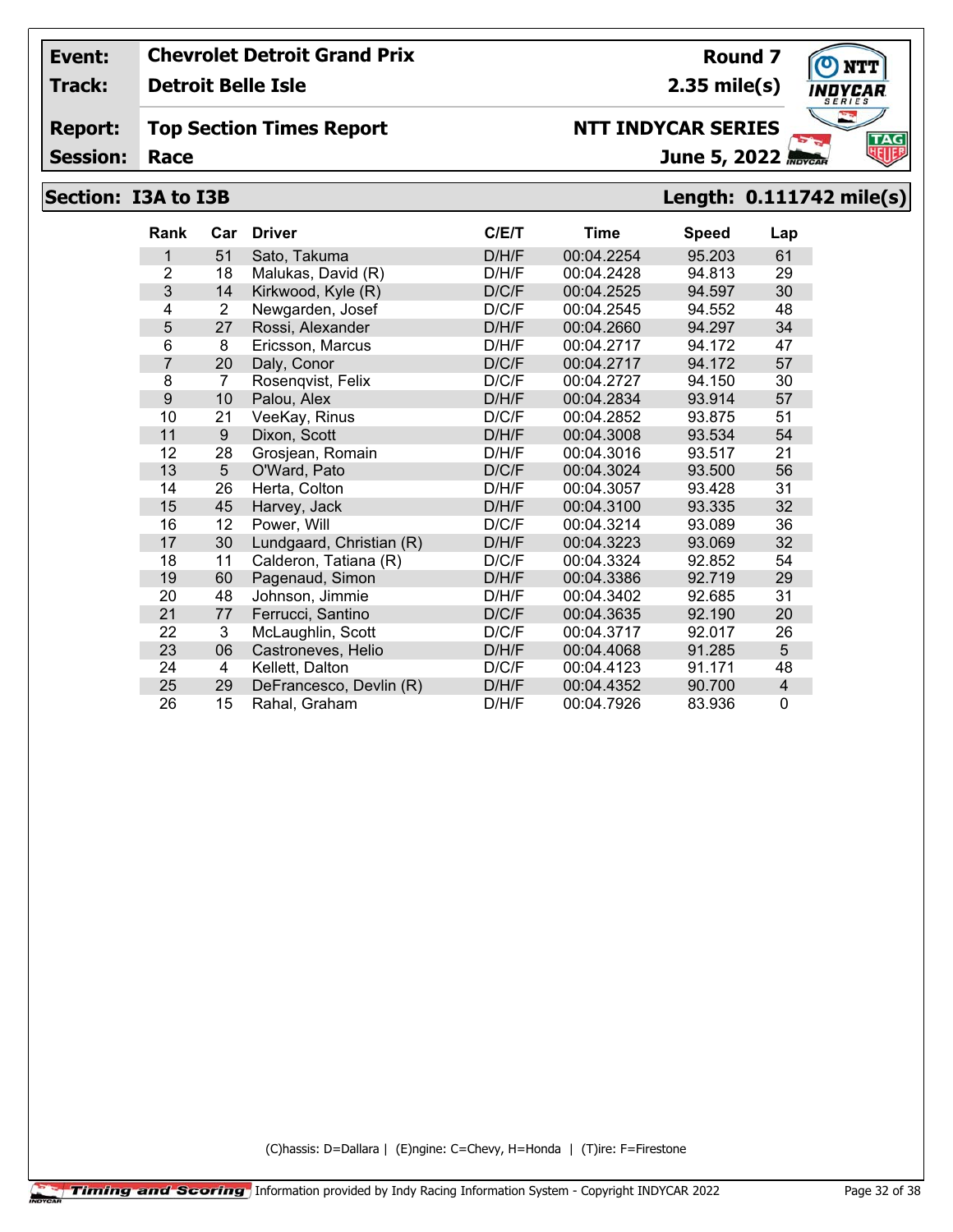**Event:** Chevrolet Detroit Grand Prix **Round 7**

**Track:** Detroit Belle Isle **2.35 mile(s)**

**Report:** Top Section Times Report **NTT INDYCAR SERIES**

**Session:** Race **June 5, 2022**

## Section: I3A to I3B — Length: 0.111742 mile(s)

| Rank | Car | Driver | C/E/T | Time | Speed | Lap |
|---|---|---|---|---|---|---|
| 1 | 51 | Sato, Takuma | D/H/F | 00:04.2254 | 95.203 | 61 |
| 2 | 18 | Malukas, David (R) | D/H/F | 00:04.2428 | 94.813 | 29 |
| 3 | 14 | Kirkwood, Kyle (R) | D/C/F | 00:04.2525 | 94.597 | 30 |
| 4 | 2 | Newgarden, Josef | D/C/F | 00:04.2545 | 94.552 | 48 |
| 5 | 27 | Rossi, Alexander | D/H/F | 00:04.2660 | 94.297 | 34 |
| 6 | 8 | Ericsson, Marcus | D/H/F | 00:04.2717 | 94.172 | 47 |
| 7 | 20 | Daly, Conor | D/C/F | 00:04.2717 | 94.172 | 57 |
| 8 | 7 | Rosenqvist, Felix | D/C/F | 00:04.2727 | 94.150 | 30 |
| 9 | 10 | Palou, Alex | D/H/F | 00:04.2834 | 93.914 | 57 |
| 10 | 21 | VeeKay, Rinus | D/C/F | 00:04.2852 | 93.875 | 51 |
| 11 | 9 | Dixon, Scott | D/H/F | 00:04.3008 | 93.534 | 54 |
| 12 | 28 | Grosjean, Romain | D/H/F | 00:04.3016 | 93.517 | 21 |
| 13 | 5 | O'Ward, Pato | D/C/F | 00:04.3024 | 93.500 | 56 |
| 14 | 26 | Herta, Colton | D/H/F | 00:04.3057 | 93.428 | 31 |
| 15 | 45 | Harvey, Jack | D/H/F | 00:04.3100 | 93.335 | 32 |
| 16 | 12 | Power, Will | D/C/F | 00:04.3214 | 93.089 | 36 |
| 17 | 30 | Lundgaard, Christian (R) | D/H/F | 00:04.3223 | 93.069 | 32 |
| 18 | 11 | Calderon, Tatiana (R) | D/C/F | 00:04.3324 | 92.852 | 54 |
| 19 | 60 | Pagenaud, Simon | D/H/F | 00:04.3386 | 92.719 | 29 |
| 20 | 48 | Johnson, Jimmie | D/H/F | 00:04.3402 | 92.685 | 31 |
| 21 | 77 | Ferrucci, Santino | D/C/F | 00:04.3635 | 92.190 | 20 |
| 22 | 3 | McLaughlin, Scott | D/C/F | 00:04.3717 | 92.017 | 26 |
| 23 | 06 | Castroneves, Helio | D/H/F | 00:04.4068 | 91.285 | 5 |
| 24 | 4 | Kellett, Dalton | D/C/F | 00:04.4123 | 91.171 | 48 |
| 25 | 29 | DeFrancesco, Devlin (R) | D/H/F | 00:04.4352 | 90.700 | 4 |
| 26 | 15 | Rahal, Graham | D/H/F | 00:04.7926 | 83.936 | 0 |

(C)hassis: D=Dallara | (E)ngine: C=Chevy, H=Honda | (T)ire: F=Firestone

Information provided by Indy Racing Information System - Copyright INDYCAR 2022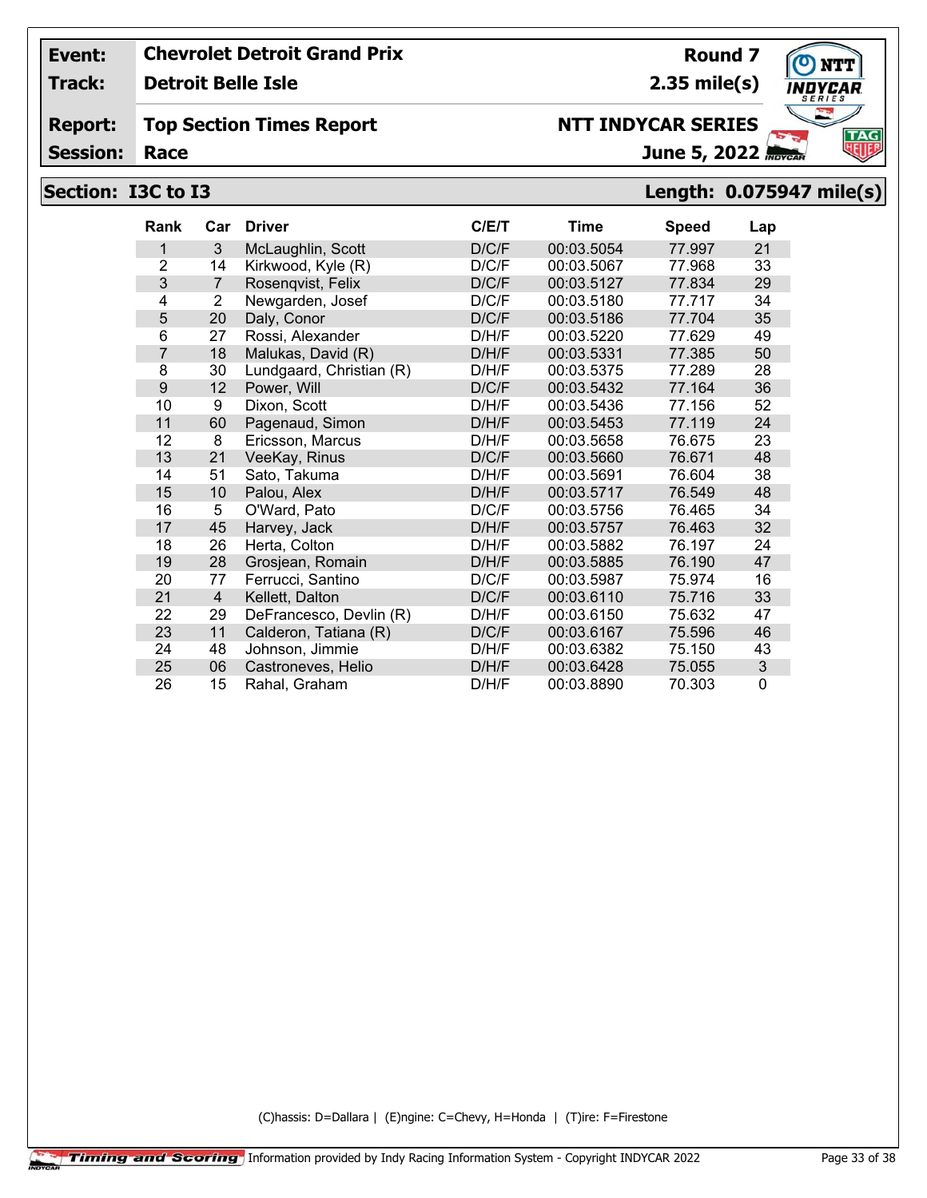| Event: | Chevrolet Detroit Grand Prix | Round 7 |
|---|---|---|
| Track: | Detroit Belle Isle | 2.35 mile(s) |
| Report: | Top Section Times Report | NTT INDYCAR SERIES |
| Session: | Race | June 5, 2022 |

## Section: I3C to I3 — Length: 0.075947 mile(s)

| Rank | Car | Driver | C/E/T | Time | Speed | Lap |
|---|---|---|---|---|---|---|
| 1 | 3 | McLaughlin, Scott | D/C/F | 00:03.5054 | 77.997 | 21 |
| 2 | 14 | Kirkwood, Kyle (R) | D/C/F | 00:03.5067 | 77.968 | 33 |
| 3 | 7 | Rosenqvist, Felix | D/C/F | 00:03.5127 | 77.834 | 29 |
| 4 | 2 | Newgarden, Josef | D/C/F | 00:03.5180 | 77.717 | 34 |
| 5 | 20 | Daly, Conor | D/C/F | 00:03.5186 | 77.704 | 35 |
| 6 | 27 | Rossi, Alexander | D/H/F | 00:03.5220 | 77.629 | 49 |
| 7 | 18 | Malukas, David (R) | D/H/F | 00:03.5331 | 77.385 | 50 |
| 8 | 30 | Lundgaard, Christian (R) | D/H/F | 00:03.5375 | 77.289 | 28 |
| 9 | 12 | Power, Will | D/C/F | 00:03.5432 | 77.164 | 36 |
| 10 | 9 | Dixon, Scott | D/H/F | 00:03.5436 | 77.156 | 52 |
| 11 | 60 | Pagenaud, Simon | D/H/F | 00:03.5453 | 77.119 | 24 |
| 12 | 8 | Ericsson, Marcus | D/H/F | 00:03.5658 | 76.675 | 23 |
| 13 | 21 | VeeKay, Rinus | D/C/F | 00:03.5660 | 76.671 | 48 |
| 14 | 51 | Sato, Takuma | D/H/F | 00:03.5691 | 76.604 | 38 |
| 15 | 10 | Palou, Alex | D/H/F | 00:03.5717 | 76.549 | 48 |
| 16 | 5 | O'Ward, Pato | D/C/F | 00:03.5756 | 76.465 | 34 |
| 17 | 45 | Harvey, Jack | D/H/F | 00:03.5757 | 76.463 | 32 |
| 18 | 26 | Herta, Colton | D/H/F | 00:03.5882 | 76.197 | 24 |
| 19 | 28 | Grosjean, Romain | D/H/F | 00:03.5885 | 76.190 | 47 |
| 20 | 77 | Ferrucci, Santino | D/C/F | 00:03.5987 | 75.974 | 16 |
| 21 | 4 | Kellett, Dalton | D/C/F | 00:03.6110 | 75.716 | 33 |
| 22 | 29 | DeFrancesco, Devlin (R) | D/H/F | 00:03.6150 | 75.632 | 47 |
| 23 | 11 | Calderon, Tatiana (R) | D/C/F | 00:03.6167 | 75.596 | 46 |
| 24 | 48 | Johnson, Jimmie | D/H/F | 00:03.6382 | 75.150 | 43 |
| 25 | 06 | Castroneves, Helio | D/H/F | 00:03.6428 | 75.055 | 3 |
| 26 | 15 | Rahal, Graham | D/H/F | 00:03.8890 | 70.303 | 0 |

(C)hassis: D=Dallara | (E)ngine: C=Chevy, H=Honda | (T)ire: F=Firestone

Timing and Scoring | Information provided by Indy Racing Information System - Copyright INDYCAR 2022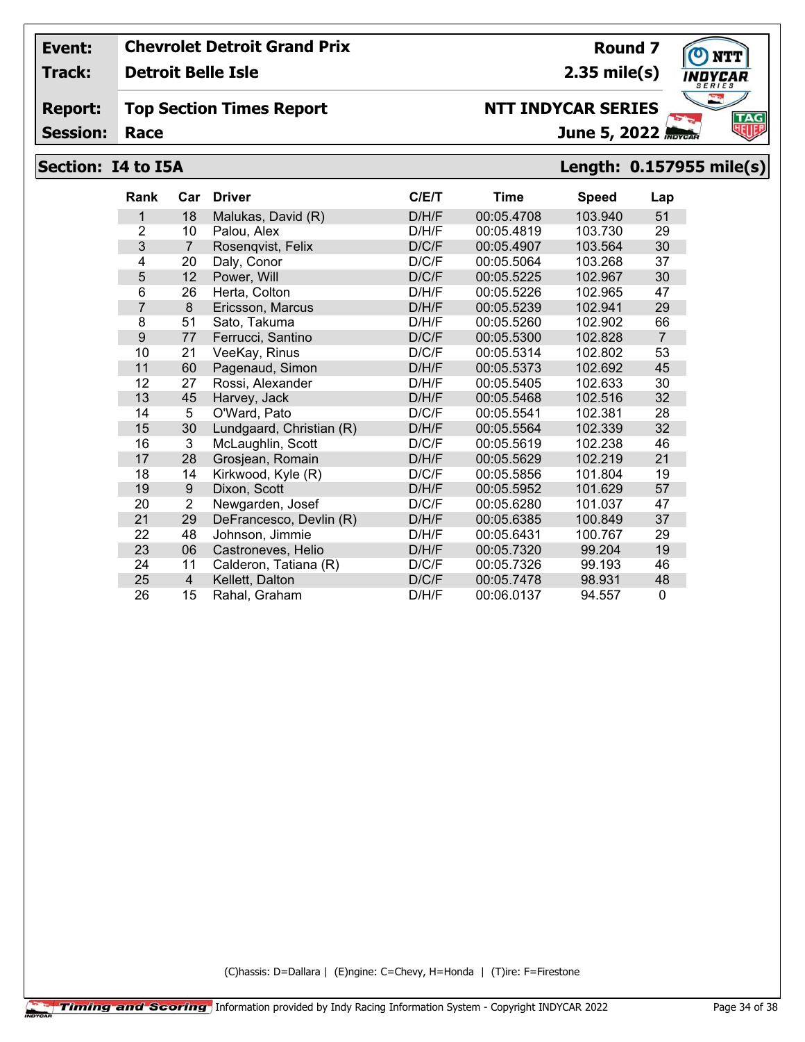| Event: | Chevrolet Detroit Grand Prix | Round 7 |
|---|---|---|
| Track: | Detroit Belle Isle | 2.35 mile(s) |
| Report: | Top Section Times Report | NTT INDYCAR SERIES |
| Session: | Race | June 5, 2022 |

## Section: I4 to I5A

**Length: 0.157955 mile(s)**

| Rank | Car | Driver | C/E/T | Time | Speed | Lap |
|---|---|---|---|---|---|---|
| 1 | 18 | Malukas, David (R) | D/H/F | 00:05.4708 | 103.940 | 51 |
| 2 | 10 | Palou, Alex | D/H/F | 00:05.4819 | 103.730 | 29 |
| 3 | 7 | Rosenqvist, Felix | D/C/F | 00:05.4907 | 103.564 | 30 |
| 4 | 20 | Daly, Conor | D/C/F | 00:05.5064 | 103.268 | 37 |
| 5 | 12 | Power, Will | D/C/F | 00:05.5225 | 102.967 | 30 |
| 6 | 26 | Herta, Colton | D/H/F | 00:05.5226 | 102.965 | 47 |
| 7 | 8 | Ericsson, Marcus | D/H/F | 00:05.5239 | 102.941 | 29 |
| 8 | 51 | Sato, Takuma | D/H/F | 00:05.5260 | 102.902 | 66 |
| 9 | 77 | Ferrucci, Santino | D/C/F | 00:05.5300 | 102.828 | 7 |
| 10 | 21 | VeeKay, Rinus | D/C/F | 00:05.5314 | 102.802 | 53 |
| 11 | 60 | Pagenaud, Simon | D/H/F | 00:05.5373 | 102.692 | 45 |
| 12 | 27 | Rossi, Alexander | D/H/F | 00:05.5405 | 102.633 | 30 |
| 13 | 45 | Harvey, Jack | D/H/F | 00:05.5468 | 102.516 | 32 |
| 14 | 5 | O'Ward, Pato | D/C/F | 00:05.5541 | 102.381 | 28 |
| 15 | 30 | Lundgaard, Christian (R) | D/H/F | 00:05.5564 | 102.339 | 32 |
| 16 | 3 | McLaughlin, Scott | D/C/F | 00:05.5619 | 102.238 | 46 |
| 17 | 28 | Grosjean, Romain | D/H/F | 00:05.5629 | 102.219 | 21 |
| 18 | 14 | Kirkwood, Kyle (R) | D/C/F | 00:05.5856 | 101.804 | 19 |
| 19 | 9 | Dixon, Scott | D/H/F | 00:05.5952 | 101.629 | 57 |
| 20 | 2 | Newgarden, Josef | D/C/F | 00:05.6280 | 101.037 | 47 |
| 21 | 29 | DeFrancesco, Devlin (R) | D/H/F | 00:05.6385 | 100.849 | 37 |
| 22 | 48 | Johnson, Jimmie | D/H/F | 00:05.6431 | 100.767 | 29 |
| 23 | 06 | Castroneves, Helio | D/H/F | 00:05.7320 | 99.204 | 19 |
| 24 | 11 | Calderon, Tatiana (R) | D/C/F | 00:05.7326 | 99.193 | 46 |
| 25 | 4 | Kellett, Dalton | D/C/F | 00:05.7478 | 98.931 | 48 |
| 26 | 15 | Rahal, Graham | D/H/F | 00:06.0137 | 94.557 | 0 |

(C)hassis: D=Dallara | (E)ngine: C=Chevy, H=Honda | (T)ire: F=Firestone

Timing and Scoring Information provided by Indy Racing Information System - Copyright INDYCAR 2022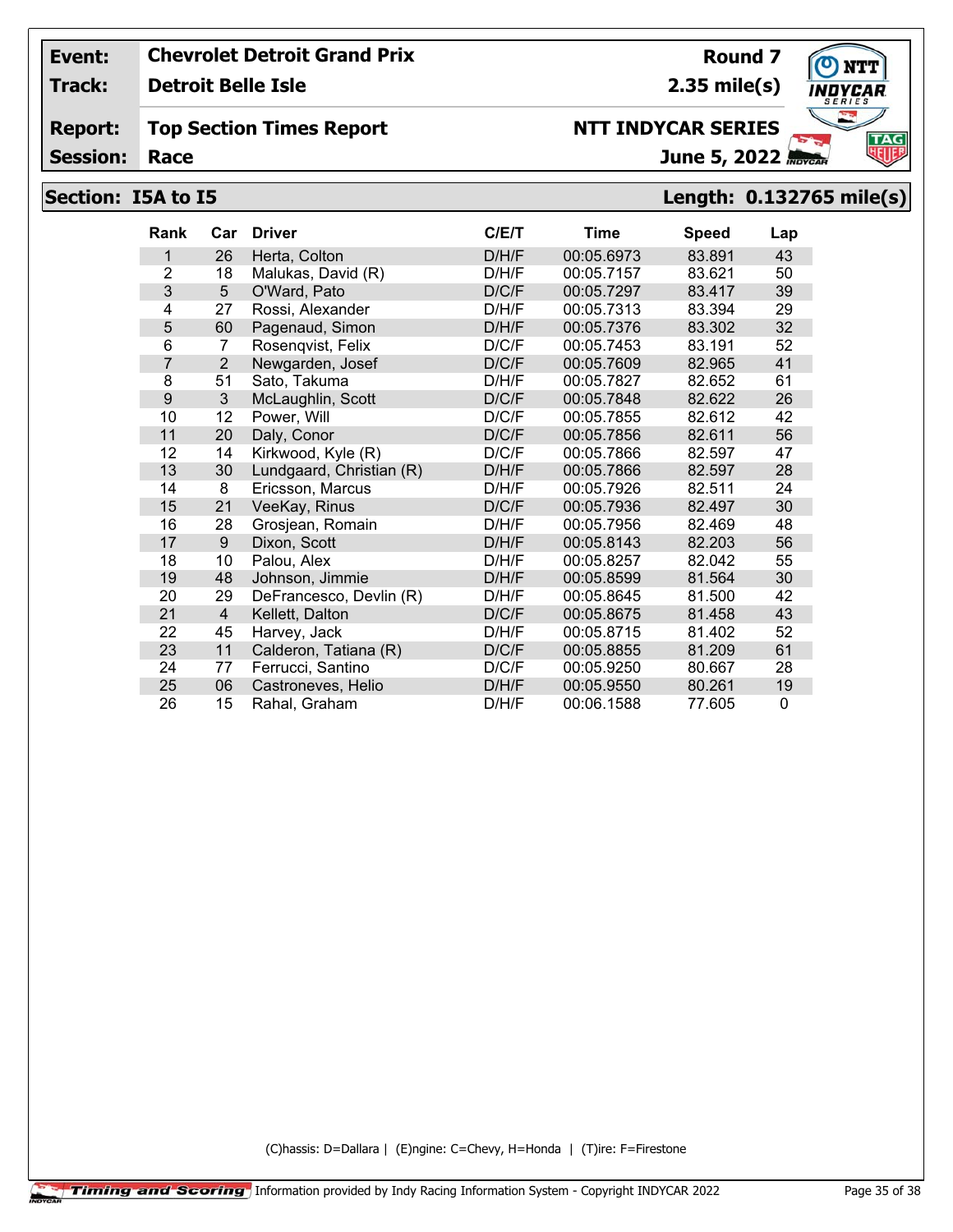| Event: | Chevrolet Detroit Grand Prix | Round 7 |
|---|---|---|
| Track: | Detroit Belle Isle | 2.35 mile(s) |
| Report: | Top Section Times Report | NTT INDYCAR SERIES |
| Session: | Race | June 5, 2022 |

## Section: I5A to I5 — Length: 0.132765 mile(s)

| Rank | Car | Driver | C/E/T | Time | Speed | Lap |
|---|---|---|---|---|---|---|
| 1 | 26 | Herta, Colton | D/H/F | 00:05.6973 | 83.891 | 43 |
| 2 | 18 | Malukas, David (R) | D/H/F | 00:05.7157 | 83.621 | 50 |
| 3 | 5 | O'Ward, Pato | D/C/F | 00:05.7297 | 83.417 | 39 |
| 4 | 27 | Rossi, Alexander | D/H/F | 00:05.7313 | 83.394 | 29 |
| 5 | 60 | Pagenaud, Simon | D/H/F | 00:05.7376 | 83.302 | 32 |
| 6 | 7 | Rosenqvist, Felix | D/C/F | 00:05.7453 | 83.191 | 52 |
| 7 | 2 | Newgarden, Josef | D/C/F | 00:05.7609 | 82.965 | 41 |
| 8 | 51 | Sato, Takuma | D/H/F | 00:05.7827 | 82.652 | 61 |
| 9 | 3 | McLaughlin, Scott | D/C/F | 00:05.7848 | 82.622 | 26 |
| 10 | 12 | Power, Will | D/C/F | 00:05.7855 | 82.612 | 42 |
| 11 | 20 | Daly, Conor | D/C/F | 00:05.7856 | 82.611 | 56 |
| 12 | 14 | Kirkwood, Kyle (R) | D/C/F | 00:05.7866 | 82.597 | 47 |
| 13 | 30 | Lundgaard, Christian (R) | D/H/F | 00:05.7866 | 82.597 | 28 |
| 14 | 8 | Ericsson, Marcus | D/H/F | 00:05.7926 | 82.511 | 24 |
| 15 | 21 | VeeKay, Rinus | D/C/F | 00:05.7936 | 82.497 | 30 |
| 16 | 28 | Grosjean, Romain | D/H/F | 00:05.7956 | 82.469 | 48 |
| 17 | 9 | Dixon, Scott | D/H/F | 00:05.8143 | 82.203 | 56 |
| 18 | 10 | Palou, Alex | D/H/F | 00:05.8257 | 82.042 | 55 |
| 19 | 48 | Johnson, Jimmie | D/H/F | 00:05.8599 | 81.564 | 30 |
| 20 | 29 | DeFrancesco, Devlin (R) | D/H/F | 00:05.8645 | 81.500 | 42 |
| 21 | 4 | Kellett, Dalton | D/C/F | 00:05.8675 | 81.458 | 43 |
| 22 | 45 | Harvey, Jack | D/H/F | 00:05.8715 | 81.402 | 52 |
| 23 | 11 | Calderon, Tatiana (R) | D/C/F | 00:05.8855 | 81.209 | 61 |
| 24 | 77 | Ferrucci, Santino | D/C/F | 00:05.9250 | 80.667 | 28 |
| 25 | 06 | Castroneves, Helio | D/H/F | 00:05.9550 | 80.261 | 19 |
| 26 | 15 | Rahal, Graham | D/H/F | 00:06.1588 | 77.605 | 0 |

(C)hassis: D=Dallara | (E)ngine: C=Chevy, H=Honda | (T)ire: F=Firestone

Timing and Scoring Information provided by Indy Racing Information System - Copyright INDYCAR 2022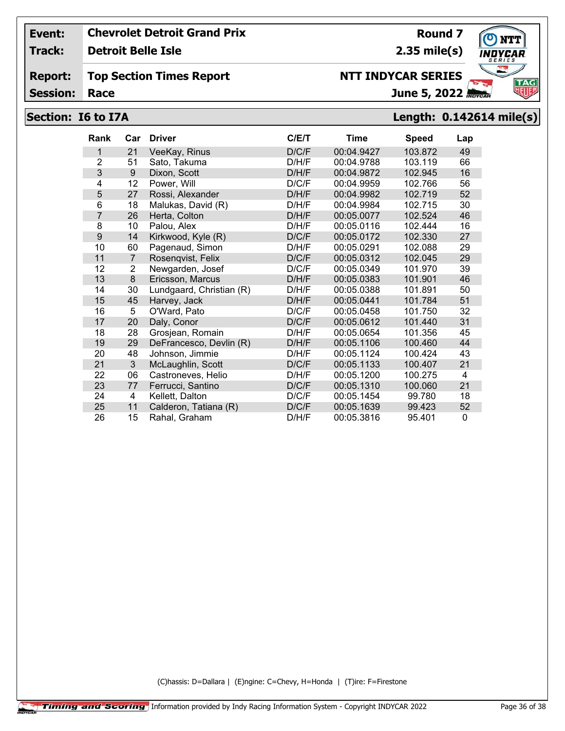**Event:** Chevrolet Detroit Grand Prix — **Round 7**

**Track:** Detroit Belle Isle — **2.35 mile(s)**

**Report:** Top Section Times Report — **NTT INDYCAR SERIES**

**Session:** Race — **June 5, 2022**

## Section: I6 to I7A — Length: 0.142614 mile(s)

| Rank | Car | Driver | C/E/T | Time | Speed | Lap |
|---|---|---|---|---|---|---|
| 1 | 21 | VeeKay, Rinus | D/C/F | 00:04.9427 | 103.872 | 49 |
| 2 | 51 | Sato, Takuma | D/H/F | 00:04.9788 | 103.119 | 66 |
| 3 | 9 | Dixon, Scott | D/H/F | 00:04.9872 | 102.945 | 16 |
| 4 | 12 | Power, Will | D/C/F | 00:04.9959 | 102.766 | 56 |
| 5 | 27 | Rossi, Alexander | D/H/F | 00:04.9982 | 102.719 | 52 |
| 6 | 18 | Malukas, David (R) | D/H/F | 00:04.9984 | 102.715 | 30 |
| 7 | 26 | Herta, Colton | D/H/F | 00:05.0077 | 102.524 | 46 |
| 8 | 10 | Palou, Alex | D/H/F | 00:05.0116 | 102.444 | 16 |
| 9 | 14 | Kirkwood, Kyle (R) | D/C/F | 00:05.0172 | 102.330 | 27 |
| 10 | 60 | Pagenaud, Simon | D/H/F | 00:05.0291 | 102.088 | 29 |
| 11 | 7 | Rosenqvist, Felix | D/C/F | 00:05.0312 | 102.045 | 29 |
| 12 | 2 | Newgarden, Josef | D/C/F | 00:05.0349 | 101.970 | 39 |
| 13 | 8 | Ericsson, Marcus | D/H/F | 00:05.0383 | 101.901 | 46 |
| 14 | 30 | Lundgaard, Christian (R) | D/H/F | 00:05.0388 | 101.891 | 50 |
| 15 | 45 | Harvey, Jack | D/H/F | 00:05.0441 | 101.784 | 51 |
| 16 | 5 | O'Ward, Pato | D/C/F | 00:05.0458 | 101.750 | 32 |
| 17 | 20 | Daly, Conor | D/C/F | 00:05.0612 | 101.440 | 31 |
| 18 | 28 | Grosjean, Romain | D/H/F | 00:05.0654 | 101.356 | 45 |
| 19 | 29 | DeFrancesco, Devlin (R) | D/H/F | 00:05.1106 | 100.460 | 44 |
| 20 | 48 | Johnson, Jimmie | D/H/F | 00:05.1124 | 100.424 | 43 |
| 21 | 3 | McLaughlin, Scott | D/C/F | 00:05.1133 | 100.407 | 21 |
| 22 | 06 | Castroneves, Helio | D/H/F | 00:05.1200 | 100.275 | 4 |
| 23 | 77 | Ferrucci, Santino | D/C/F | 00:05.1310 | 100.060 | 21 |
| 24 | 4 | Kellett, Dalton | D/C/F | 00:05.1454 | 99.780 | 18 |
| 25 | 11 | Calderon, Tatiana (R) | D/C/F | 00:05.1639 | 99.423 | 52 |
| 26 | 15 | Rahal, Graham | D/H/F | 00:05.3816 | 95.401 | 0 |

(C)hassis: D=Dallara | (E)ngine: C=Chevy, H=Honda | (T)ire: F=Firestone

Timing and Scoring — Information provided by Indy Racing Information System - Copyright INDYCAR 2022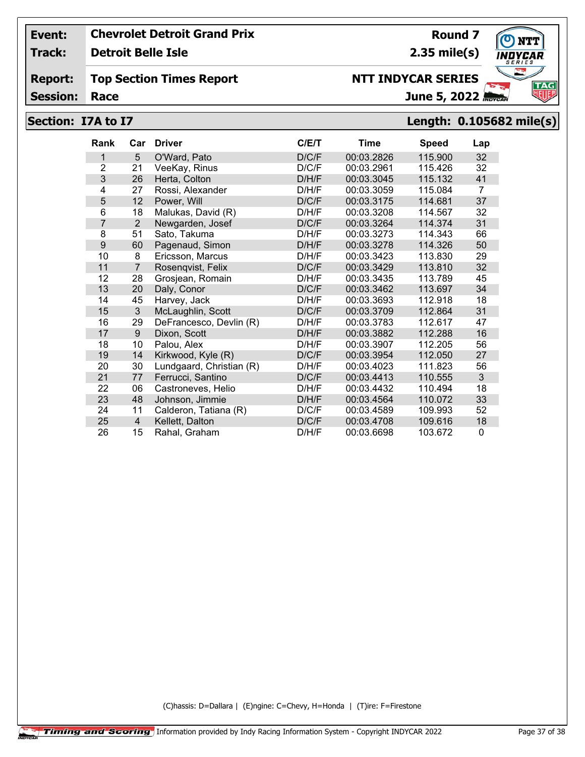| | | | |
|---|---|---|---|
| **Event:** | **Chevrolet Detroit Grand Prix** | **Round 7** | |
| **Track:** | **Detroit Belle Isle** | **2.35 mile(s)** | |
| **Report:** | **Top Section Times Report** | **NTT INDYCAR SERIES** | |
| **Session:** | **Race** | **June 5, 2022** | |

## Section: I7A to I7 — Length: 0.105682 mile(s)

| Rank | Car | Driver | C/E/T | Time | Speed | Lap |
|---|---|---|---|---|---|---|
| 1 | 5 | O'Ward, Pato | D/C/F | 00:03.2826 | 115.900 | 32 |
| 2 | 21 | VeeKay, Rinus | D/C/F | 00:03.2961 | 115.426 | 32 |
| 3 | 26 | Herta, Colton | D/H/F | 00:03.3045 | 115.132 | 41 |
| 4 | 27 | Rossi, Alexander | D/H/F | 00:03.3059 | 115.084 | 7 |
| 5 | 12 | Power, Will | D/C/F | 00:03.3175 | 114.681 | 37 |
| 6 | 18 | Malukas, David (R) | D/H/F | 00:03.3208 | 114.567 | 32 |
| 7 | 2 | Newgarden, Josef | D/C/F | 00:03.3264 | 114.374 | 31 |
| 8 | 51 | Sato, Takuma | D/H/F | 00:03.3273 | 114.343 | 66 |
| 9 | 60 | Pagenaud, Simon | D/H/F | 00:03.3278 | 114.326 | 50 |
| 10 | 8 | Ericsson, Marcus | D/H/F | 00:03.3423 | 113.830 | 29 |
| 11 | 7 | Rosenqvist, Felix | D/C/F | 00:03.3429 | 113.810 | 32 |
| 12 | 28 | Grosjean, Romain | D/H/F | 00:03.3435 | 113.789 | 45 |
| 13 | 20 | Daly, Conor | D/C/F | 00:03.3462 | 113.697 | 34 |
| 14 | 45 | Harvey, Jack | D/H/F | 00:03.3693 | 112.918 | 18 |
| 15 | 3 | McLaughlin, Scott | D/C/F | 00:03.3709 | 112.864 | 31 |
| 16 | 29 | DeFrancesco, Devlin (R) | D/H/F | 00:03.3783 | 112.617 | 47 |
| 17 | 9 | Dixon, Scott | D/H/F | 00:03.3882 | 112.288 | 16 |
| 18 | 10 | Palou, Alex | D/H/F | 00:03.3907 | 112.205 | 56 |
| 19 | 14 | Kirkwood, Kyle (R) | D/C/F | 00:03.3954 | 112.050 | 27 |
| 20 | 30 | Lundgaard, Christian (R) | D/H/F | 00:03.4023 | 111.823 | 56 |
| 21 | 77 | Ferrucci, Santino | D/C/F | 00:03.4413 | 110.555 | 3 |
| 22 | 06 | Castroneves, Helio | D/H/F | 00:03.4432 | 110.494 | 18 |
| 23 | 48 | Johnson, Jimmie | D/H/F | 00:03.4564 | 110.072 | 33 |
| 24 | 11 | Calderon, Tatiana (R) | D/C/F | 00:03.4589 | 109.993 | 52 |
| 25 | 4 | Kellett, Dalton | D/C/F | 00:03.4708 | 109.616 | 18 |
| 26 | 15 | Rahal, Graham | D/H/F | 00:03.6698 | 103.672 | 0 |

(C)hassis: D=Dallara | (E)ngine: C=Chevy, H=Honda | (T)ire: F=Firestone

Timing and Scoring Information provided by Indy Racing Information System - Copyright INDYCAR 2022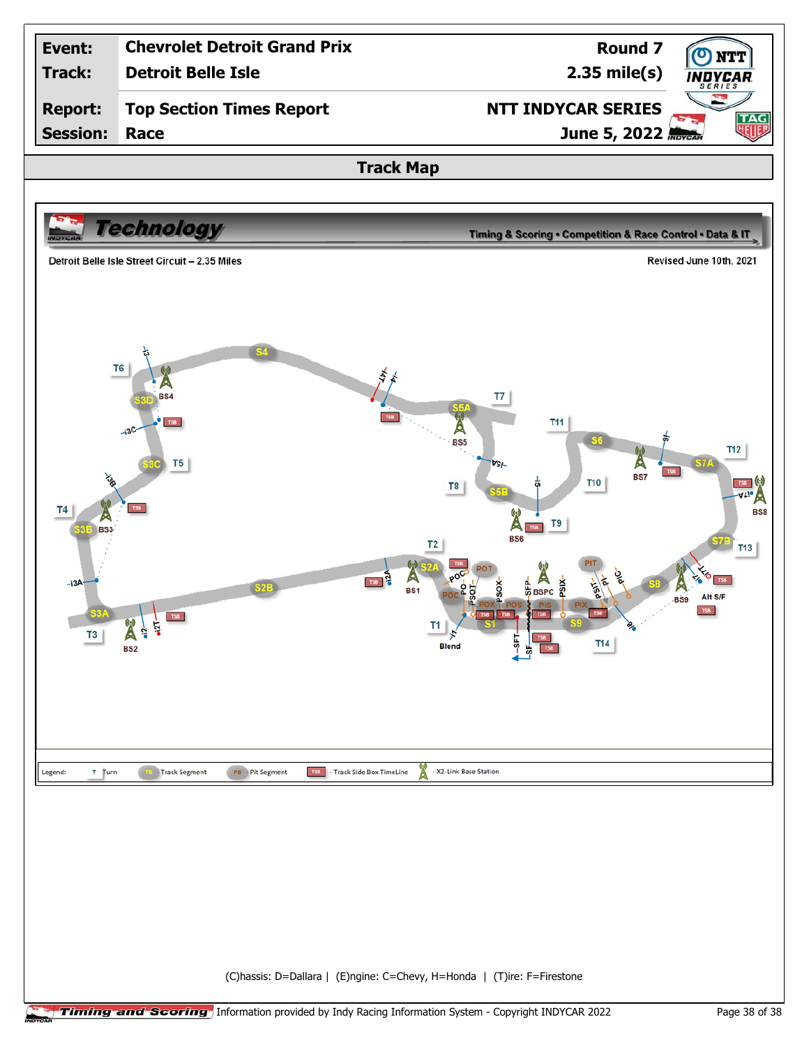| | | | |
|---|---|---|---|
| **Event:** | **Chevrolet Detroit Grand Prix** | **Round 7** | |
| **Track:** | **Detroit Belle Isle** | **2.35 mile(s)** | |
| **Report:** | **Top Section Times Report** | **NTT INDYCAR SERIES** | |
| **Session:** | **Race** | **June 5, 2022** | |

## Track Map

**Technology** — Timing & Scoring • Competition & Race Control • Data & IT

Detroit Belle Isle Street Circuit – 2.35 Miles

Revised June 10th, 2021

T1 T2 T3 T4 T5 T6 T7 T8 T9 T10 T11 T12 T13 T14

S1 S2A S2B S3A S3B S3C S3D S4 S5A S5B S6 S7A S7B S8 S9

BS1 BS2 BS3 BS4 BS5 BS6 BS7 BS8 BS9 BSPC

POC POT POX POS PIS PIX PIT PO PI PIC PSIT PSIX PSOT PSOX SFP SF SFT Blend Alt S/F

I1 I2 I2A I2T I3 I3A I3B I3C I4 I4T I5 I5A I6 I7 I7A I7T I8

Legend: T Turn | TS Track Segment | PS Pit Segment | TSB - Track Side Box TimeLine | - X2-Link Base Station

(C)hassis: D=Dallara | (E)ngine: C=Chevy, H=Honda | (T)ire: F=Firestone

Information provided by Indy Racing Information System - Copyright INDYCAR 2022